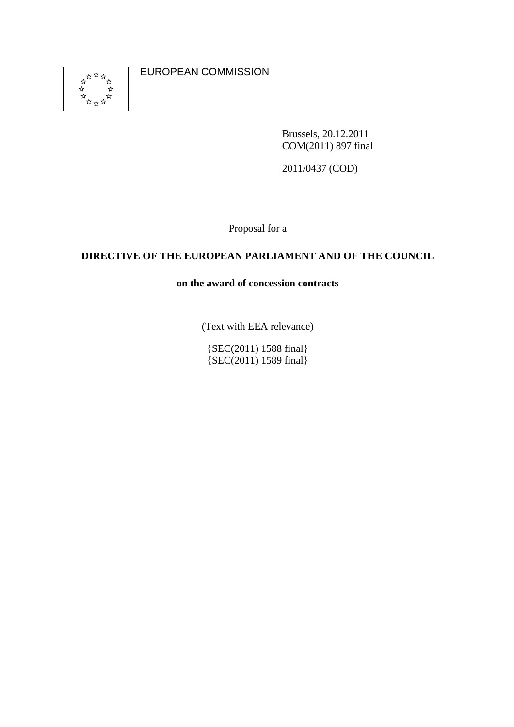EUROPEAN COMMISSION

Brussels, 20.12.2011
COM(2011) 897 final

2011/0437 (COD)

Proposal for a

**DIRECTIVE OF THE EUROPEAN PARLIAMENT AND OF THE COUNCIL**

**on the award of concession contracts**

(Text with EEA relevance)

{SEC(2011) 1588 final}
{SEC(2011) 1589 final}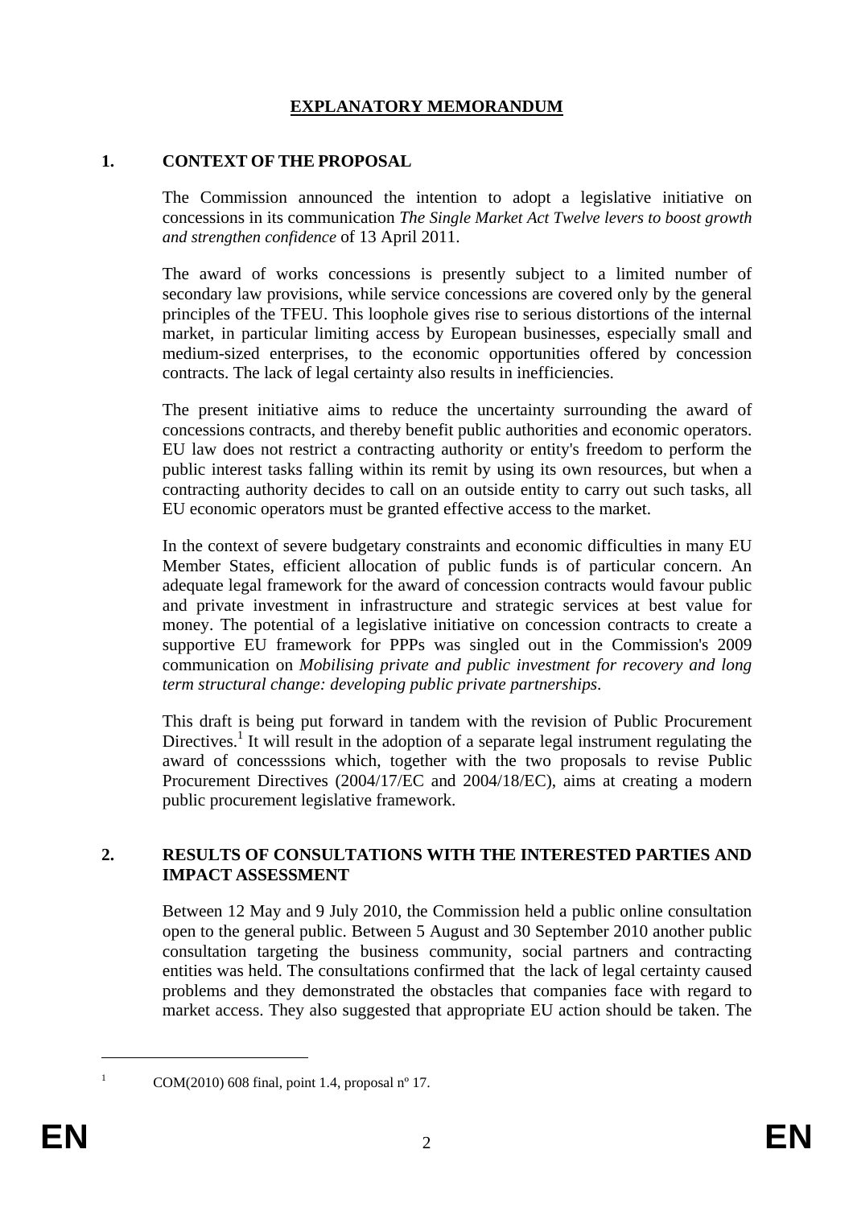# EXPLANATORY MEMORANDUM

## 1. CONTEXT OF THE PROPOSAL

The Commission announced the intention to adopt a legislative initiative on concessions in its communication *The Single Market Act Twelve levers to boost growth and strengthen confidence* of 13 April 2011.

The award of works concessions is presently subject to a limited number of secondary law provisions, while service concessions are covered only by the general principles of the TFEU. This loophole gives rise to serious distortions of the internal market, in particular limiting access by European businesses, especially small and medium-sized enterprises, to the economic opportunities offered by concession contracts. The lack of legal certainty also results in inefficiencies.

The present initiative aims to reduce the uncertainty surrounding the award of concessions contracts, and thereby benefit public authorities and economic operators. EU law does not restrict a contracting authority or entity's freedom to perform the public interest tasks falling within its remit by using its own resources, but when a contracting authority decides to call on an outside entity to carry out such tasks, all EU economic operators must be granted effective access to the market.

In the context of severe budgetary constraints and economic difficulties in many EU Member States, efficient allocation of public funds is of particular concern. An adequate legal framework for the award of concession contracts would favour public and private investment in infrastructure and strategic services at best value for money. The potential of a legislative initiative on concession contracts to create a supportive EU framework for PPPs was singled out in the Commission's 2009 communication on *Mobilising private and public investment for recovery and long term structural change: developing public private partnerships*.

This draft is being put forward in tandem with the revision of Public Procurement Directives.[1] It will result in the adoption of a separate legal instrument regulating the award of concesssions which, together with the two proposals to revise Public Procurement Directives (2004/17/EC and 2004/18/EC), aims at creating a modern public procurement legislative framework.

## 2. RESULTS OF CONSULTATIONS WITH THE INTERESTED PARTIES AND IMPACT ASSESSMENT

Between 12 May and 9 July 2010, the Commission held a public online consultation open to the general public. Between 5 August and 30 September 2010 another public consultation targeting the business community, social partners and contracting entities was held. The consultations confirmed that the lack of legal certainty caused problems and they demonstrated the obstacles that companies face with regard to market access. They also suggested that appropriate EU action should be taken. The

---

[1] COM(2010) 608 final, point 1.4, proposal nº 17.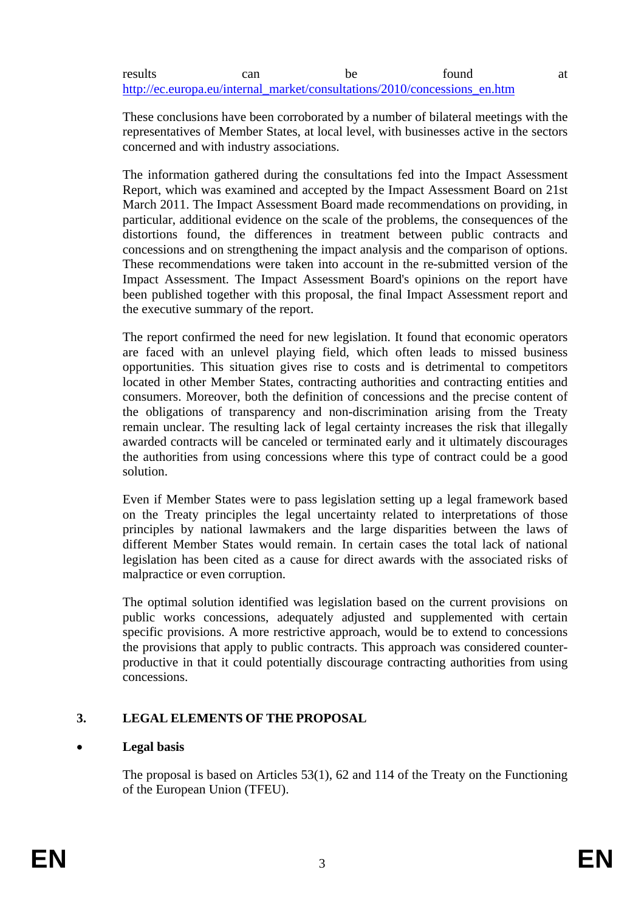results can be found at http://ec.europa.eu/internal_market/consultations/2010/concessions_en.htm

These conclusions have been corroborated by a number of bilateral meetings with the representatives of Member States, at local level, with businesses active in the sectors concerned and with industry associations.

The information gathered during the consultations fed into the Impact Assessment Report, which was examined and accepted by the Impact Assessment Board on 21st March 2011. The Impact Assessment Board made recommendations on providing, in particular, additional evidence on the scale of the problems, the consequences of the distortions found, the differences in treatment between public contracts and concessions and on strengthening the impact analysis and the comparison of options. These recommendations were taken into account in the re-submitted version of the Impact Assessment. The Impact Assessment Board's opinions on the report have been published together with this proposal, the final Impact Assessment report and the executive summary of the report.

The report confirmed the need for new legislation. It found that economic operators are faced with an unlevel playing field, which often leads to missed business opportunities. This situation gives rise to costs and is detrimental to competitors located in other Member States, contracting authorities and contracting entities and consumers. Moreover, both the definition of concessions and the precise content of the obligations of transparency and non-discrimination arising from the Treaty remain unclear. The resulting lack of legal certainty increases the risk that illegally awarded contracts will be canceled or terminated early and it ultimately discourages the authorities from using concessions where this type of contract could be a good solution.

Even if Member States were to pass legislation setting up a legal framework based on the Treaty principles the legal uncertainty related to interpretations of those principles by national lawmakers and the large disparities between the laws of different Member States would remain. In certain cases the total lack of national legislation has been cited as a cause for direct awards with the associated risks of malpractice or even corruption.

The optimal solution identified was legislation based on the current provisions on public works concessions, adequately adjusted and supplemented with certain specific provisions. A more restrictive approach, would be to extend to concessions the provisions that apply to public contracts. This approach was considered counter-productive in that it could potentially discourage contracting authorities from using concessions.

## 3. LEGAL ELEMENTS OF THE PROPOSAL

- **Legal basis**

The proposal is based on Articles 53(1), 62 and 114 of the Treaty on the Functioning of the European Union (TFEU).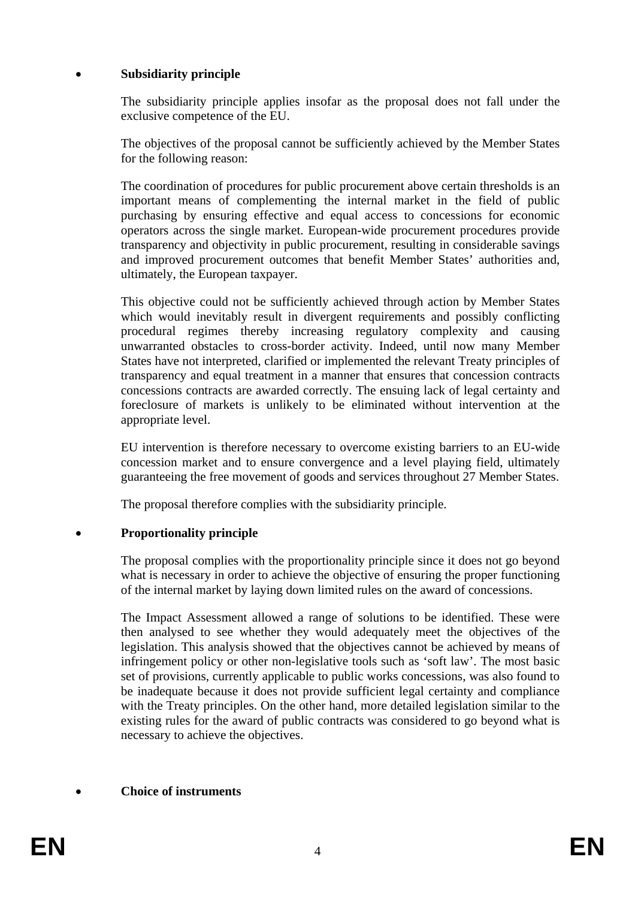- **Subsidiarity principle**

The subsidiarity principle applies insofar as the proposal does not fall under the exclusive competence of the EU.

The objectives of the proposal cannot be sufficiently achieved by the Member States for the following reason:

The coordination of procedures for public procurement above certain thresholds is an important means of complementing the internal market in the field of public purchasing by ensuring effective and equal access to concessions for economic operators across the single market. European-wide procurement procedures provide transparency and objectivity in public procurement, resulting in considerable savings and improved procurement outcomes that benefit Member States' authorities and, ultimately, the European taxpayer.

This objective could not be sufficiently achieved through action by Member States which would inevitably result in divergent requirements and possibly conflicting procedural regimes thereby increasing regulatory complexity and causing unwarranted obstacles to cross-border activity. Indeed, until now many Member States have not interpreted, clarified or implemented the relevant Treaty principles of transparency and equal treatment in a manner that ensures that concession contracts concessions contracts are awarded correctly. The ensuing lack of legal certainty and foreclosure of markets is unlikely to be eliminated without intervention at the appropriate level.

EU intervention is therefore necessary to overcome existing barriers to an EU-wide concession market and to ensure convergence and a level playing field, ultimately guaranteeing the free movement of goods and services throughout 27 Member States.

The proposal therefore complies with the subsidiarity principle.

- **Proportionality principle**

The proposal complies with the proportionality principle since it does not go beyond what is necessary in order to achieve the objective of ensuring the proper functioning of the internal market by laying down limited rules on the award of concessions.

The Impact Assessment allowed a range of solutions to be identified. These were then analysed to see whether they would adequately meet the objectives of the legislation. This analysis showed that the objectives cannot be achieved by means of infringement policy or other non-legislative tools such as 'soft law'. The most basic set of provisions, currently applicable to public works concessions, was also found to be inadequate because it does not provide sufficient legal certainty and compliance with the Treaty principles. On the other hand, more detailed legislation similar to the existing rules for the award of public contracts was considered to go beyond what is necessary to achieve the objectives.

- **Choice of instruments**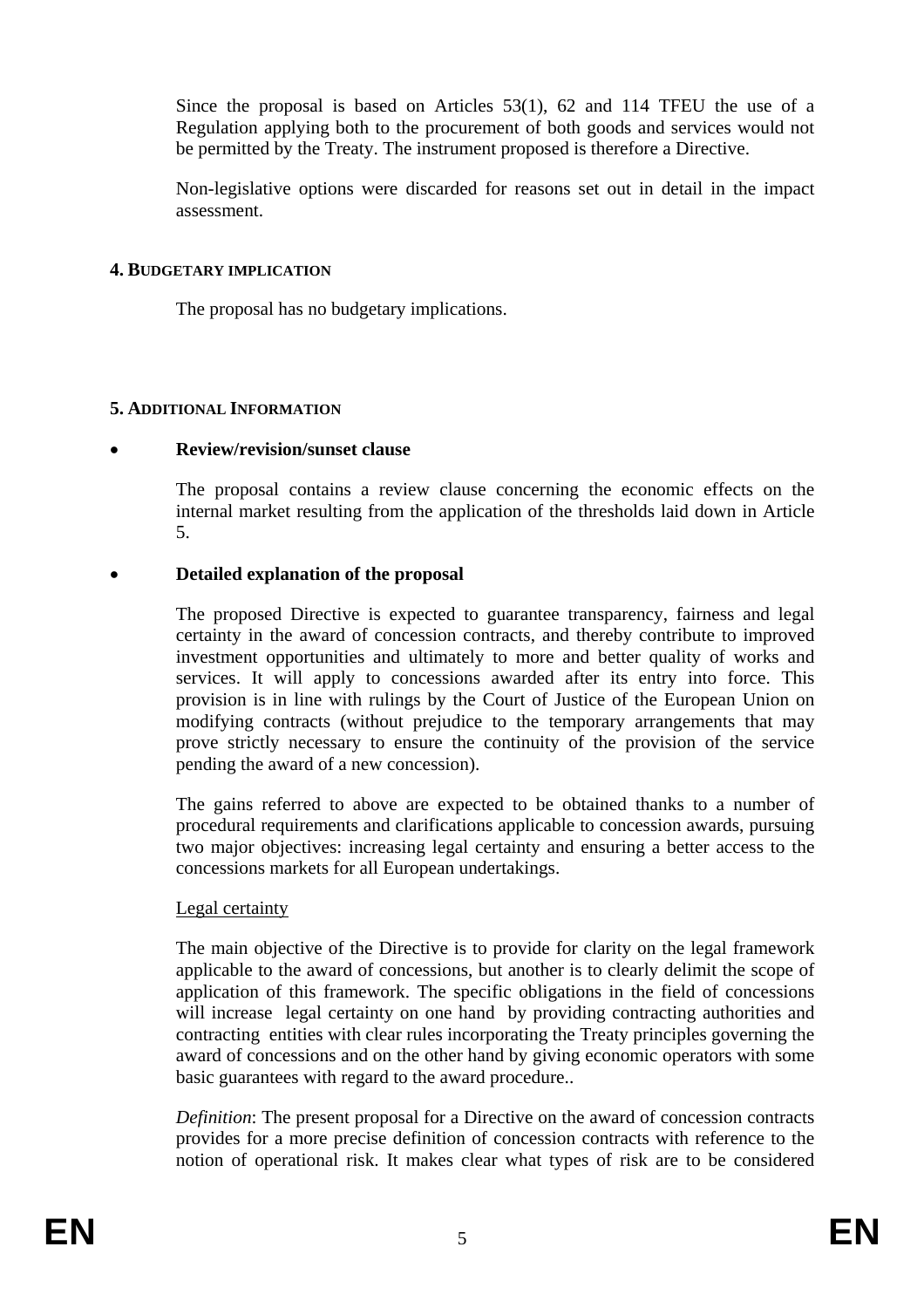Since the proposal is based on Articles 53(1), 62 and 114 TFEU the use of a Regulation applying both to the procurement of both goods and services would not be permitted by the Treaty. The instrument proposed is therefore a Directive.

Non-legislative options were discarded for reasons set out in detail in the impact assessment.

## 4. BUDGETARY IMPLICATION

The proposal has no budgetary implications.

## 5. ADDITIONAL INFORMATION

- **Review/revision/sunset clause**

The proposal contains a review clause concerning the economic effects on the internal market resulting from the application of the thresholds laid down in Article 5.

- **Detailed explanation of the proposal**

The proposed Directive is expected to guarantee transparency, fairness and legal certainty in the award of concession contracts, and thereby contribute to improved investment opportunities and ultimately to more and better quality of works and services. It will apply to concessions awarded after its entry into force. This provision is in line with rulings by the Court of Justice of the European Union on modifying contracts (without prejudice to the temporary arrangements that may prove strictly necessary to ensure the continuity of the provision of the service pending the award of a new concession).

The gains referred to above are expected to be obtained thanks to a number of procedural requirements and clarifications applicable to concession awards, pursuing two major objectives: increasing legal certainty and ensuring a better access to the concessions markets for all European undertakings.

Legal certainty

The main objective of the Directive is to provide for clarity on the legal framework applicable to the award of concessions, but another is to clearly delimit the scope of application of this framework. The specific obligations in the field of concessions will increase legal certainty on one hand by providing contracting authorities and contracting entities with clear rules incorporating the Treaty principles governing the award of concessions and on the other hand by giving economic operators with some basic guarantees with regard to the award procedure..

*Definition*: The present proposal for a Directive on the award of concession contracts provides for a more precise definition of concession contracts with reference to the notion of operational risk. It makes clear what types of risk are to be considered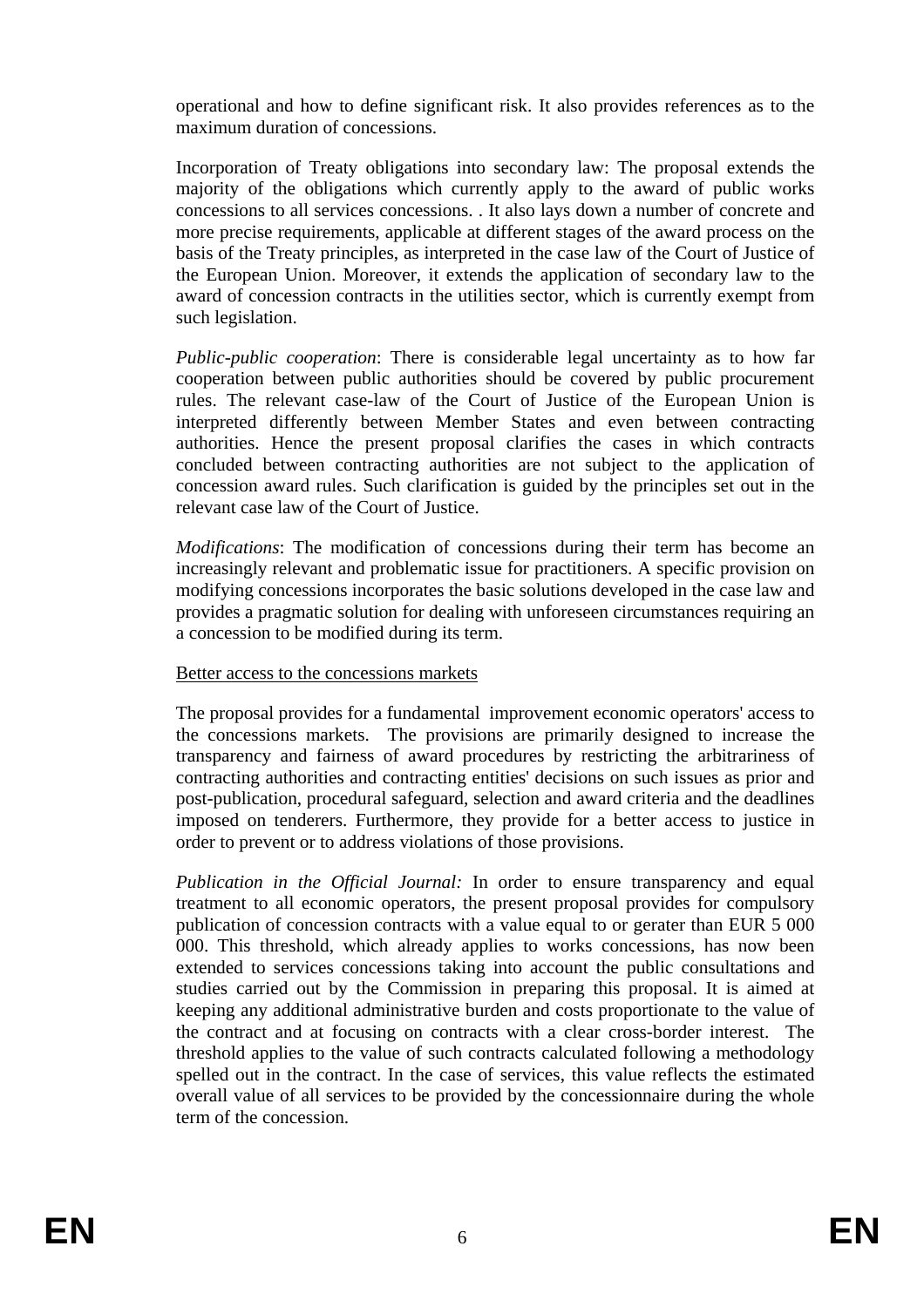operational and how to define significant risk. It also provides references as to the maximum duration of concessions.

Incorporation of Treaty obligations into secondary law: The proposal extends the majority of the obligations which currently apply to the award of public works concessions to all services concessions. . It also lays down a number of concrete and more precise requirements, applicable at different stages of the award process on the basis of the Treaty principles, as interpreted in the case law of the Court of Justice of the European Union. Moreover, it extends the application of secondary law to the award of concession contracts in the utilities sector, which is currently exempt from such legislation.

*Public-public cooperation*: There is considerable legal uncertainty as to how far cooperation between public authorities should be covered by public procurement rules. The relevant case-law of the Court of Justice of the European Union is interpreted differently between Member States and even between contracting authorities. Hence the present proposal clarifies the cases in which contracts concluded between contracting authorities are not subject to the application of concession award rules. Such clarification is guided by the principles set out in the relevant case law of the Court of Justice.

*Modifications*: The modification of concessions during their term has become an increasingly relevant and problematic issue for practitioners. A specific provision on modifying concessions incorporates the basic solutions developed in the case law and provides a pragmatic solution for dealing with unforeseen circumstances requiring an a concession to be modified during its term.

Better access to the concessions markets

The proposal provides for a fundamental improvement economic operators' access to the concessions markets. The provisions are primarily designed to increase the transparency and fairness of award procedures by restricting the arbitrariness of contracting authorities and contracting entities' decisions on such issues as prior and post-publication, procedural safeguard, selection and award criteria and the deadlines imposed on tenderers. Furthermore, they provide for a better access to justice in order to prevent or to address violations of those provisions.

*Publication in the Official Journal:* In order to ensure transparency and equal treatment to all economic operators, the present proposal provides for compulsory publication of concession contracts with a value equal to or gerater than EUR 5 000 000. This threshold, which already applies to works concessions, has now been extended to services concessions taking into account the public consultations and studies carried out by the Commission in preparing this proposal. It is aimed at keeping any additional administrative burden and costs proportionate to the value of the contract and at focusing on contracts with a clear cross-border interest. The threshold applies to the value of such contracts calculated following a methodology spelled out in the contract. In the case of services, this value reflects the estimated overall value of all services to be provided by the concessionnaire during the whole term of the concession.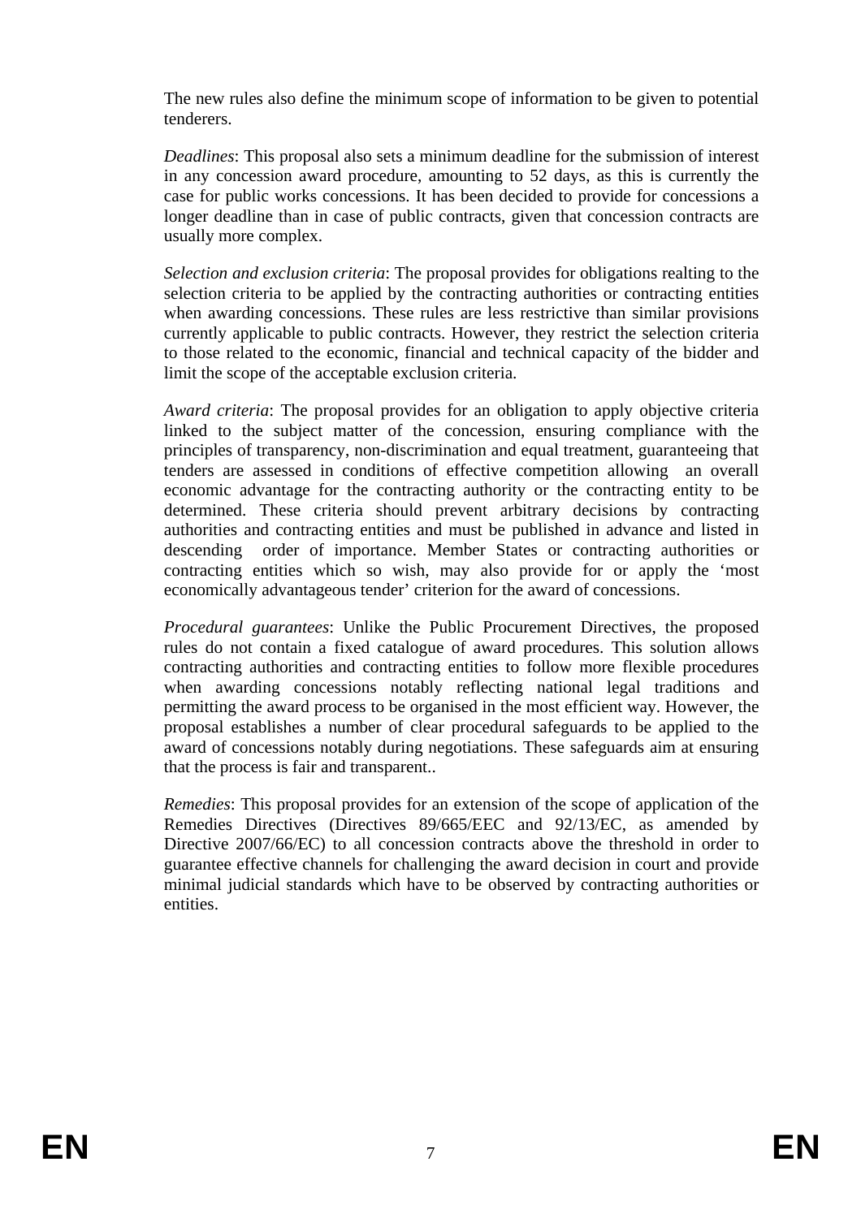The new rules also define the minimum scope of information to be given to potential tenderers.

*Deadlines*: This proposal also sets a minimum deadline for the submission of interest in any concession award procedure, amounting to 52 days, as this is currently the case for public works concessions. It has been decided to provide for concessions a longer deadline than in case of public contracts, given that concession contracts are usually more complex.

*Selection and exclusion criteria*: The proposal provides for obligations realting to the selection criteria to be applied by the contracting authorities or contracting entities when awarding concessions. These rules are less restrictive than similar provisions currently applicable to public contracts. However, they restrict the selection criteria to those related to the economic, financial and technical capacity of the bidder and limit the scope of the acceptable exclusion criteria.

*Award criteria*: The proposal provides for an obligation to apply objective criteria linked to the subject matter of the concession, ensuring compliance with the principles of transparency, non-discrimination and equal treatment, guaranteeing that tenders are assessed in conditions of effective competition allowing an overall economic advantage for the contracting authority or the contracting entity to be determined. These criteria should prevent arbitrary decisions by contracting authorities and contracting entities and must be published in advance and listed in descending order of importance. Member States or contracting authorities or contracting entities which so wish, may also provide for or apply the 'most economically advantageous tender' criterion for the award of concessions.

*Procedural guarantees*: Unlike the Public Procurement Directives, the proposed rules do not contain a fixed catalogue of award procedures. This solution allows contracting authorities and contracting entities to follow more flexible procedures when awarding concessions notably reflecting national legal traditions and permitting the award process to be organised in the most efficient way. However, the proposal establishes a number of clear procedural safeguards to be applied to the award of concessions notably during negotiations. These safeguards aim at ensuring that the process is fair and transparent..

*Remedies*: This proposal provides for an extension of the scope of application of the Remedies Directives (Directives 89/665/EEC and 92/13/EC, as amended by Directive 2007/66/EC) to all concession contracts above the threshold in order to guarantee effective channels for challenging the award decision in court and provide minimal judicial standards which have to be observed by contracting authorities or entities.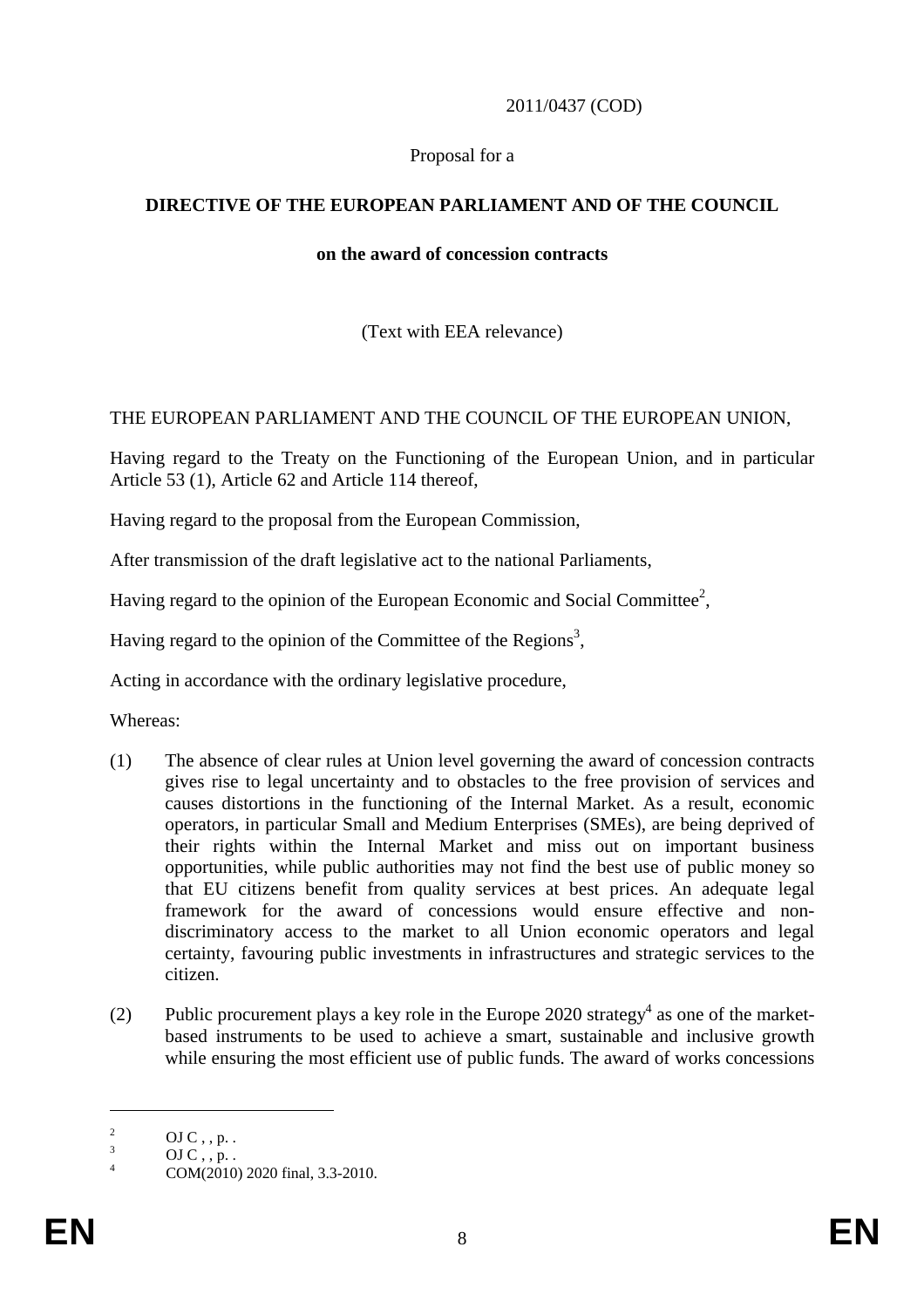2011/0437 (COD)

Proposal for a

**DIRECTIVE OF THE EUROPEAN PARLIAMENT AND OF THE COUNCIL**

**on the award of concession contracts**

(Text with EEA relevance)

THE EUROPEAN PARLIAMENT AND THE COUNCIL OF THE EUROPEAN UNION,

Having regard to the Treaty on the Functioning of the European Union, and in particular Article 53 (1), Article 62 and Article 114 thereof,

Having regard to the proposal from the European Commission,

After transmission of the draft legislative act to the national Parliaments,

Having regard to the opinion of the European Economic and Social Committee[2],

Having regard to the opinion of the Committee of the Regions[3],

Acting in accordance with the ordinary legislative procedure,

Whereas:

(1) The absence of clear rules at Union level governing the award of concession contracts gives rise to legal uncertainty and to obstacles to the free provision of services and causes distortions in the functioning of the Internal Market. As a result, economic operators, in particular Small and Medium Enterprises (SMEs), are being deprived of their rights within the Internal Market and miss out on important business opportunities, while public authorities may not find the best use of public money so that EU citizens benefit from quality services at best prices. An adequate legal framework for the award of concessions would ensure effective and non-discriminatory access to the market to all Union economic operators and legal certainty, favouring public investments in infrastructures and strategic services to the citizen.

(2) Public procurement plays a key role in the Europe 2020 strategy[4] as one of the market-based instruments to be used to achieve a smart, sustainable and inclusive growth while ensuring the most efficient use of public funds. The award of works concessions

---

[2] OJ C , , p. .

[3] OJ C , , p. .

[4] COM(2010) 2020 final, 3.3-2010.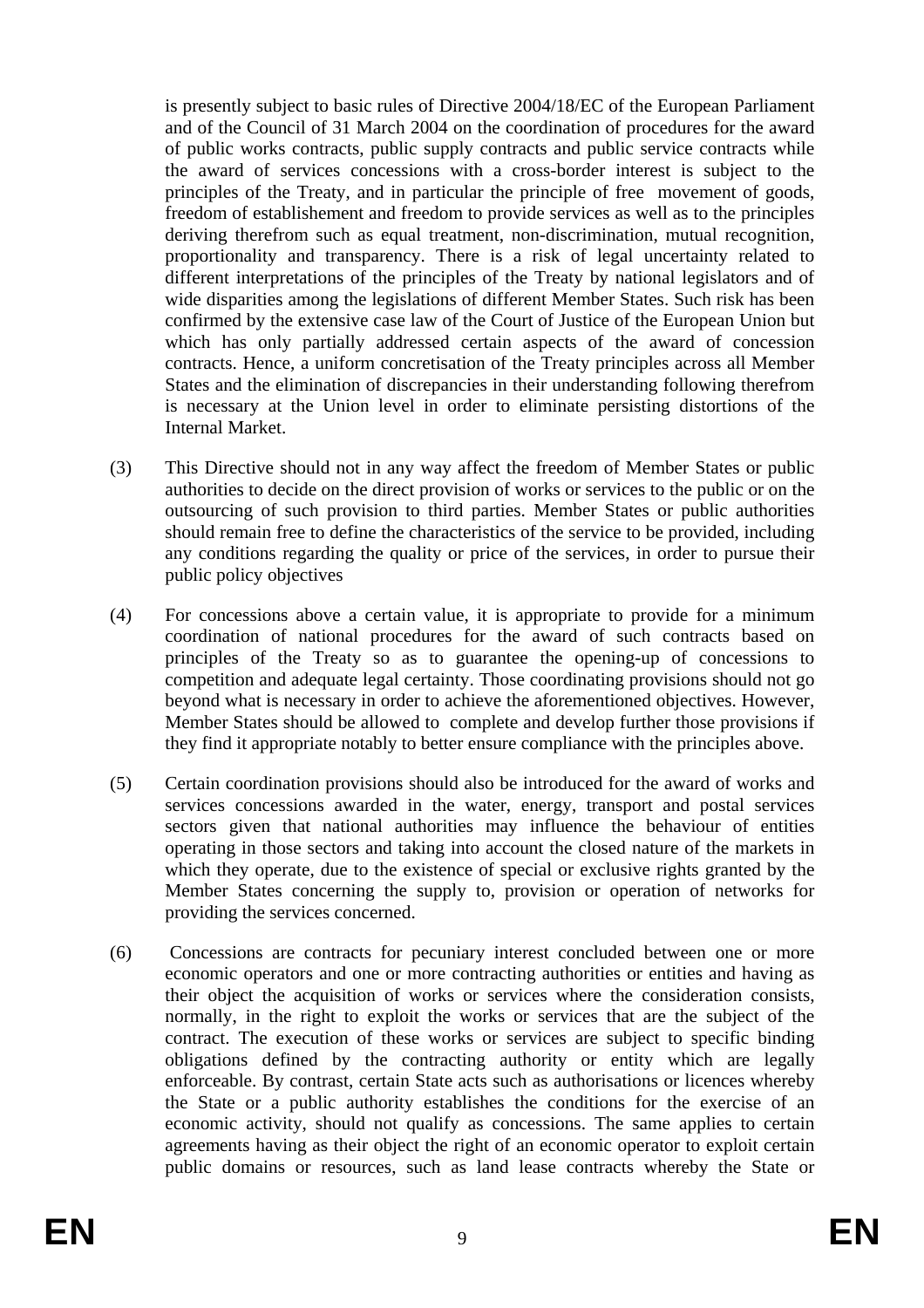is presently subject to basic rules of Directive 2004/18/EC of the European Parliament and of the Council of 31 March 2004 on the coordination of procedures for the award of public works contracts, public supply contracts and public service contracts while the award of services concessions with a cross-border interest is subject to the principles of the Treaty, and in particular the principle of free movement of goods, freedom of establishement and freedom to provide services as well as to the principles deriving therefrom such as equal treatment, non-discrimination, mutual recognition, proportionality and transparency. There is a risk of legal uncertainty related to different interpretations of the principles of the Treaty by national legislators and of wide disparities among the legislations of different Member States. Such risk has been confirmed by the extensive case law of the Court of Justice of the European Union but which has only partially addressed certain aspects of the award of concession contracts. Hence, a uniform concretisation of the Treaty principles across all Member States and the elimination of discrepancies in their understanding following therefrom is necessary at the Union level in order to eliminate persisting distortions of the Internal Market.

(3) This Directive should not in any way affect the freedom of Member States or public authorities to decide on the direct provision of works or services to the public or on the outsourcing of such provision to third parties. Member States or public authorities should remain free to define the characteristics of the service to be provided, including any conditions regarding the quality or price of the services, in order to pursue their public policy objectives

(4) For concessions above a certain value, it is appropriate to provide for a minimum coordination of national procedures for the award of such contracts based on principles of the Treaty so as to guarantee the opening-up of concessions to competition and adequate legal certainty. Those coordinating provisions should not go beyond what is necessary in order to achieve the aforementioned objectives. However, Member States should be allowed to complete and develop further those provisions if they find it appropriate notably to better ensure compliance with the principles above.

(5) Certain coordination provisions should also be introduced for the award of works and services concessions awarded in the water, energy, transport and postal services sectors given that national authorities may influence the behaviour of entities operating in those sectors and taking into account the closed nature of the markets in which they operate, due to the existence of special or exclusive rights granted by the Member States concerning the supply to, provision or operation of networks for providing the services concerned.

(6) Concessions are contracts for pecuniary interest concluded between one or more economic operators and one or more contracting authorities or entities and having as their object the acquisition of works or services where the consideration consists, normally, in the right to exploit the works or services that are the subject of the contract. The execution of these works or services are subject to specific binding obligations defined by the contracting authority or entity which are legally enforceable. By contrast, certain State acts such as authorisations or licences whereby the State or a public authority establishes the conditions for the exercise of an economic activity, should not qualify as concessions. The same applies to certain agreements having as their object the right of an economic operator to exploit certain public domains or resources, such as land lease contracts whereby the State or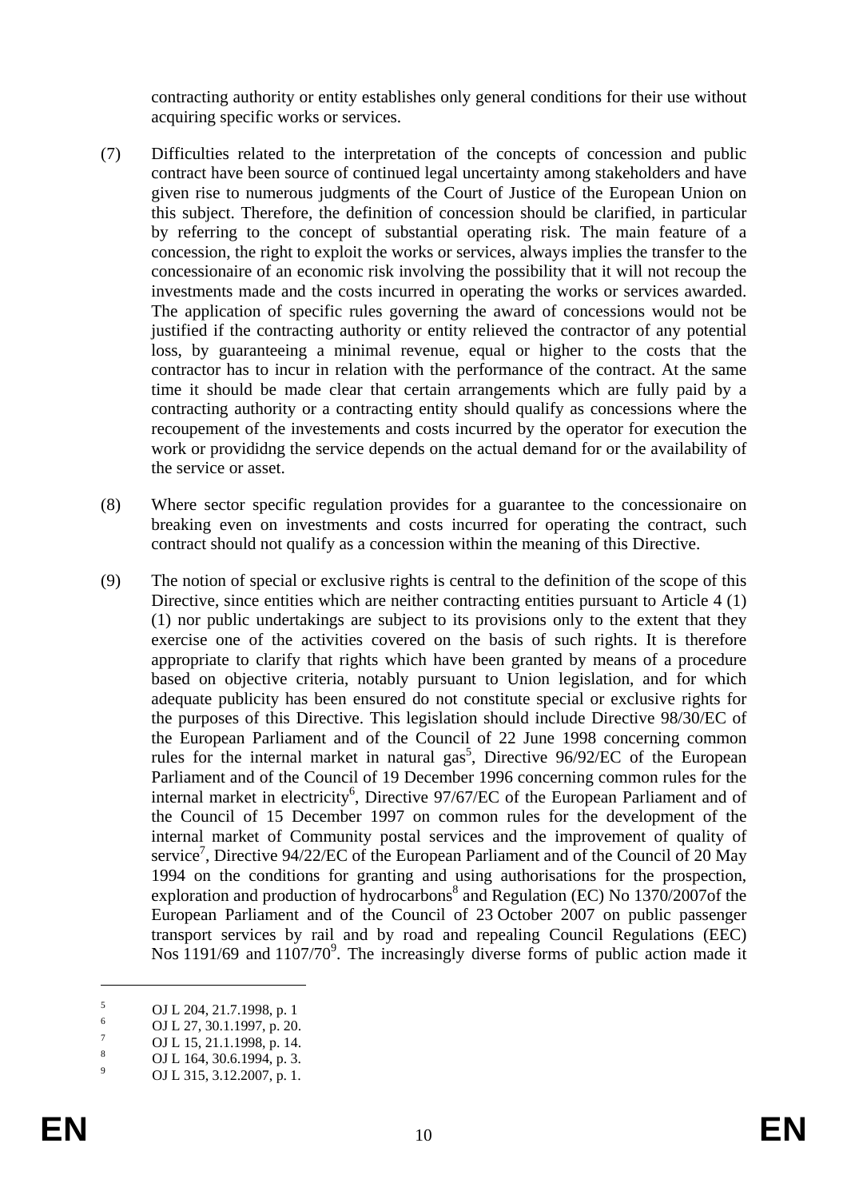contracting authority or entity establishes only general conditions for their use without acquiring specific works or services.

(7) Difficulties related to the interpretation of the concepts of concession and public contract have been source of continued legal uncertainty among stakeholders and have given rise to numerous judgments of the Court of Justice of the European Union on this subject. Therefore, the definition of concession should be clarified, in particular by referring to the concept of substantial operating risk. The main feature of a concession, the right to exploit the works or services, always implies the transfer to the concessionaire of an economic risk involving the possibility that it will not recoup the investments made and the costs incurred in operating the works or services awarded. The application of specific rules governing the award of concessions would not be justified if the contracting authority or entity relieved the contractor of any potential loss, by guaranteeing a minimal revenue, equal or higher to the costs that the contractor has to incur in relation with the performance of the contract. At the same time it should be made clear that certain arrangements which are fully paid by a contracting authority or a contracting entity should qualify as concessions where the recoupement of the investements and costs incurred by the operator for execution the work or provididng the service depends on the actual demand for or the availability of the service or asset.

(8) Where sector specific regulation provides for a guarantee to the concessionaire on breaking even on investments and costs incurred for operating the contract, such contract should not qualify as a concession within the meaning of this Directive.

(9) The notion of special or exclusive rights is central to the definition of the scope of this Directive, since entities which are neither contracting entities pursuant to Article 4 (1) (1) nor public undertakings are subject to its provisions only to the extent that they exercise one of the activities covered on the basis of such rights. It is therefore appropriate to clarify that rights which have been granted by means of a procedure based on objective criteria, notably pursuant to Union legislation, and for which adequate publicity has been ensured do not constitute special or exclusive rights for the purposes of this Directive. This legislation should include Directive 98/30/EC of the European Parliament and of the Council of 22 June 1998 concerning common rules for the internal market in natural gas[5], Directive 96/92/EC of the European Parliament and of the Council of 19 December 1996 concerning common rules for the internal market in electricity[6], Directive 97/67/EC of the European Parliament and of the Council of 15 December 1997 on common rules for the development of the internal market of Community postal services and the improvement of quality of service[7], Directive 94/22/EC of the European Parliament and of the Council of 20 May 1994 on the conditions for granting and using authorisations for the prospection, exploration and production of hydrocarbons[8] and Regulation (EC) No 1370/2007of the European Parliament and of the Council of 23 October 2007 on public passenger transport services by rail and by road and repealing Council Regulations (EEC) Nos 1191/69 and 1107/70[9]. The increasingly diverse forms of public action made it

---

[5] OJ L 204, 21.7.1998, p. 1

[6] OJ L 27, 30.1.1997, p. 20.

[7] OJ L 15, 21.1.1998, p. 14.

[8] OJ L 164, 30.6.1994, p. 3.

[9] OJ L 315, 3.12.2007, p. 1.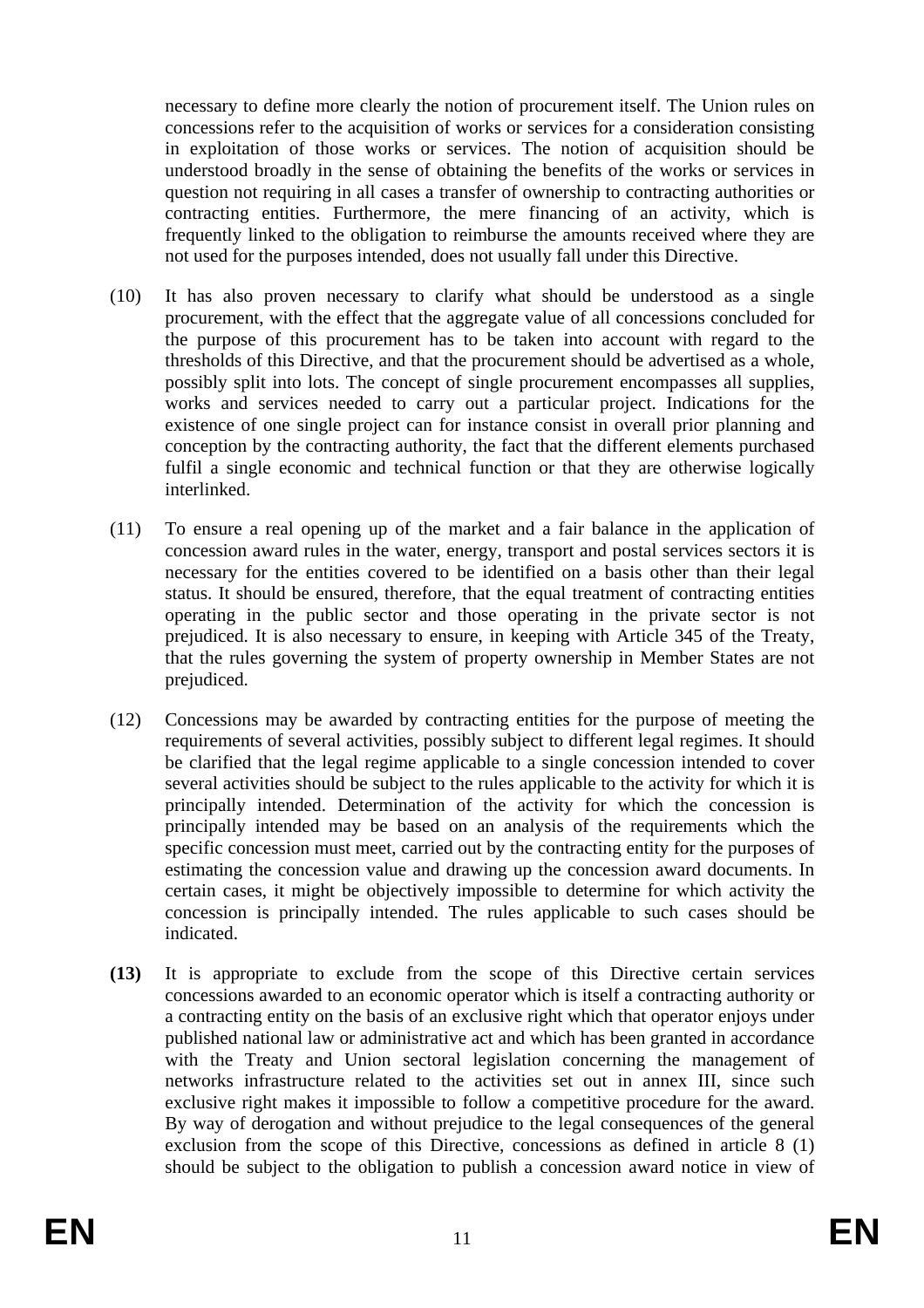necessary to define more clearly the notion of procurement itself. The Union rules on concessions refer to the acquisition of works or services for a consideration consisting in exploitation of those works or services. The notion of acquisition should be understood broadly in the sense of obtaining the benefits of the works or services in question not requiring in all cases a transfer of ownership to contracting authorities or contracting entities. Furthermore, the mere financing of an activity, which is frequently linked to the obligation to reimburse the amounts received where they are not used for the purposes intended, does not usually fall under this Directive.

(10) It has also proven necessary to clarify what should be understood as a single procurement, with the effect that the aggregate value of all concessions concluded for the purpose of this procurement has to be taken into account with regard to the thresholds of this Directive, and that the procurement should be advertised as a whole, possibly split into lots. The concept of single procurement encompasses all supplies, works and services needed to carry out a particular project. Indications for the existence of one single project can for instance consist in overall prior planning and conception by the contracting authority, the fact that the different elements purchased fulfil a single economic and technical function or that they are otherwise logically interlinked.

(11) To ensure a real opening up of the market and a fair balance in the application of concession award rules in the water, energy, transport and postal services sectors it is necessary for the entities covered to be identified on a basis other than their legal status. It should be ensured, therefore, that the equal treatment of contracting entities operating in the public sector and those operating in the private sector is not prejudiced. It is also necessary to ensure, in keeping with Article 345 of the Treaty, that the rules governing the system of property ownership in Member States are not prejudiced.

(12) Concessions may be awarded by contracting entities for the purpose of meeting the requirements of several activities, possibly subject to different legal regimes. It should be clarified that the legal regime applicable to a single concession intended to cover several activities should be subject to the rules applicable to the activity for which it is principally intended. Determination of the activity for which the concession is principally intended may be based on an analysis of the requirements which the specific concession must meet, carried out by the contracting entity for the purposes of estimating the concession value and drawing up the concession award documents. In certain cases, it might be objectively impossible to determine for which activity the concession is principally intended. The rules applicable to such cases should be indicated.

**(13)** It is appropriate to exclude from the scope of this Directive certain services concessions awarded to an economic operator which is itself a contracting authority or a contracting entity on the basis of an exclusive right which that operator enjoys under published national law or administrative act and which has been granted in accordance with the Treaty and Union sectoral legislation concerning the management of networks infrastructure related to the activities set out in annex III, since such exclusive right makes it impossible to follow a competitive procedure for the award. By way of derogation and without prejudice to the legal consequences of the general exclusion from the scope of this Directive, concessions as defined in article 8 (1) should be subject to the obligation to publish a concession award notice in view of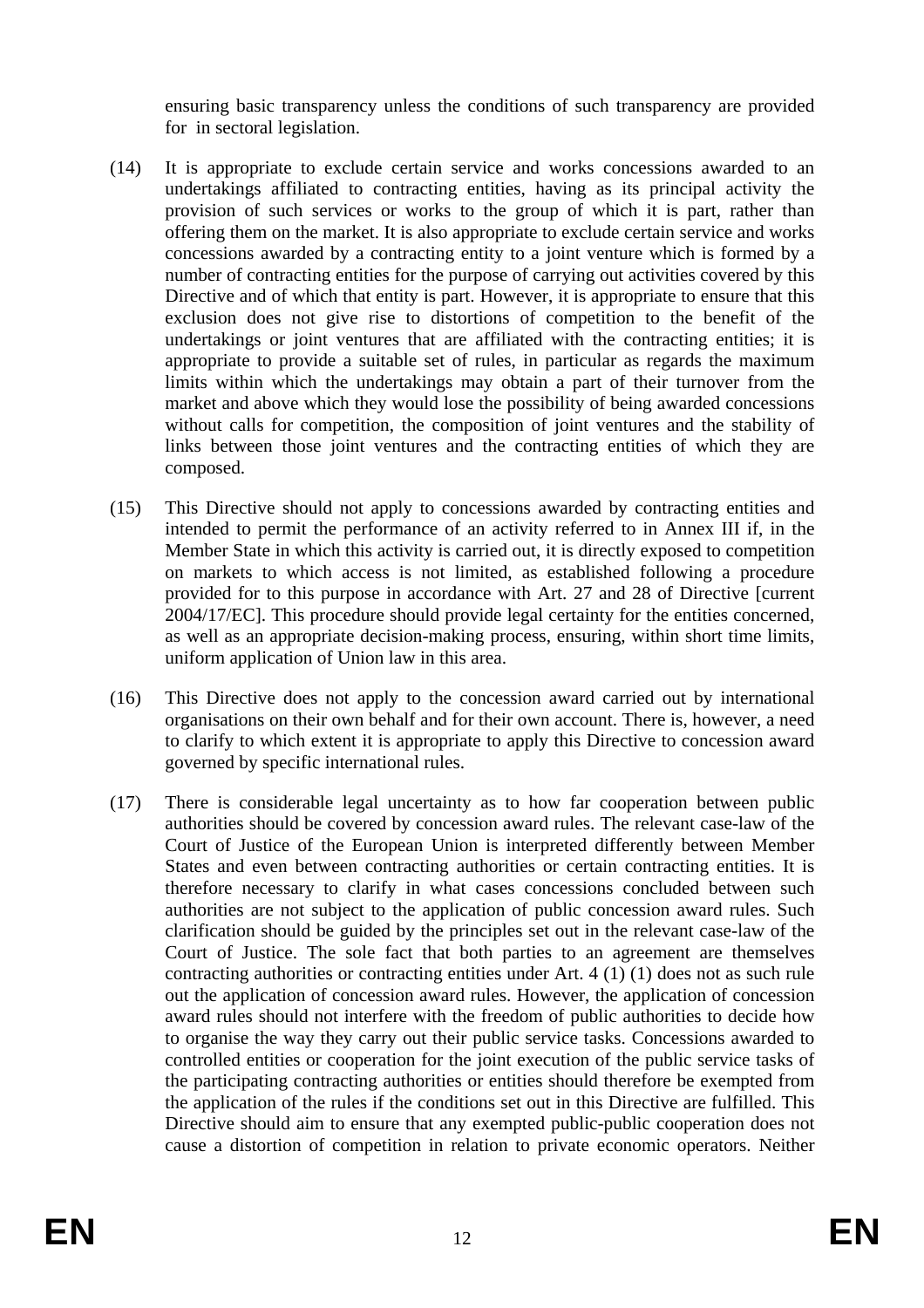ensuring basic transparency unless the conditions of such transparency are provided for in sectoral legislation.

(14) It is appropriate to exclude certain service and works concessions awarded to an undertakings affiliated to contracting entities, having as its principal activity the provision of such services or works to the group of which it is part, rather than offering them on the market. It is also appropriate to exclude certain service and works concessions awarded by a contracting entity to a joint venture which is formed by a number of contracting entities for the purpose of carrying out activities covered by this Directive and of which that entity is part. However, it is appropriate to ensure that this exclusion does not give rise to distortions of competition to the benefit of the undertakings or joint ventures that are affiliated with the contracting entities; it is appropriate to provide a suitable set of rules, in particular as regards the maximum limits within which the undertakings may obtain a part of their turnover from the market and above which they would lose the possibility of being awarded concessions without calls for competition, the composition of joint ventures and the stability of links between those joint ventures and the contracting entities of which they are composed.

(15) This Directive should not apply to concessions awarded by contracting entities and intended to permit the performance of an activity referred to in Annex III if, in the Member State in which this activity is carried out, it is directly exposed to competition on markets to which access is not limited, as established following a procedure provided for to this purpose in accordance with Art. 27 and 28 of Directive [current 2004/17/EC]. This procedure should provide legal certainty for the entities concerned, as well as an appropriate decision-making process, ensuring, within short time limits, uniform application of Union law in this area.

(16) This Directive does not apply to the concession award carried out by international organisations on their own behalf and for their own account. There is, however, a need to clarify to which extent it is appropriate to apply this Directive to concession award governed by specific international rules.

(17) There is considerable legal uncertainty as to how far cooperation between public authorities should be covered by concession award rules. The relevant case-law of the Court of Justice of the European Union is interpreted differently between Member States and even between contracting authorities or certain contracting entities. It is therefore necessary to clarify in what cases concessions concluded between such authorities are not subject to the application of public concession award rules. Such clarification should be guided by the principles set out in the relevant case-law of the Court of Justice. The sole fact that both parties to an agreement are themselves contracting authorities or contracting entities under Art. 4 (1) (1) does not as such rule out the application of concession award rules. However, the application of concession award rules should not interfere with the freedom of public authorities to decide how to organise the way they carry out their public service tasks. Concessions awarded to controlled entities or cooperation for the joint execution of the public service tasks of the participating contracting authorities or entities should therefore be exempted from the application of the rules if the conditions set out in this Directive are fulfilled. This Directive should aim to ensure that any exempted public-public cooperation does not cause a distortion of competition in relation to private economic operators. Neither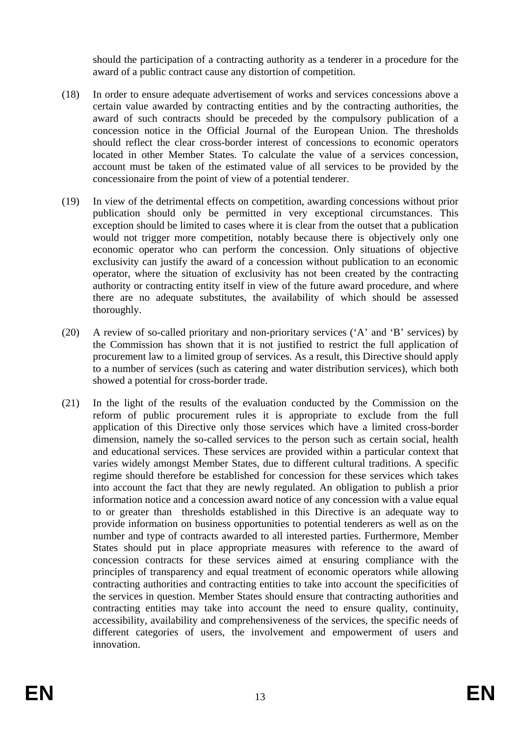should the participation of a contracting authority as a tenderer in a procedure for the award of a public contract cause any distortion of competition.

(18) In order to ensure adequate advertisement of works and services concessions above a certain value awarded by contracting entities and by the contracting authorities, the award of such contracts should be preceded by the compulsory publication of a concession notice in the Official Journal of the European Union. The thresholds should reflect the clear cross-border interest of concessions to economic operators located in other Member States. To calculate the value of a services concession, account must be taken of the estimated value of all services to be provided by the concessionaire from the point of view of a potential tenderer.

(19) In view of the detrimental effects on competition, awarding concessions without prior publication should only be permitted in very exceptional circumstances. This exception should be limited to cases where it is clear from the outset that a publication would not trigger more competition, notably because there is objectively only one economic operator who can perform the concession. Only situations of objective exclusivity can justify the award of a concession without publication to an economic operator, where the situation of exclusivity has not been created by the contracting authority or contracting entity itself in view of the future award procedure, and where there are no adequate substitutes, the availability of which should be assessed thoroughly.

(20) A review of so-called prioritary and non-prioritary services ('A' and 'B' services) by the Commission has shown that it is not justified to restrict the full application of procurement law to a limited group of services. As a result, this Directive should apply to a number of services (such as catering and water distribution services), which both showed a potential for cross-border trade.

(21) In the light of the results of the evaluation conducted by the Commission on the reform of public procurement rules it is appropriate to exclude from the full application of this Directive only those services which have a limited cross-border dimension, namely the so-called services to the person such as certain social, health and educational services. These services are provided within a particular context that varies widely amongst Member States, due to different cultural traditions. A specific regime should therefore be established for concession for these services which takes into account the fact that they are newly regulated. An obligation to publish a prior information notice and a concession award notice of any concession with a value equal to or greater than thresholds established in this Directive is an adequate way to provide information on business opportunities to potential tenderers as well as on the number and type of contracts awarded to all interested parties. Furthermore, Member States should put in place appropriate measures with reference to the award of concession contracts for these services aimed at ensuring compliance with the principles of transparency and equal treatment of economic operators while allowing contracting authorities and contracting entities to take into account the specificities of the services in question. Member States should ensure that contracting authorities and contracting entities may take into account the need to ensure quality, continuity, accessibility, availability and comprehensiveness of the services, the specific needs of different categories of users, the involvement and empowerment of users and innovation.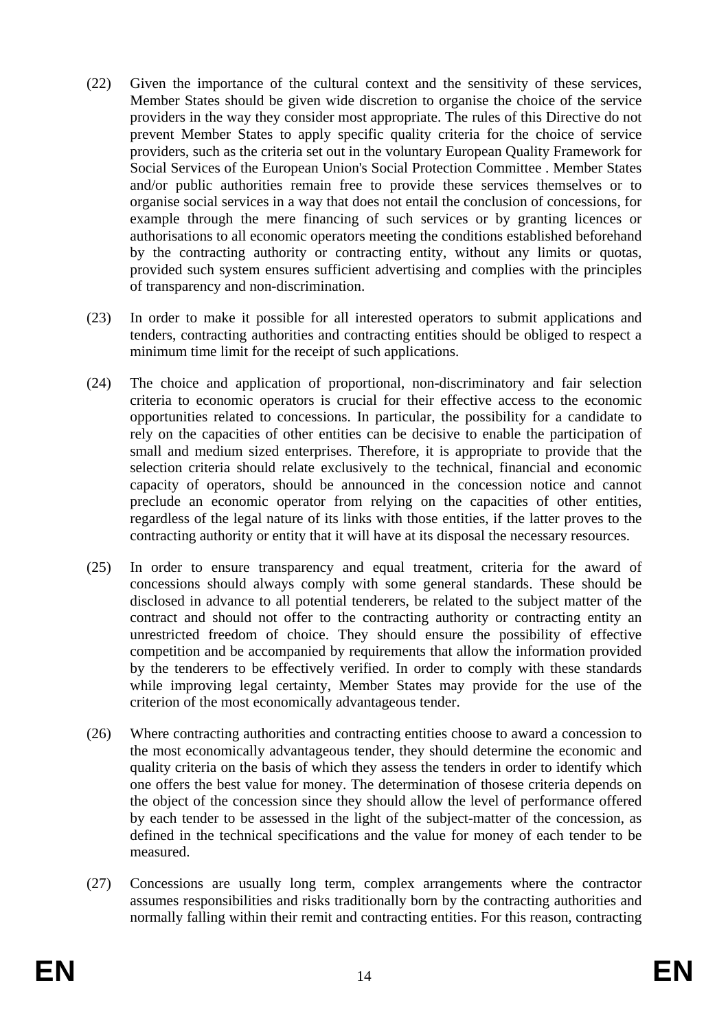(22) Given the importance of the cultural context and the sensitivity of these services, Member States should be given wide discretion to organise the choice of the service providers in the way they consider most appropriate. The rules of this Directive do not prevent Member States to apply specific quality criteria for the choice of service providers, such as the criteria set out in the voluntary European Quality Framework for Social Services of the European Union's Social Protection Committee . Member States and/or public authorities remain free to provide these services themselves or to organise social services in a way that does not entail the conclusion of concessions, for example through the mere financing of such services or by granting licences or authorisations to all economic operators meeting the conditions established beforehand by the contracting authority or contracting entity, without any limits or quotas, provided such system ensures sufficient advertising and complies with the principles of transparency and non-discrimination.

(23) In order to make it possible for all interested operators to submit applications and tenders, contracting authorities and contracting entities should be obliged to respect a minimum time limit for the receipt of such applications.

(24) The choice and application of proportional, non-discriminatory and fair selection criteria to economic operators is crucial for their effective access to the economic opportunities related to concessions. In particular, the possibility for a candidate to rely on the capacities of other entities can be decisive to enable the participation of small and medium sized enterprises. Therefore, it is appropriate to provide that the selection criteria should relate exclusively to the technical, financial and economic capacity of operators, should be announced in the concession notice and cannot preclude an economic operator from relying on the capacities of other entities, regardless of the legal nature of its links with those entities, if the latter proves to the contracting authority or entity that it will have at its disposal the necessary resources.

(25) In order to ensure transparency and equal treatment, criteria for the award of concessions should always comply with some general standards. These should be disclosed in advance to all potential tenderers, be related to the subject matter of the contract and should not offer to the contracting authority or contracting entity an unrestricted freedom of choice. They should ensure the possibility of effective competition and be accompanied by requirements that allow the information provided by the tenderers to be effectively verified. In order to comply with these standards while improving legal certainty, Member States may provide for the use of the criterion of the most economically advantageous tender.

(26) Where contracting authorities and contracting entities choose to award a concession to the most economically advantageous tender, they should determine the economic and quality criteria on the basis of which they assess the tenders in order to identify which one offers the best value for money. The determination of thosese criteria depends on the object of the concession since they should allow the level of performance offered by each tender to be assessed in the light of the subject-matter of the concession, as defined in the technical specifications and the value for money of each tender to be measured.

(27) Concessions are usually long term, complex arrangements where the contractor assumes responsibilities and risks traditionally born by the contracting authorities and normally falling within their remit and contracting entities. For this reason, contracting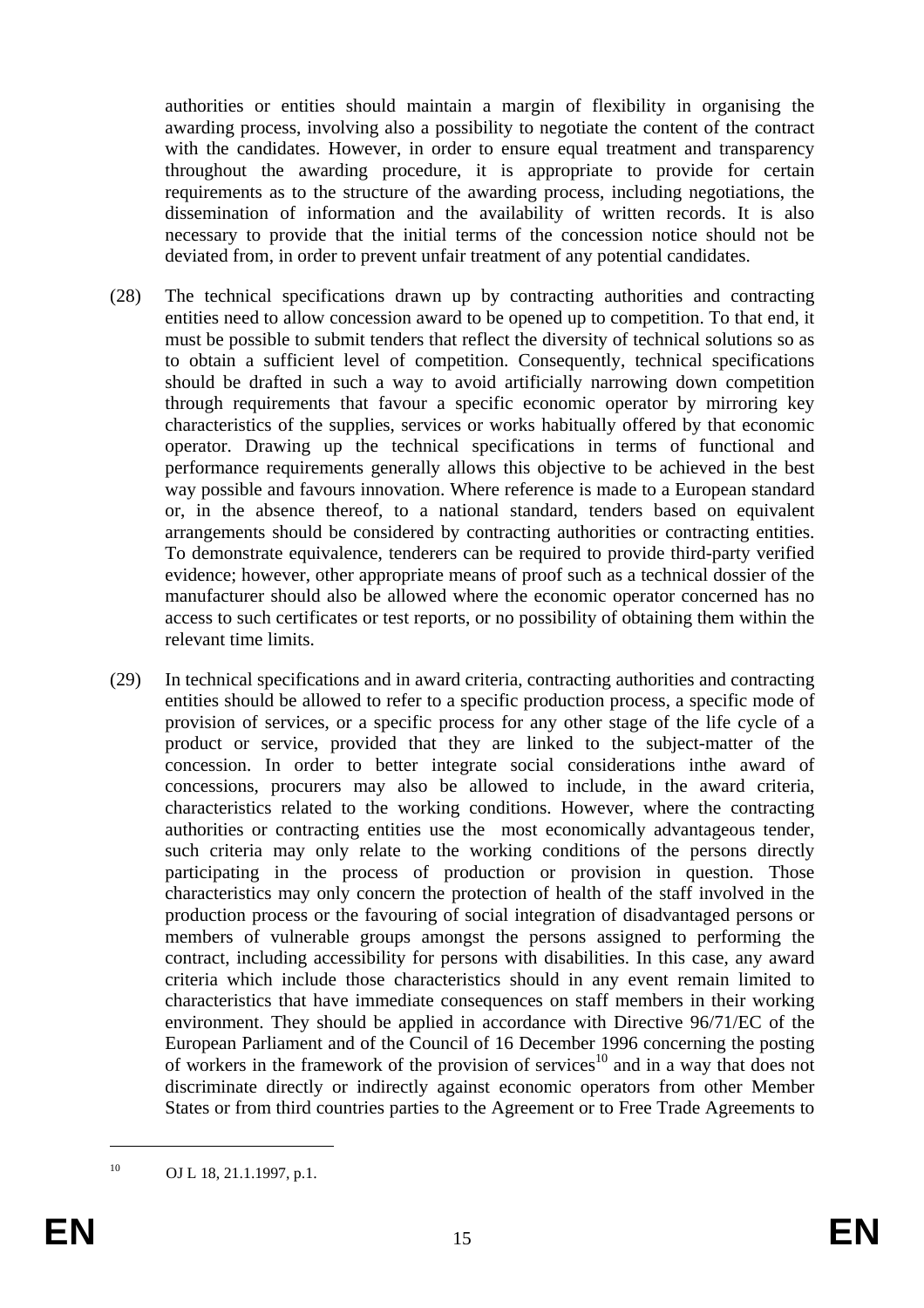authorities or entities should maintain a margin of flexibility in organising the awarding process, involving also a possibility to negotiate the content of the contract with the candidates. However, in order to ensure equal treatment and transparency throughout the awarding procedure, it is appropriate to provide for certain requirements as to the structure of the awarding process, including negotiations, the dissemination of information and the availability of written records. It is also necessary to provide that the initial terms of the concession notice should not be deviated from, in order to prevent unfair treatment of any potential candidates.

(28) The technical specifications drawn up by contracting authorities and contracting entities need to allow concession award to be opened up to competition. To that end, it must be possible to submit tenders that reflect the diversity of technical solutions so as to obtain a sufficient level of competition. Consequently, technical specifications should be drafted in such a way to avoid artificially narrowing down competition through requirements that favour a specific economic operator by mirroring key characteristics of the supplies, services or works habitually offered by that economic operator. Drawing up the technical specifications in terms of functional and performance requirements generally allows this objective to be achieved in the best way possible and favours innovation. Where reference is made to a European standard or, in the absence thereof, to a national standard, tenders based on equivalent arrangements should be considered by contracting authorities or contracting entities. To demonstrate equivalence, tenderers can be required to provide third-party verified evidence; however, other appropriate means of proof such as a technical dossier of the manufacturer should also be allowed where the economic operator concerned has no access to such certificates or test reports, or no possibility of obtaining them within the relevant time limits.

(29) In technical specifications and in award criteria, contracting authorities and contracting entities should be allowed to refer to a specific production process, a specific mode of provision of services, or a specific process for any other stage of the life cycle of a product or service, provided that they are linked to the subject-matter of the concession. In order to better integrate social considerations inthe award of concessions, procurers may also be allowed to include, in the award criteria, characteristics related to the working conditions. However, where the contracting authorities or contracting entities use the most economically advantageous tender, such criteria may only relate to the working conditions of the persons directly participating in the process of production or provision in question. Those characteristics may only concern the protection of health of the staff involved in the production process or the favouring of social integration of disadvantaged persons or members of vulnerable groups amongst the persons assigned to performing the contract, including accessibility for persons with disabilities. In this case, any award criteria which include those characteristics should in any event remain limited to characteristics that have immediate consequences on staff members in their working environment. They should be applied in accordance with Directive 96/71/EC of the European Parliament and of the Council of 16 December 1996 concerning the posting of workers in the framework of the provision of services[10] and in a way that does not discriminate directly or indirectly against economic operators from other Member States or from third countries parties to the Agreement or to Free Trade Agreements to

[10] OJ L 18, 21.1.1997, p.1.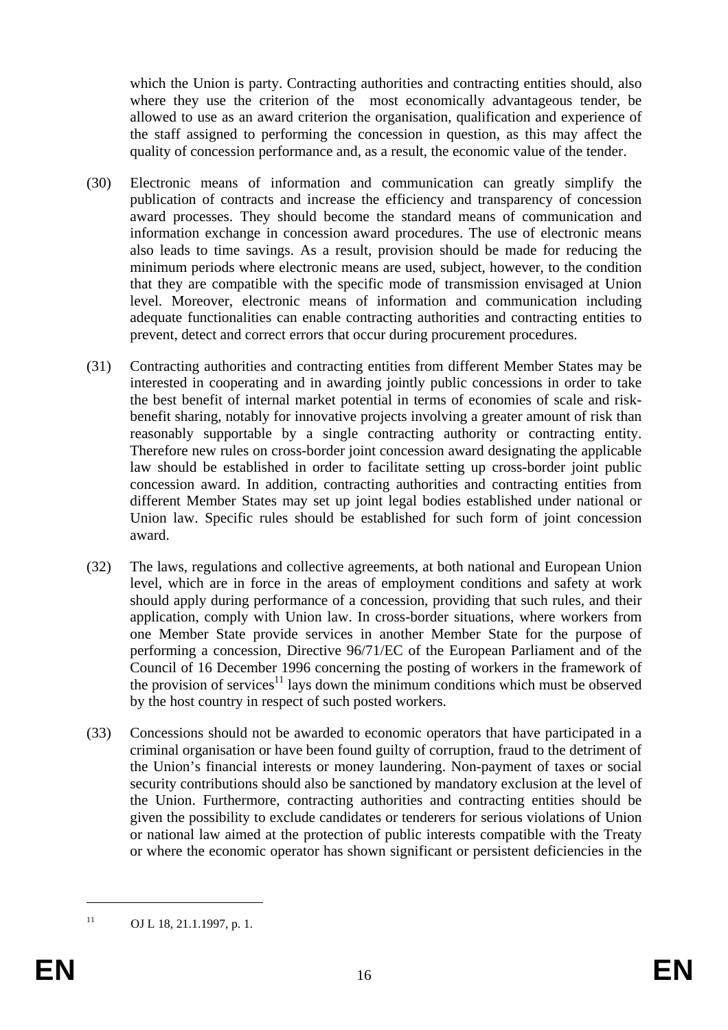which the Union is party. Contracting authorities and contracting entities should, also where they use the criterion of the most economically advantageous tender, be allowed to use as an award criterion the organisation, qualification and experience of the staff assigned to performing the concession in question, as this may affect the quality of concession performance and, as a result, the economic value of the tender.

(30) Electronic means of information and communication can greatly simplify the publication of contracts and increase the efficiency and transparency of concession award processes. They should become the standard means of communication and information exchange in concession award procedures. The use of electronic means also leads to time savings. As a result, provision should be made for reducing the minimum periods where electronic means are used, subject, however, to the condition that they are compatible with the specific mode of transmission envisaged at Union level. Moreover, electronic means of information and communication including adequate functionalities can enable contracting authorities and contracting entities to prevent, detect and correct errors that occur during procurement procedures.

(31) Contracting authorities and contracting entities from different Member States may be interested in cooperating and in awarding jointly public concessions in order to take the best benefit of internal market potential in terms of economies of scale and risk-benefit sharing, notably for innovative projects involving a greater amount of risk than reasonably supportable by a single contracting authority or contracting entity. Therefore new rules on cross-border joint concession award designating the applicable law should be established in order to facilitate setting up cross-border joint public concession award. In addition, contracting authorities and contracting entities from different Member States may set up joint legal bodies established under national or Union law. Specific rules should be established for such form of joint concession award.

(32) The laws, regulations and collective agreements, at both national and European Union level, which are in force in the areas of employment conditions and safety at work should apply during performance of a concession, providing that such rules, and their application, comply with Union law. In cross-border situations, where workers from one Member State provide services in another Member State for the purpose of performing a concession, Directive 96/71/EC of the European Parliament and of the Council of 16 December 1996 concerning the posting of workers in the framework of the provision of services[11] lays down the minimum conditions which must be observed by the host country in respect of such posted workers.

(33) Concessions should not be awarded to economic operators that have participated in a criminal organisation or have been found guilty of corruption, fraud to the detriment of the Union's financial interests or money laundering. Non-payment of taxes or social security contributions should also be sanctioned by mandatory exclusion at the level of the Union. Furthermore, contracting authorities and contracting entities should be given the possibility to exclude candidates or tenderers for serious violations of Union or national law aimed at the protection of public interests compatible with the Treaty or where the economic operator has shown significant or persistent deficiencies in the

[11] OJ L 18, 21.1.1997, p. 1.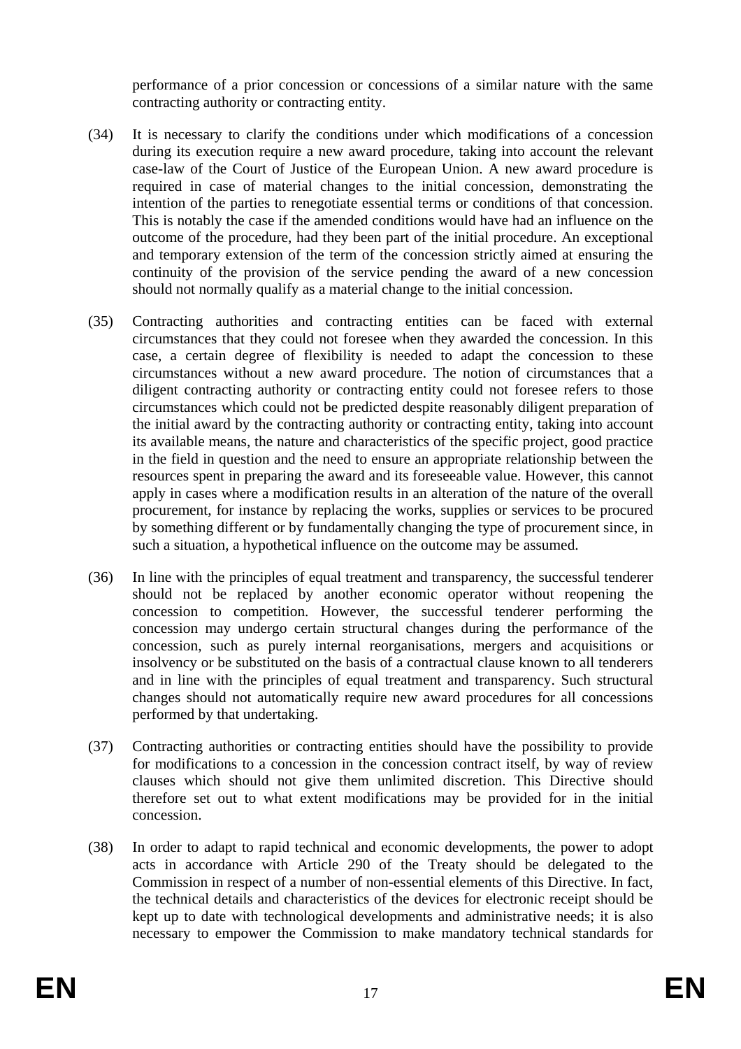performance of a prior concession or concessions of a similar nature with the same contracting authority or contracting entity.

(34) It is necessary to clarify the conditions under which modifications of a concession during its execution require a new award procedure, taking into account the relevant case-law of the Court of Justice of the European Union. A new award procedure is required in case of material changes to the initial concession, demonstrating the intention of the parties to renegotiate essential terms or conditions of that concession. This is notably the case if the amended conditions would have had an influence on the outcome of the procedure, had they been part of the initial procedure. An exceptional and temporary extension of the term of the concession strictly aimed at ensuring the continuity of the provision of the service pending the award of a new concession should not normally qualify as a material change to the initial concession.

(35) Contracting authorities and contracting entities can be faced with external circumstances that they could not foresee when they awarded the concession. In this case, a certain degree of flexibility is needed to adapt the concession to these circumstances without a new award procedure. The notion of circumstances that a diligent contracting authority or contracting entity could not foresee refers to those circumstances which could not be predicted despite reasonably diligent preparation of the initial award by the contracting authority or contracting entity, taking into account its available means, the nature and characteristics of the specific project, good practice in the field in question and the need to ensure an appropriate relationship between the resources spent in preparing the award and its foreseeable value. However, this cannot apply in cases where a modification results in an alteration of the nature of the overall procurement, for instance by replacing the works, supplies or services to be procured by something different or by fundamentally changing the type of procurement since, in such a situation, a hypothetical influence on the outcome may be assumed.

(36) In line with the principles of equal treatment and transparency, the successful tenderer should not be replaced by another economic operator without reopening the concession to competition. However, the successful tenderer performing the concession may undergo certain structural changes during the performance of the concession, such as purely internal reorganisations, mergers and acquisitions or insolvency or be substituted on the basis of a contractual clause known to all tenderers and in line with the principles of equal treatment and transparency. Such structural changes should not automatically require new award procedures for all concessions performed by that undertaking.

(37) Contracting authorities or contracting entities should have the possibility to provide for modifications to a concession in the concession contract itself, by way of review clauses which should not give them unlimited discretion. This Directive should therefore set out to what extent modifications may be provided for in the initial concession.

(38) In order to adapt to rapid technical and economic developments, the power to adopt acts in accordance with Article 290 of the Treaty should be delegated to the Commission in respect of a number of non-essential elements of this Directive. In fact, the technical details and characteristics of the devices for electronic receipt should be kept up to date with technological developments and administrative needs; it is also necessary to empower the Commission to make mandatory technical standards for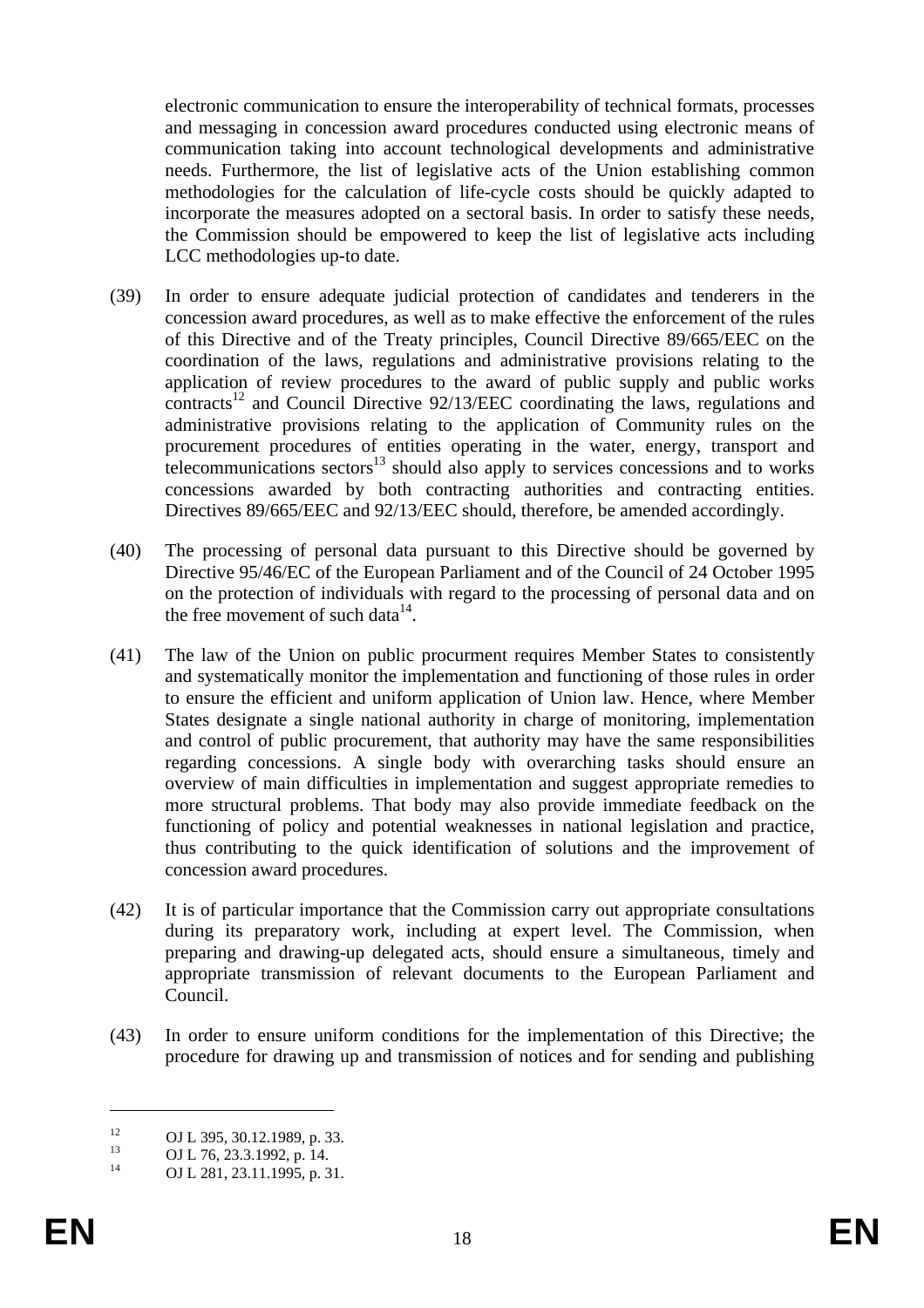electronic communication to ensure the interoperability of technical formats, processes and messaging in concession award procedures conducted using electronic means of communication taking into account technological developments and administrative needs. Furthermore, the list of legislative acts of the Union establishing common methodologies for the calculation of life-cycle costs should be quickly adapted to incorporate the measures adopted on a sectoral basis. In order to satisfy these needs, the Commission should be empowered to keep the list of legislative acts including LCC methodologies up-to date.

(39) In order to ensure adequate judicial protection of candidates and tenderers in the concession award procedures, as well as to make effective the enforcement of the rules of this Directive and of the Treaty principles, Council Directive 89/665/EEC on the coordination of the laws, regulations and administrative provisions relating to the application of review procedures to the award of public supply and public works contracts[12] and Council Directive 92/13/EEC coordinating the laws, regulations and administrative provisions relating to the application of Community rules on the procurement procedures of entities operating in the water, energy, transport and telecommunications sectors[13] should also apply to services concessions and to works concessions awarded by both contracting authorities and contracting entities. Directives 89/665/EEC and 92/13/EEC should, therefore, be amended accordingly.

(40) The processing of personal data pursuant to this Directive should be governed by Directive 95/46/EC of the European Parliament and of the Council of 24 October 1995 on the protection of individuals with regard to the processing of personal data and on the free movement of such data[14].

(41) The law of the Union on public procurment requires Member States to consistently and systematically monitor the implementation and functioning of those rules in order to ensure the efficient and uniform application of Union law. Hence, where Member States designate a single national authority in charge of monitoring, implementation and control of public procurement, that authority may have the same responsibilities regarding concessions. A single body with overarching tasks should ensure an overview of main difficulties in implementation and suggest appropriate remedies to more structural problems. That body may also provide immediate feedback on the functioning of policy and potential weaknesses in national legislation and practice, thus contributing to the quick identification of solutions and the improvement of concession award procedures.

(42) It is of particular importance that the Commission carry out appropriate consultations during its preparatory work, including at expert level. The Commission, when preparing and drawing-up delegated acts, should ensure a simultaneous, timely and appropriate transmission of relevant documents to the European Parliament and Council.

(43) In order to ensure uniform conditions for the implementation of this Directive; the procedure for drawing up and transmission of notices and for sending and publishing

---

[12] OJ L 395, 30.12.1989, p. 33.

[13] OJ L 76, 23.3.1992, p. 14.

[14] OJ L 281, 23.11.1995, p. 31.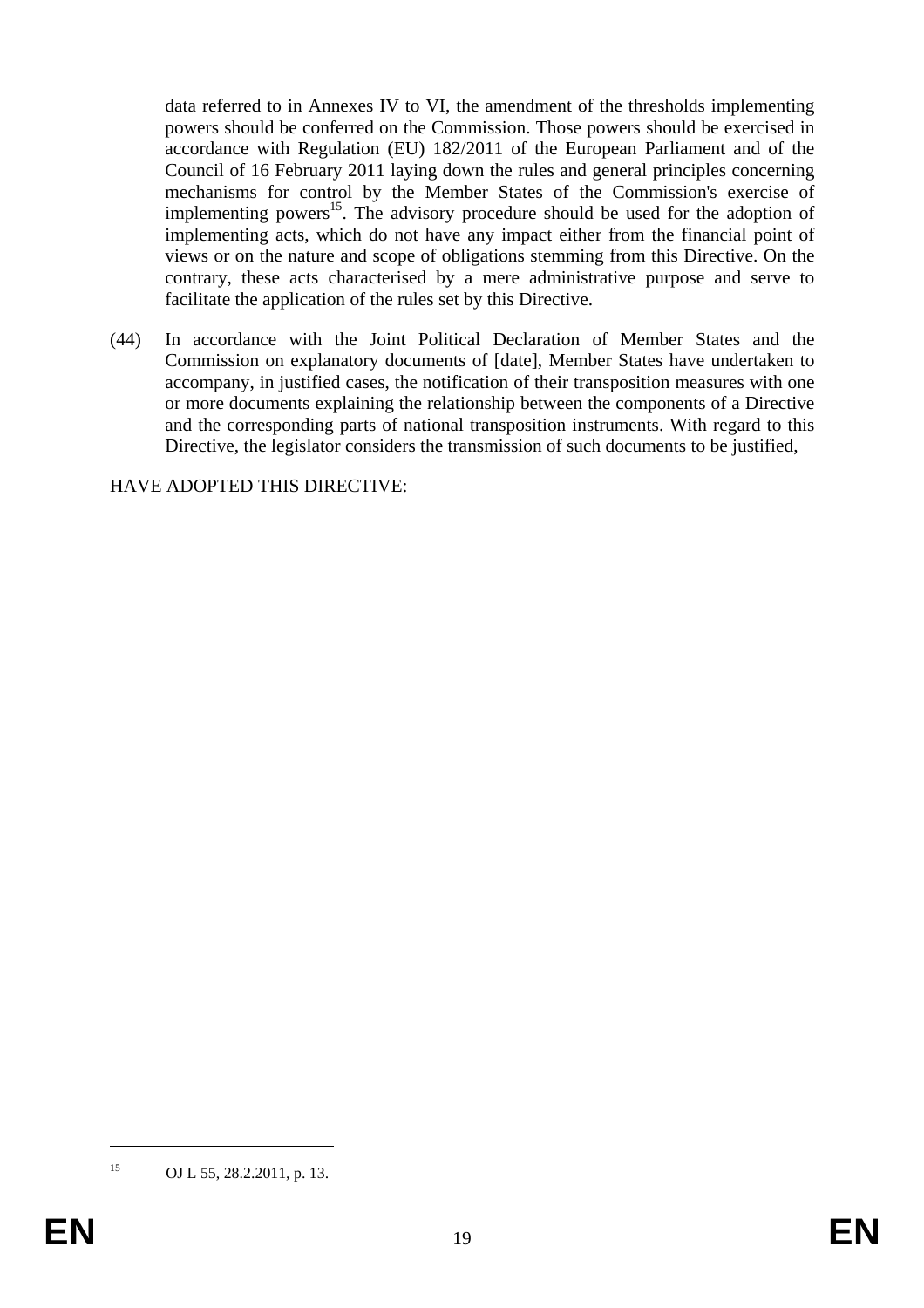data referred to in Annexes IV to VI, the amendment of the thresholds implementing powers should be conferred on the Commission. Those powers should be exercised in accordance with Regulation (EU) 182/2011 of the European Parliament and of the Council of 16 February 2011 laying down the rules and general principles concerning mechanisms for control by the Member States of the Commission's exercise of implementing powers[15]. The advisory procedure should be used for the adoption of implementing acts, which do not have any impact either from the financial point of views or on the nature and scope of obligations stemming from this Directive. On the contrary, these acts characterised by a mere administrative purpose and serve to facilitate the application of the rules set by this Directive.

(44) In accordance with the Joint Political Declaration of Member States and the Commission on explanatory documents of [date], Member States have undertaken to accompany, in justified cases, the notification of their transposition measures with one or more documents explaining the relationship between the components of a Directive and the corresponding parts of national transposition instruments. With regard to this Directive, the legislator considers the transmission of such documents to be justified,

HAVE ADOPTED THIS DIRECTIVE:

---

[15] OJ L 55, 28.2.2011, p. 13.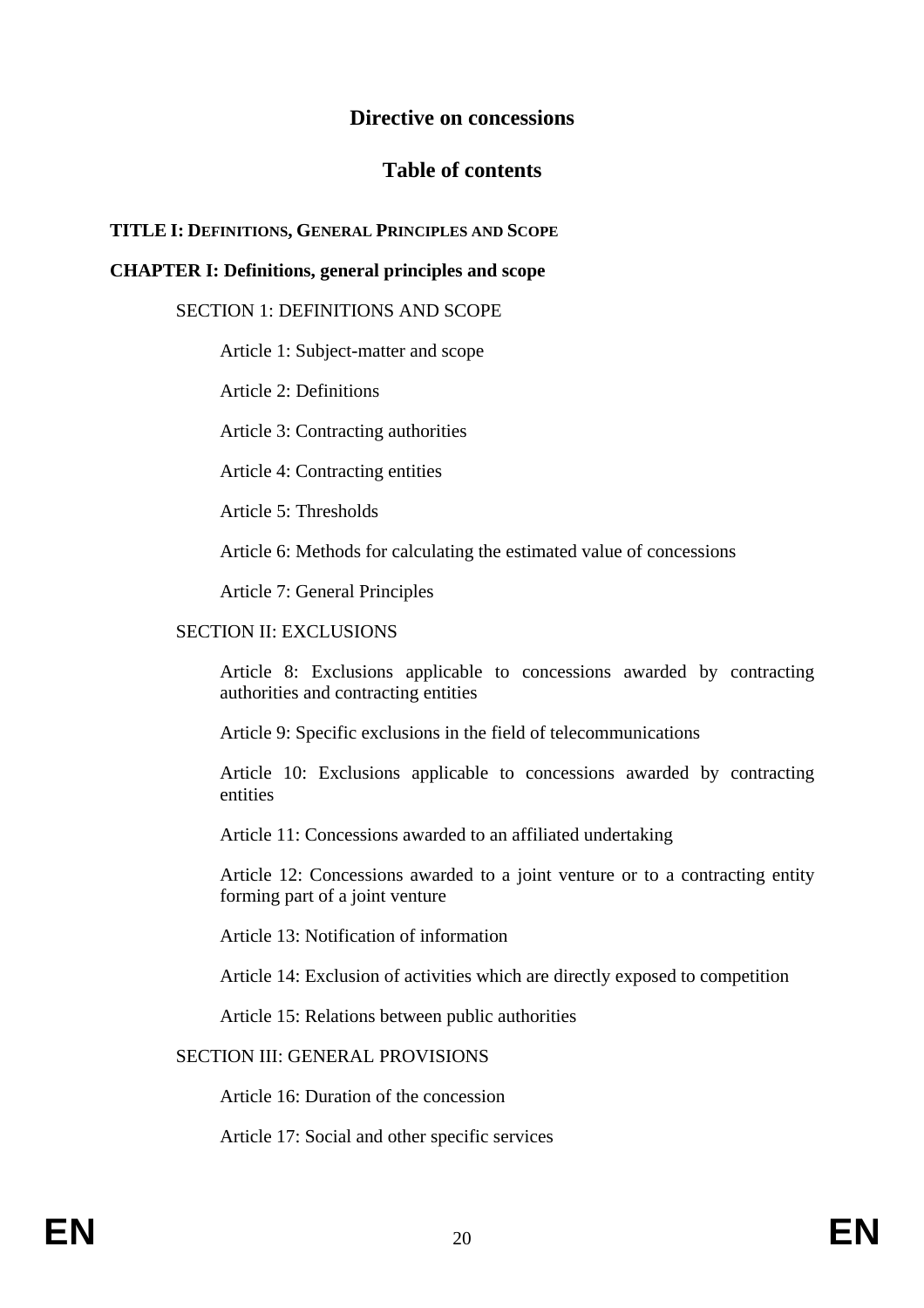# Directive on concessions

## Table of contents

**TITLE I: DEFINITIONS, GENERAL PRINCIPLES AND SCOPE**

**CHAPTER I: Definitions, general principles and scope**

SECTION 1: DEFINITIONS AND SCOPE

Article 1: Subject-matter and scope

Article 2: Definitions

Article 3: Contracting authorities

Article 4: Contracting entities

Article 5: Thresholds

Article 6: Methods for calculating the estimated value of concessions

Article 7: General Principles

SECTION II: EXCLUSIONS

Article 8: Exclusions applicable to concessions awarded by contracting authorities and contracting entities

Article 9: Specific exclusions in the field of telecommunications

Article 10: Exclusions applicable to concessions awarded by contracting entities

Article 11: Concessions awarded to an affiliated undertaking

Article 12: Concessions awarded to a joint venture or to a contracting entity forming part of a joint venture

Article 13: Notification of information

Article 14: Exclusion of activities which are directly exposed to competition

Article 15: Relations between public authorities

SECTION III: GENERAL PROVISIONS

Article 16: Duration of the concession

Article 17: Social and other specific services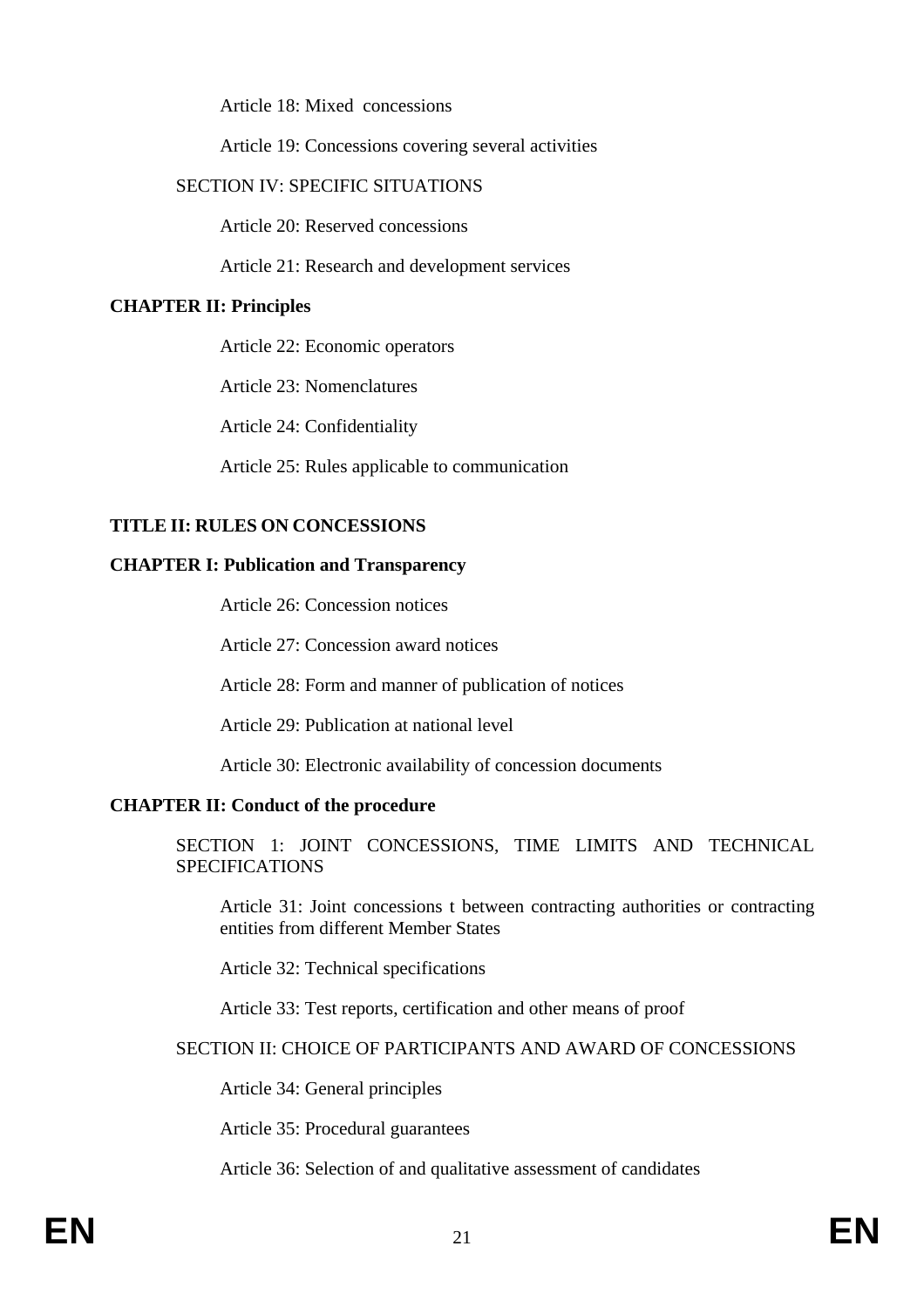Article 18: Mixed  concessions

Article 19: Concessions covering several activities

SECTION IV: SPECIFIC SITUATIONS

Article 20: Reserved concessions

Article 21: Research and development services

**CHAPTER II: Principles**

Article 22: Economic operators

Article 23: Nomenclatures

Article 24: Confidentiality

Article 25: Rules applicable to communication

**TITLE II: RULES ON CONCESSIONS**

**CHAPTER I: Publication and Transparency**

Article 26: Concession notices

Article 27: Concession award notices

Article 28: Form and manner of publication of notices

Article 29: Publication at national level

Article 30: Electronic availability of concession documents

**CHAPTER II: Conduct of the procedure**

SECTION 1: JOINT CONCESSIONS, TIME LIMITS AND TECHNICAL SPECIFICATIONS

Article 31: Joint concessions t between contracting authorities or contracting entities from different Member States

Article 32: Technical specifications

Article 33: Test reports, certification and other means of proof

SECTION II: CHOICE OF PARTICIPANTS AND AWARD OF CONCESSIONS

Article 34: General principles

Article 35: Procedural guarantees

Article 36: Selection of and qualitative assessment of candidates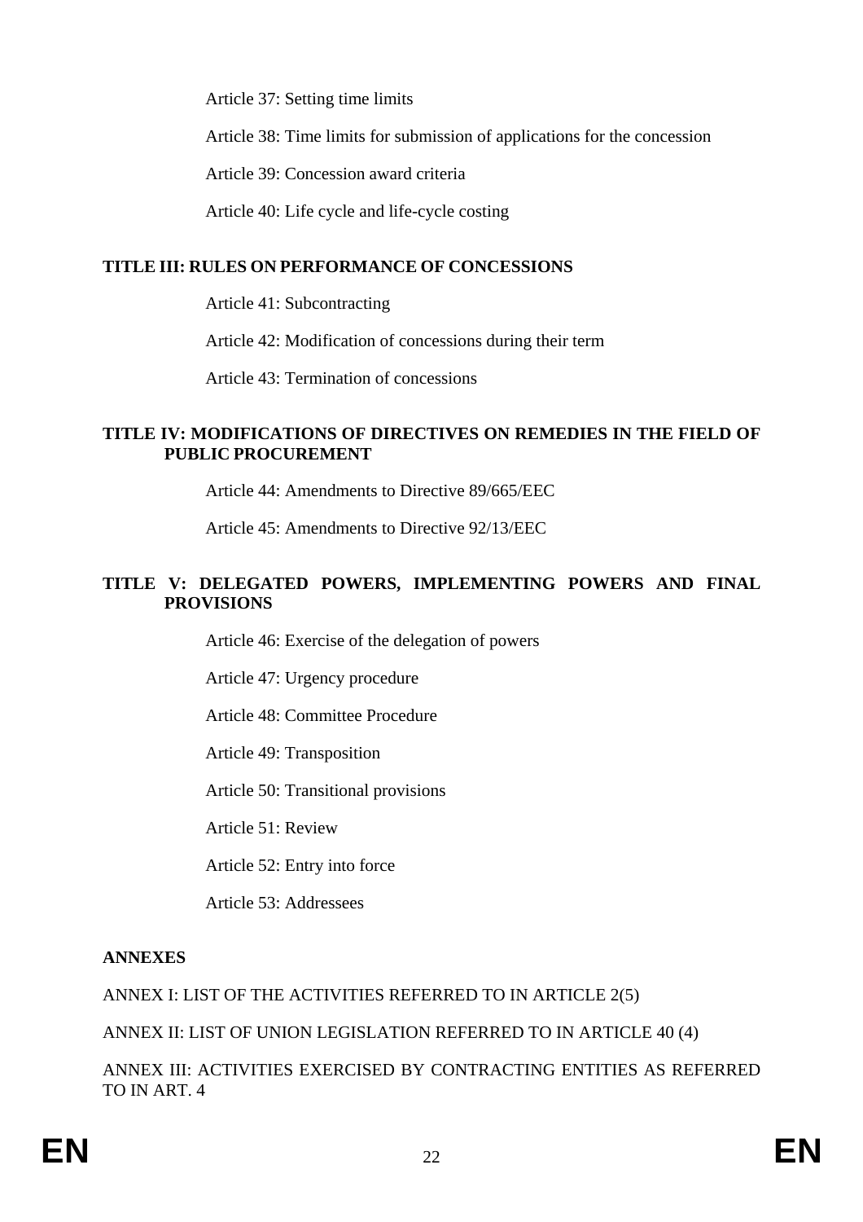Article 37: Setting time limits

Article 38: Time limits for submission of applications for the concession

Article 39: Concession award criteria

Article 40: Life cycle and life-cycle costing

**TITLE III: RULES ON PERFORMANCE OF CONCESSIONS**

Article 41: Subcontracting

Article 42: Modification of concessions during their term

Article 43: Termination of concessions

**TITLE IV: MODIFICATIONS OF DIRECTIVES ON REMEDIES IN THE FIELD OF PUBLIC PROCUREMENT**

Article 44: Amendments to Directive 89/665/EEC

Article 45: Amendments to Directive 92/13/EEC

**TITLE V: DELEGATED POWERS, IMPLEMENTING POWERS AND FINAL PROVISIONS**

Article 46: Exercise of the delegation of powers

Article 47: Urgency procedure

Article 48: Committee Procedure

Article 49: Transposition

Article 50: Transitional provisions

Article 51: Review

Article 52: Entry into force

Article 53: Addressees

**ANNEXES**

ANNEX I: LIST OF THE ACTIVITIES REFERRED TO IN ARTICLE 2(5)

ANNEX II: LIST OF UNION LEGISLATION REFERRED TO IN ARTICLE 40 (4)

ANNEX III: ACTIVITIES EXERCISED BY CONTRACTING ENTITIES AS REFERRED TO IN ART. 4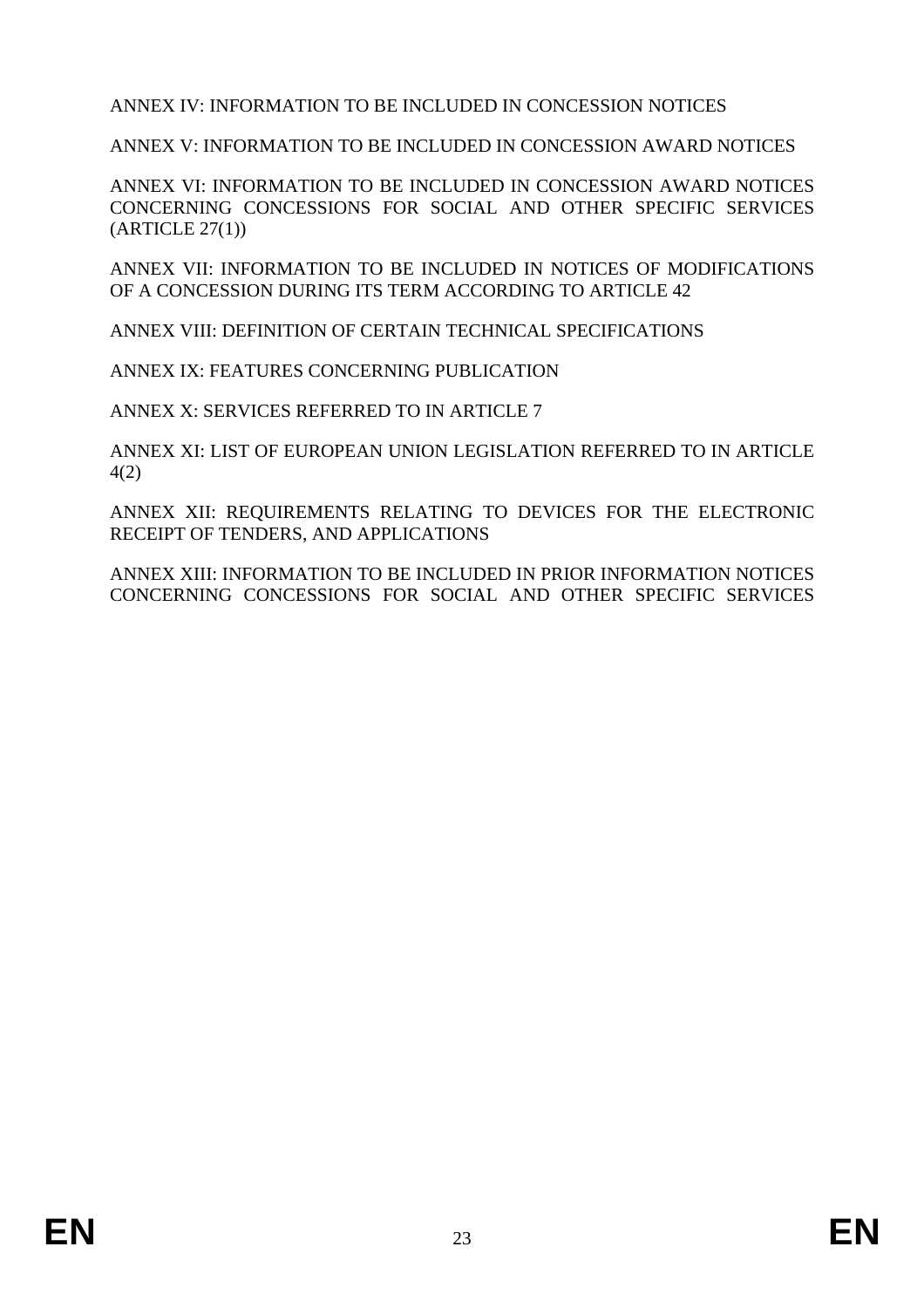ANNEX IV: INFORMATION TO BE INCLUDED IN CONCESSION NOTICES

ANNEX V: INFORMATION TO BE INCLUDED IN CONCESSION AWARD NOTICES

ANNEX VI: INFORMATION TO BE INCLUDED IN CONCESSION AWARD NOTICES CONCERNING CONCESSIONS FOR SOCIAL AND OTHER SPECIFIC SERVICES (ARTICLE 27(1))

ANNEX VII: INFORMATION TO BE INCLUDED IN NOTICES OF MODIFICATIONS OF A CONCESSION DURING ITS TERM ACCORDING TO ARTICLE 42

ANNEX VIII: DEFINITION OF CERTAIN TECHNICAL SPECIFICATIONS

ANNEX IX: FEATURES CONCERNING PUBLICATION

ANNEX X: SERVICES REFERRED TO IN ARTICLE 7

ANNEX XI: LIST OF EUROPEAN UNION LEGISLATION REFERRED TO IN ARTICLE 4(2)

ANNEX XII: REQUIREMENTS RELATING TO DEVICES FOR THE ELECTRONIC RECEIPT OF TENDERS, AND APPLICATIONS

ANNEX XIII: INFORMATION TO BE INCLUDED IN PRIOR INFORMATION NOTICES CONCERNING CONCESSIONS FOR SOCIAL AND OTHER SPECIFIC SERVICES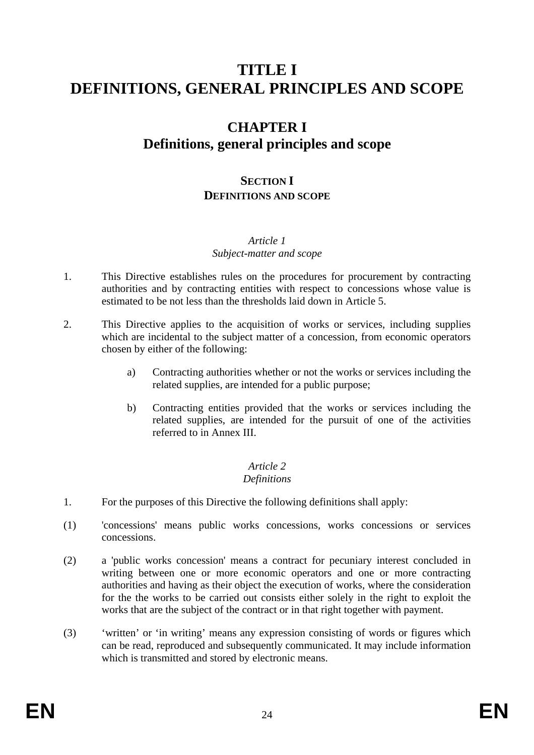# TITLE I
# DEFINITIONS, GENERAL PRINCIPLES AND SCOPE

## CHAPTER I
## Definitions, general principles and scope

### SECTION I
### DEFINITIONS AND SCOPE

*Article 1*
*Subject-matter and scope*

1. This Directive establishes rules on the procedures for procurement by contracting authorities and by contracting entities with respect to concessions whose value is estimated to be not less than the thresholds laid down in Article 5.

2. This Directive applies to the acquisition of works or services, including supplies which are incidental to the subject matter of a concession, from economic operators chosen by either of the following:

   a) Contracting authorities whether or not the works or services including the related supplies, are intended for a public purpose;

   b) Contracting entities provided that the works or services including the related supplies, are intended for the pursuit of one of the activities referred to in Annex III.

*Article 2*
*Definitions*

1. For the purposes of this Directive the following definitions shall apply:

(1) 'concessions' means public works concessions, works concessions or services concessions.

(2) a 'public works concession' means a contract for pecuniary interest concluded in writing between one or more economic operators and one or more contracting authorities and having as their object the execution of works, where the consideration for the the works to be carried out consists either solely in the right to exploit the works that are the subject of the contract or in that right together with payment.

(3) 'written' or 'in writing' means any expression consisting of words or figures which can be read, reproduced and subsequently communicated. It may include information which is transmitted and stored by electronic means.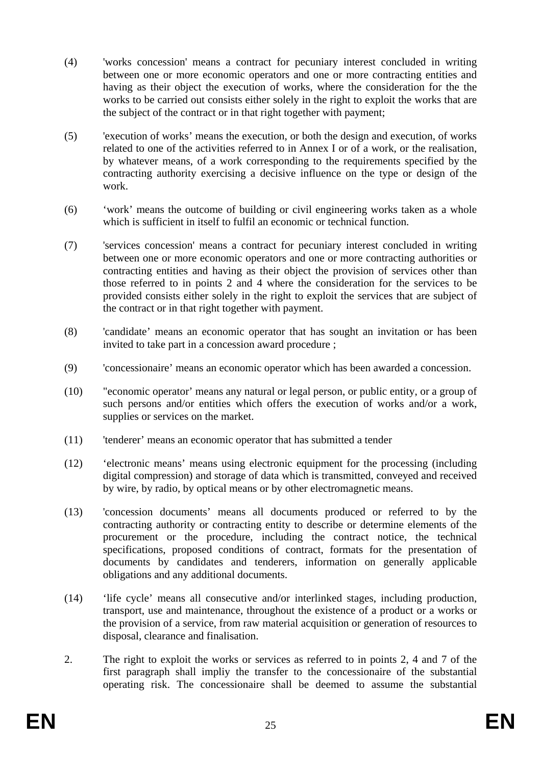(4) 'works concession' means a contract for pecuniary interest concluded in writing between one or more economic operators and one or more contracting entities and having as their object the execution of works, where the consideration for the the works to be carried out consists either solely in the right to exploit the works that are the subject of the contract or in that right together with payment;

(5) 'execution of works' means the execution, or both the design and execution, of works related to one of the activities referred to in Annex I or of a work, or the realisation, by whatever means, of a work corresponding to the requirements specified by the contracting authority exercising a decisive influence on the type or design of the work.

(6) 'work' means the outcome of building or civil engineering works taken as a whole which is sufficient in itself to fulfil an economic or technical function.

(7) 'services concession' means a contract for pecuniary interest concluded in writing between one or more economic operators and one or more contracting authorities or contracting entities and having as their object the provision of services other than those referred to in points 2 and 4 where the consideration for the services to be provided consists either solely in the right to exploit the services that are subject of the contract or in that right together with payment.

(8) 'candidate' means an economic operator that has sought an invitation or has been invited to take part in a concession award procedure ;

(9) 'concessionaire' means an economic operator which has been awarded a concession.

(10) "economic operator' means any natural or legal person, or public entity, or a group of such persons and/or entities which offers the execution of works and/or a work, supplies or services on the market.

(11) 'tenderer' means an economic operator that has submitted a tender

(12) 'electronic means' means using electronic equipment for the processing (including digital compression) and storage of data which is transmitted, conveyed and received by wire, by radio, by optical means or by other electromagnetic means.

(13) 'concession documents' means all documents produced or referred to by the contracting authority or contracting entity to describe or determine elements of the procurement or the procedure, including the contract notice, the technical specifications, proposed conditions of contract, formats for the presentation of documents by candidates and tenderers, information on generally applicable obligations and any additional documents.

(14) 'life cycle' means all consecutive and/or interlinked stages, including production, transport, use and maintenance, throughout the existence of a product or a works or the provision of a service, from raw material acquisition or generation of resources to disposal, clearance and finalisation.

2. The right to exploit the works or services as referred to in points 2, 4 and 7 of the first paragraph shall impliy the transfer to the concessionaire of the substantial operating risk. The concessionaire shall be deemed to assume the substantial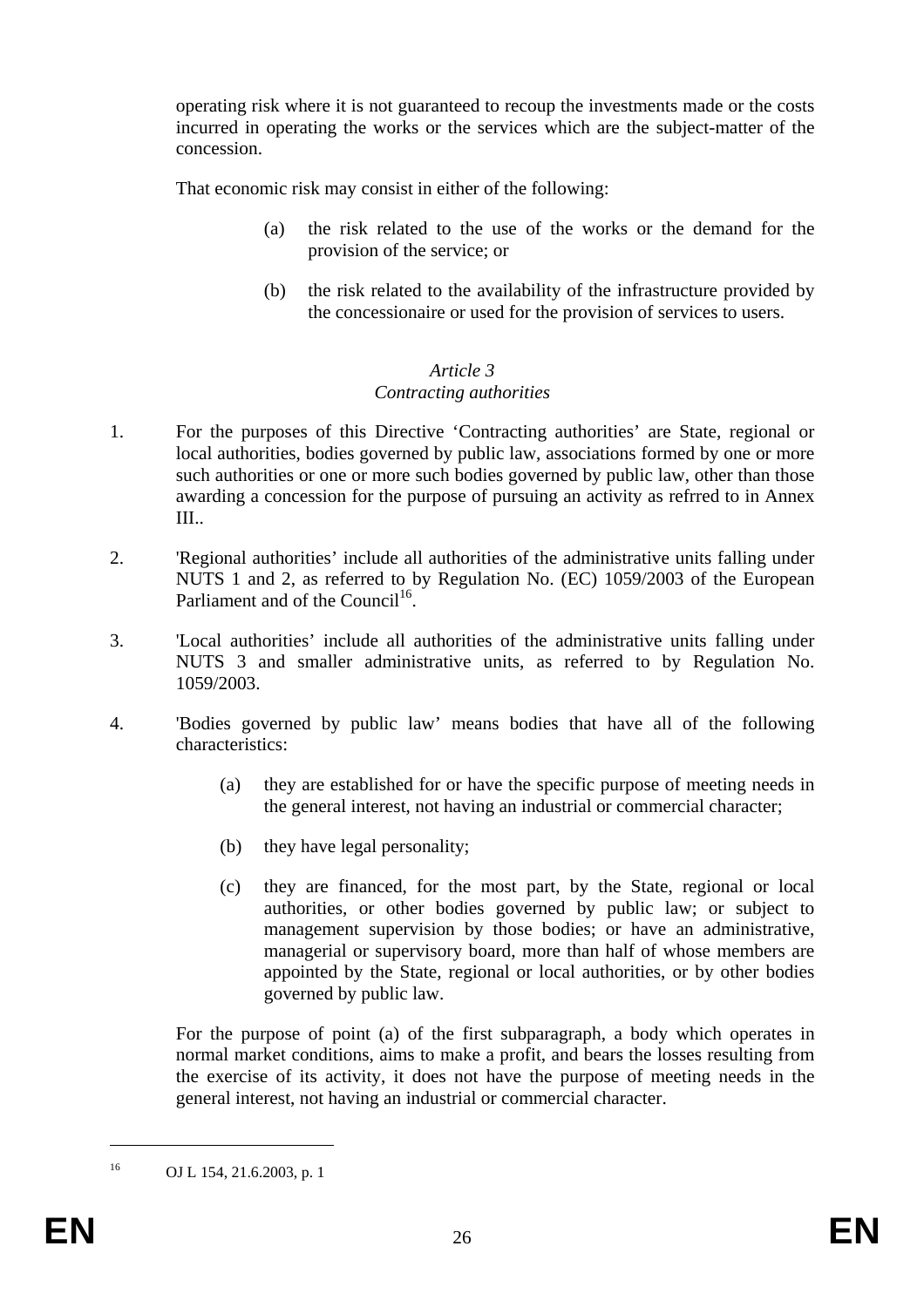operating risk where it is not guaranteed to recoup the investments made or the costs incurred in operating the works or the services which are the subject-matter of the concession.

That economic risk may consist in either of the following:

(a) the risk related to the use of the works or the demand for the provision of the service; or

(b) the risk related to the availability of the infrastructure provided by the concessionaire or used for the provision of services to users.

*Article 3*
*Contracting authorities*

1. For the purposes of this Directive ‘Contracting authorities’ are State, regional or local authorities, bodies governed by public law, associations formed by one or more such authorities or one or more such bodies governed by public law, other than those awarding a concession for the purpose of pursuing an activity as refrred to in Annex III..

2. 'Regional authorities’ include all authorities of the administrative units falling under NUTS 1 and 2, as referred to by Regulation No. (EC) 1059/2003 of the European Parliament and of the Council[16].

3. 'Local authorities’ include all authorities of the administrative units falling under NUTS 3 and smaller administrative units, as referred to by Regulation No. 1059/2003.

4. 'Bodies governed by public law’ means bodies that have all of the following characteristics:

   (a) they are established for or have the specific purpose of meeting needs in the general interest, not having an industrial or commercial character;

   (b) they have legal personality;

   (c) they are financed, for the most part, by the State, regional or local authorities, or other bodies governed by public law; or subject to management supervision by those bodies; or have an administrative, managerial or supervisory board, more than half of whose members are appointed by the State, regional or local authorities, or by other bodies governed by public law.

   For the purpose of point (a) of the first subparagraph, a body which operates in normal market conditions, aims to make a profit, and bears the losses resulting from the exercise of its activity, it does not have the purpose of meeting needs in the general interest, not having an industrial or commercial character.

[16] OJ L 154, 21.6.2003, p. 1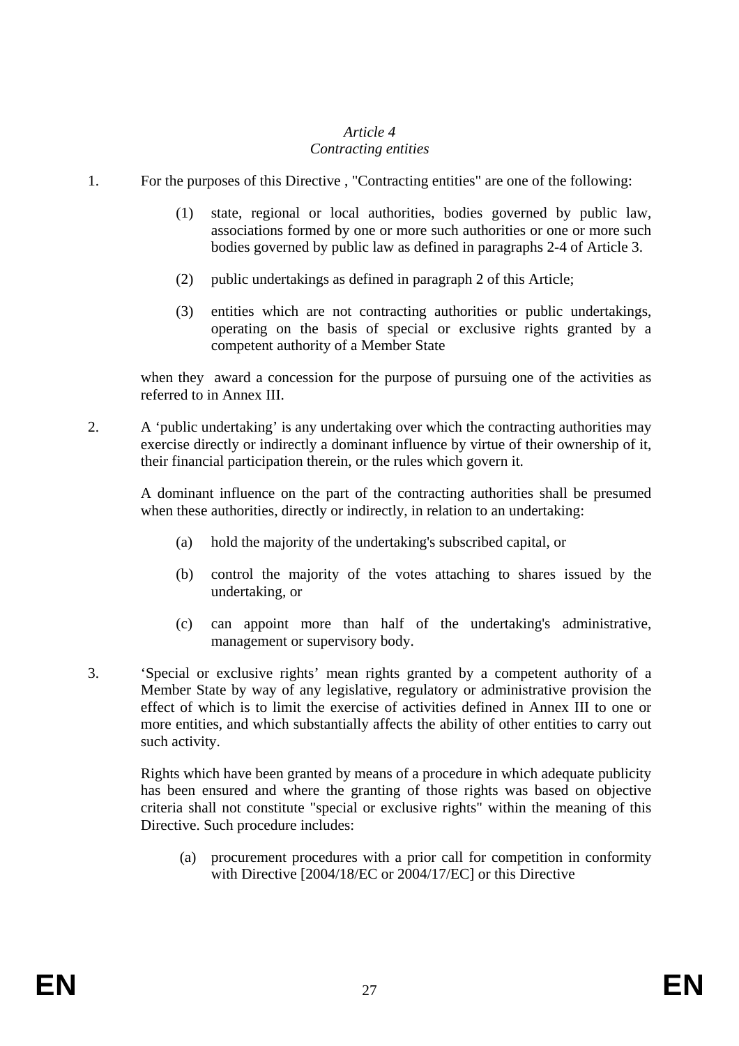*Article 4*
*Contracting entities*

1. For the purposes of this Directive , "Contracting entities" are one of the following:

   (1) state, regional or local authorities, bodies governed by public law, associations formed by one or more such authorities or one or more such bodies governed by public law as defined in paragraphs 2-4 of Article 3.

   (2) public undertakings as defined in paragraph 2 of this Article;

   (3) entities which are not contracting authorities or public undertakings, operating on the basis of special or exclusive rights granted by a competent authority of a Member State

   when they award a concession for the purpose of pursuing one of the activities as referred to in Annex III.

2. A 'public undertaking' is any undertaking over which the contracting authorities may exercise directly or indirectly a dominant influence by virtue of their ownership of it, their financial participation therein, or the rules which govern it.

   A dominant influence on the part of the contracting authorities shall be presumed when these authorities, directly or indirectly, in relation to an undertaking:

   (a) hold the majority of the undertaking's subscribed capital, or

   (b) control the majority of the votes attaching to shares issued by the undertaking, or

   (c) can appoint more than half of the undertaking's administrative, management or supervisory body.

3. 'Special or exclusive rights' mean rights granted by a competent authority of a Member State by way of any legislative, regulatory or administrative provision the effect of which is to limit the exercise of activities defined in Annex III to one or more entities, and which substantially affects the ability of other entities to carry out such activity.

   Rights which have been granted by means of a procedure in which adequate publicity has been ensured and where the granting of those rights was based on objective criteria shall not constitute "special or exclusive rights" within the meaning of this Directive. Such procedure includes:

   (a) procurement procedures with a prior call for competition in conformity with Directive [2004/18/EC or 2004/17/EC] or this Directive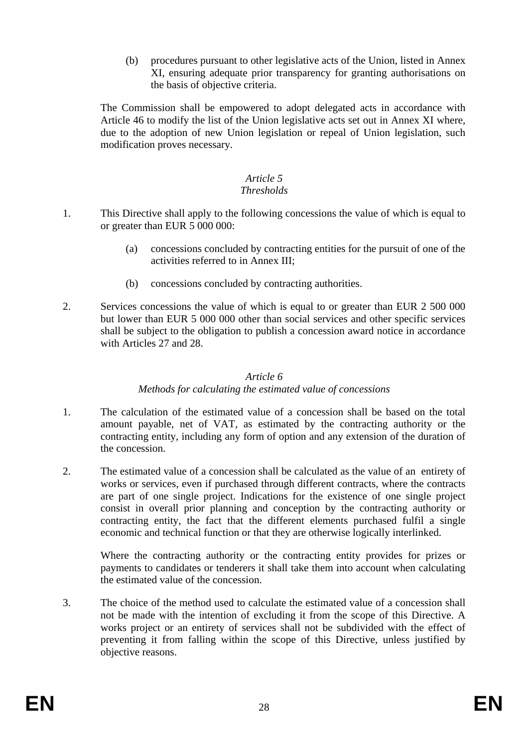(b) procedures pursuant to other legislative acts of the Union, listed in Annex XI, ensuring adequate prior transparency for granting authorisations on the basis of objective criteria.

The Commission shall be empowered to adopt delegated acts in accordance with Article 46 to modify the list of the Union legislative acts set out in Annex XI where, due to the adoption of new Union legislation or repeal of Union legislation, such modification proves necessary.

### *Article 5*
### *Thresholds*

1. This Directive shall apply to the following concessions the value of which is equal to or greater than EUR 5 000 000:

   (a) concessions concluded by contracting entities for the pursuit of one of the activities referred to in Annex III;

   (b) concessions concluded by contracting authorities.

2. Services concessions the value of which is equal to or greater than EUR 2 500 000 but lower than EUR 5 000 000 other than social services and other specific services shall be subject to the obligation to publish a concession award notice in accordance with Articles 27 and 28.

### *Article 6*
### *Methods for calculating the estimated value of concessions*

1. The calculation of the estimated value of a concession shall be based on the total amount payable, net of VAT, as estimated by the contracting authority or the contracting entity, including any form of option and any extension of the duration of the concession.

2. The estimated value of a concession shall be calculated as the value of an entirety of works or services, even if purchased through different contracts, where the contracts are part of one single project. Indications for the existence of one single project consist in overall prior planning and conception by the contracting authority or contracting entity, the fact that the different elements purchased fulfil a single economic and technical function or that they are otherwise logically interlinked.

   Where the contracting authority or the contracting entity provides for prizes or payments to candidates or tenderers it shall take them into account when calculating the estimated value of the concession.

3. The choice of the method used to calculate the estimated value of a concession shall not be made with the intention of excluding it from the scope of this Directive. A works project or an entirety of services shall not be subdivided with the effect of preventing it from falling within the scope of this Directive, unless justified by objective reasons.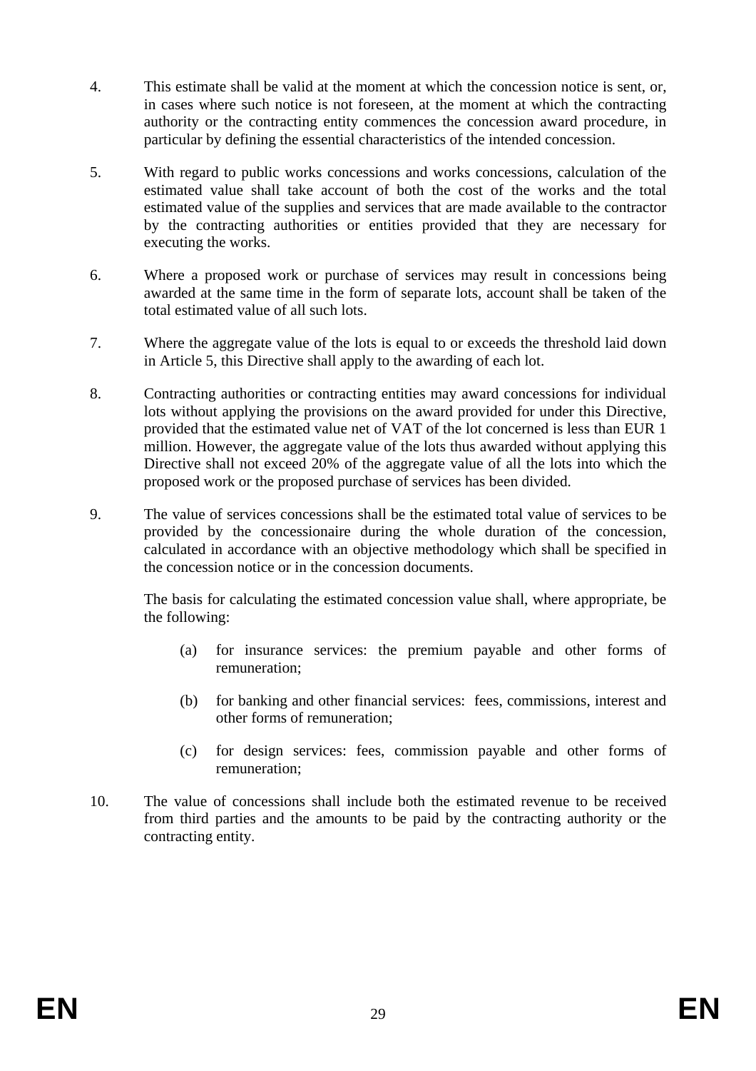4. This estimate shall be valid at the moment at which the concession notice is sent, or, in cases where such notice is not foreseen, at the moment at which the contracting authority or the contracting entity commences the concession award procedure, in particular by defining the essential characteristics of the intended concession.

5. With regard to public works concessions and works concessions, calculation of the estimated value shall take account of both the cost of the works and the total estimated value of the supplies and services that are made available to the contractor by the contracting authorities or entities provided that they are necessary for executing the works.

6. Where a proposed work or purchase of services may result in concessions being awarded at the same time in the form of separate lots, account shall be taken of the total estimated value of all such lots.

7. Where the aggregate value of the lots is equal to or exceeds the threshold laid down in Article 5, this Directive shall apply to the awarding of each lot.

8. Contracting authorities or contracting entities may award concessions for individual lots without applying the provisions on the award provided for under this Directive, provided that the estimated value net of VAT of the lot concerned is less than EUR 1 million. However, the aggregate value of the lots thus awarded without applying this Directive shall not exceed 20% of the aggregate value of all the lots into which the proposed work or the proposed purchase of services has been divided.

9. The value of services concessions shall be the estimated total value of services to be provided by the concessionaire during the whole duration of the concession, calculated in accordance with an objective methodology which shall be specified in the concession notice or in the concession documents.

   The basis for calculating the estimated concession value shall, where appropriate, be the following:

   (a) for insurance services: the premium payable and other forms of remuneration;

   (b) for banking and other financial services: fees, commissions, interest and other forms of remuneration;

   (c) for design services: fees, commission payable and other forms of remuneration;

10. The value of concessions shall include both the estimated revenue to be received from third parties and the amounts to be paid by the contracting authority or the contracting entity.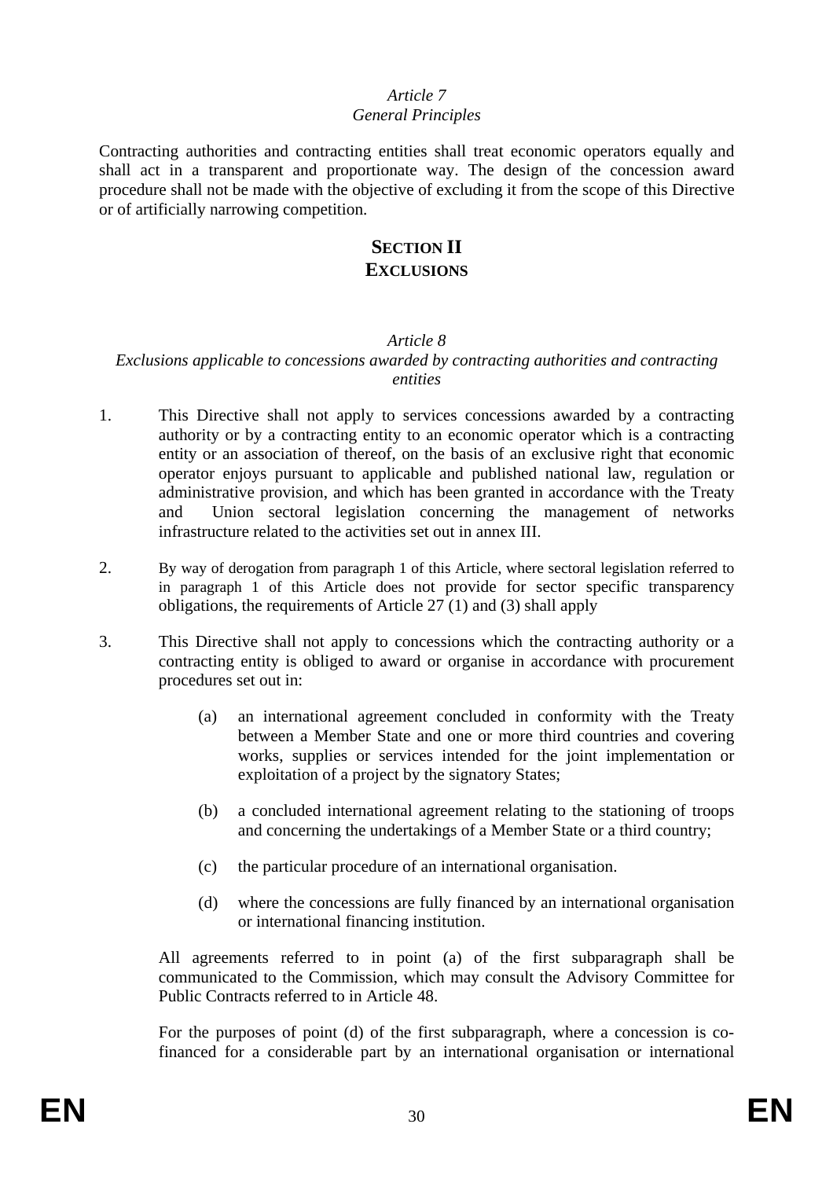*Article 7*
*General Principles*

Contracting authorities and contracting entities shall treat economic operators equally and shall act in a transparent and proportionate way. The design of the concession award procedure shall not be made with the objective of excluding it from the scope of this Directive or of artificially narrowing competition.

## SECTION II
## EXCLUSIONS

*Article 8*
*Exclusions applicable to concessions awarded by contracting authorities and contracting entities*

1. This Directive shall not apply to services concessions awarded by a contracting authority or by a contracting entity to an economic operator which is a contracting entity or an association of thereof, on the basis of an exclusive right that economic operator enjoys pursuant to applicable and published national law, regulation or administrative provision, and which has been granted in accordance with the Treaty and Union sectoral legislation concerning the management of networks infrastructure related to the activities set out in annex III.

2. By way of derogation from paragraph 1 of this Article, where sectoral legislation referred to in paragraph 1 of this Article does not provide for sector specific transparency obligations, the requirements of Article 27 (1) and (3) shall apply

3. This Directive shall not apply to concessions which the contracting authority or a contracting entity is obliged to award or organise in accordance with procurement procedures set out in:

   (a) an international agreement concluded in conformity with the Treaty between a Member State and one or more third countries and covering works, supplies or services intended for the joint implementation or exploitation of a project by the signatory States;

   (b) a concluded international agreement relating to the stationing of troops and concerning the undertakings of a Member State or a third country;

   (c) the particular procedure of an international organisation.

   (d) where the concessions are fully financed by an international organisation or international financing institution.

   All agreements referred to in point (a) of the first subparagraph shall be communicated to the Commission, which may consult the Advisory Committee for Public Contracts referred to in Article 48.

   For the purposes of point (d) of the first subparagraph, where a concession is co-financed for a considerable part by an international organisation or international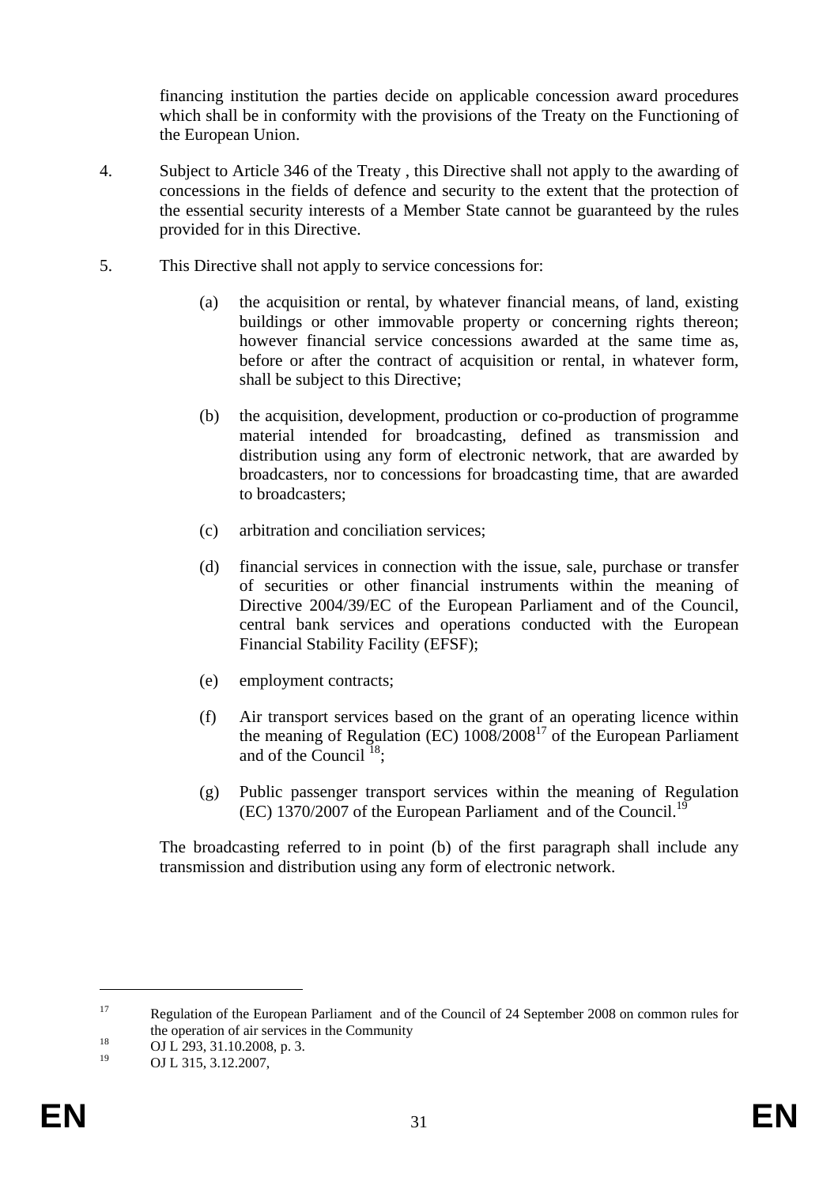financing institution the parties decide on applicable concession award procedures which shall be in conformity with the provisions of the Treaty on the Functioning of the European Union.

4. Subject to Article 346 of the Treaty , this Directive shall not apply to the awarding of concessions in the fields of defence and security to the extent that the protection of the essential security interests of a Member State cannot be guaranteed by the rules provided for in this Directive.

5. This Directive shall not apply to service concessions for:

   (a) the acquisition or rental, by whatever financial means, of land, existing buildings or other immovable property or concerning rights thereon; however financial service concessions awarded at the same time as, before or after the contract of acquisition or rental, in whatever form, shall be subject to this Directive;

   (b) the acquisition, development, production or co-production of programme material intended for broadcasting, defined as transmission and distribution using any form of electronic network, that are awarded by broadcasters, nor to concessions for broadcasting time, that are awarded to broadcasters;

   (c) arbitration and conciliation services;

   (d) financial services in connection with the issue, sale, purchase or transfer of securities or other financial instruments within the meaning of Directive 2004/39/EC of the European Parliament and of the Council, central bank services and operations conducted with the European Financial Stability Facility (EFSF);

   (e) employment contracts;

   (f) Air transport services based on the grant of an operating licence within the meaning of Regulation (EC) 1008/2008[17] of the European Parliament and of the Council [18];

   (g) Public passenger transport services within the meaning of Regulation (EC) 1370/2007 of the European Parliament and of the Council.[19]

   The broadcasting referred to in point (b) of the first paragraph shall include any transmission and distribution using any form of electronic network.

---

[17] Regulation of the European Parliament and of the Council of 24 September 2008 on common rules for the operation of air services in the Community

[18] OJ L 293, 31.10.2008, p. 3.

[19] OJ L 315, 3.12.2007,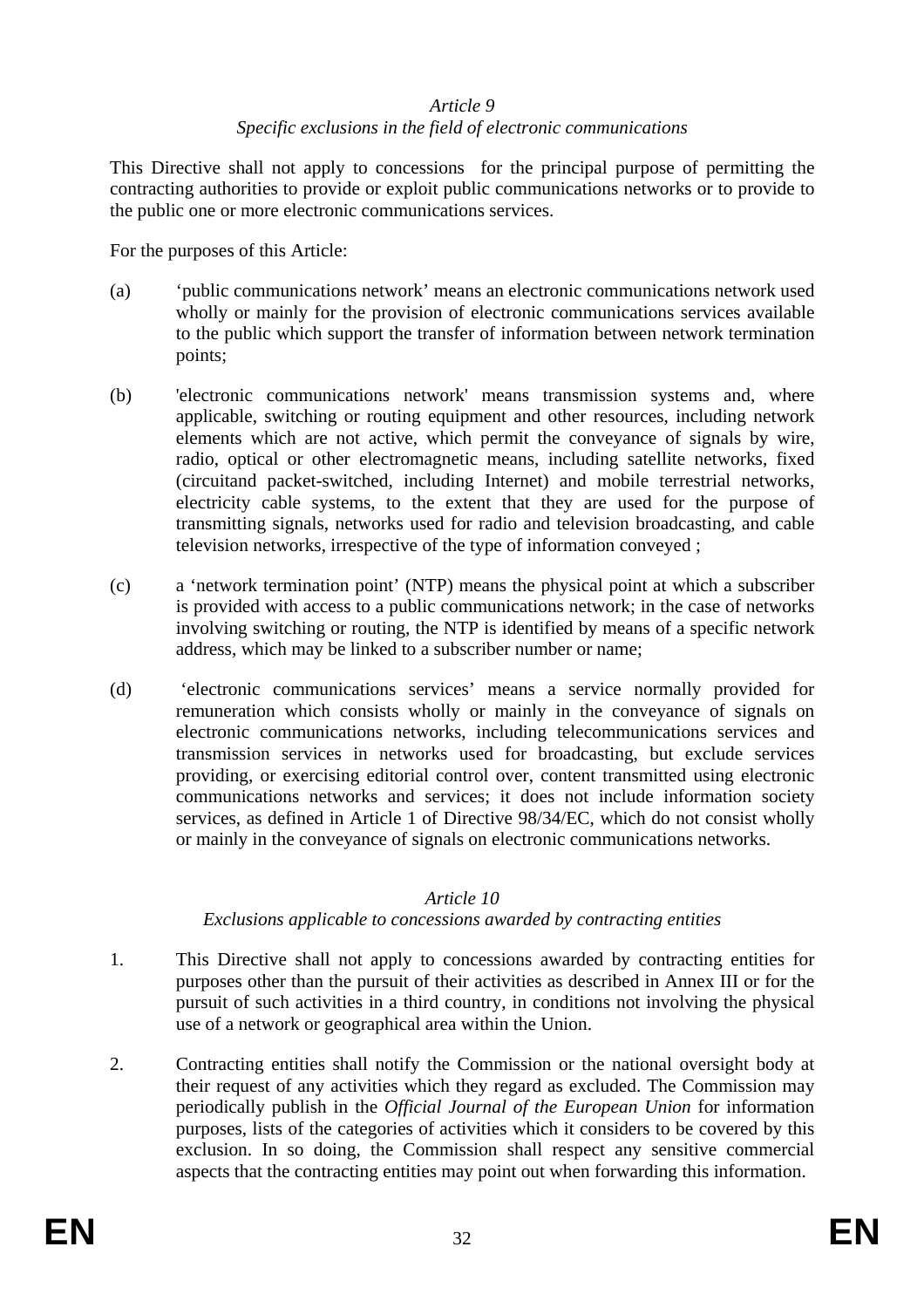*Article 9*

*Specific exclusions in the field of electronic communications*

This Directive shall not apply to concessions for the principal purpose of permitting the contracting authorities to provide or exploit public communications networks or to provide to the public one or more electronic communications services.

For the purposes of this Article:

(a) ‘public communications network’ means an electronic communications network used wholly or mainly for the provision of electronic communications services available to the public which support the transfer of information between network termination points;

(b) 'electronic communications network' means transmission systems and, where applicable, switching or routing equipment and other resources, including network elements which are not active, which permit the conveyance of signals by wire, radio, optical or other electromagnetic means, including satellite networks, fixed (circuitand packet-switched, including Internet) and mobile terrestrial networks, electricity cable systems, to the extent that they are used for the purpose of transmitting signals, networks used for radio and television broadcasting, and cable television networks, irrespective of the type of information conveyed ;

(c) a ‘network termination point’ (NTP) means the physical point at which a subscriber is provided with access to a public communications network; in the case of networks involving switching or routing, the NTP is identified by means of a specific network address, which may be linked to a subscriber number or name;

(d) ‘electronic communications services’ means a service normally provided for remuneration which consists wholly or mainly in the conveyance of signals on electronic communications networks, including telecommunications services and transmission services in networks used for broadcasting, but exclude services providing, or exercising editorial control over, content transmitted using electronic communications networks and services; it does not include information society services, as defined in Article 1 of Directive 98/34/EC, which do not consist wholly or mainly in the conveyance of signals on electronic communications networks.

*Article 10*

*Exclusions applicable to concessions awarded by contracting entities*

1. This Directive shall not apply to concessions awarded by contracting entities for purposes other than the pursuit of their activities as described in Annex III or for the pursuit of such activities in a third country, in conditions not involving the physical use of a network or geographical area within the Union.

2. Contracting entities shall notify the Commission or the national oversight body at their request of any activities which they regard as excluded. The Commission may periodically publish in the *Official Journal of the European Union* for information purposes, lists of the categories of activities which it considers to be covered by this exclusion. In so doing, the Commission shall respect any sensitive commercial aspects that the contracting entities may point out when forwarding this information.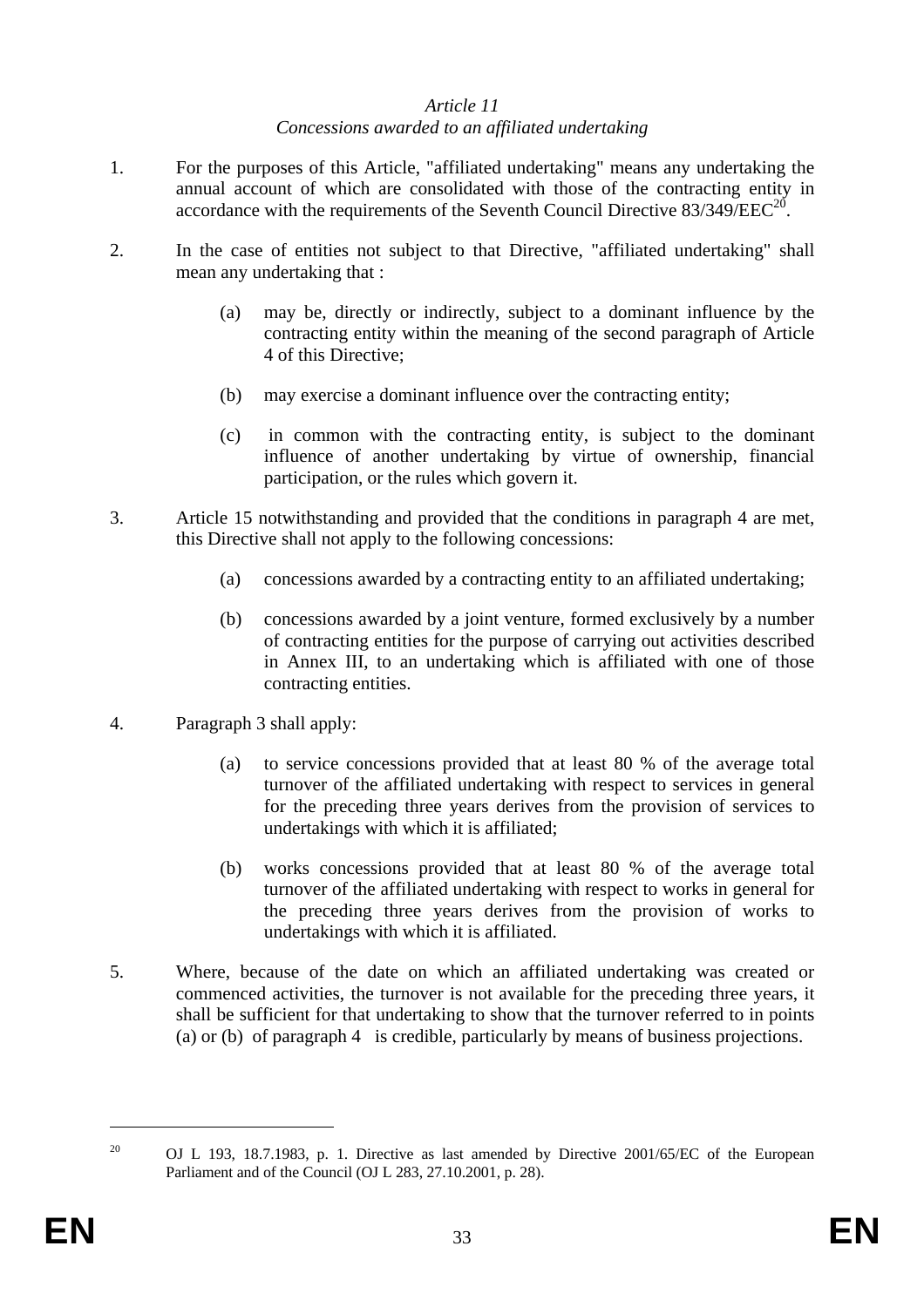*Article 11*

*Concessions awarded to an affiliated undertaking*

1. For the purposes of this Article, "affiliated undertaking" means any undertaking the annual account of which are consolidated with those of the contracting entity in accordance with the requirements of the Seventh Council Directive 83/349/EEC[20].

2. In the case of entities not subject to that Directive, "affiliated undertaking" shall mean any undertaking that :

   (a) may be, directly or indirectly, subject to a dominant influence by the contracting entity within the meaning of the second paragraph of Article 4 of this Directive;

   (b) may exercise a dominant influence over the contracting entity;

   (c) in common with the contracting entity, is subject to the dominant influence of another undertaking by virtue of ownership, financial participation, or the rules which govern it.

3. Article 15 notwithstanding and provided that the conditions in paragraph 4 are met, this Directive shall not apply to the following concessions:

   (a) concessions awarded by a contracting entity to an affiliated undertaking;

   (b) concessions awarded by a joint venture, formed exclusively by a number of contracting entities for the purpose of carrying out activities described in Annex III, to an undertaking which is affiliated with one of those contracting entities.

4. Paragraph 3 shall apply:

   (a) to service concessions provided that at least 80 % of the average total turnover of the affiliated undertaking with respect to services in general for the preceding three years derives from the provision of services to undertakings with which it is affiliated;

   (b) works concessions provided that at least 80 % of the average total turnover of the affiliated undertaking with respect to works in general for the preceding three years derives from the provision of works to undertakings with which it is affiliated.

5. Where, because of the date on which an affiliated undertaking was created or commenced activities, the turnover is not available for the preceding three years, it shall be sufficient for that undertaking to show that the turnover referred to in points (a) or (b) of paragraph 4 is credible, particularly by means of business projections.

---

[20] OJ L 193, 18.7.1983, p. 1. Directive as last amended by Directive 2001/65/EC of the European Parliament and of the Council (OJ L 283, 27.10.2001, p. 28).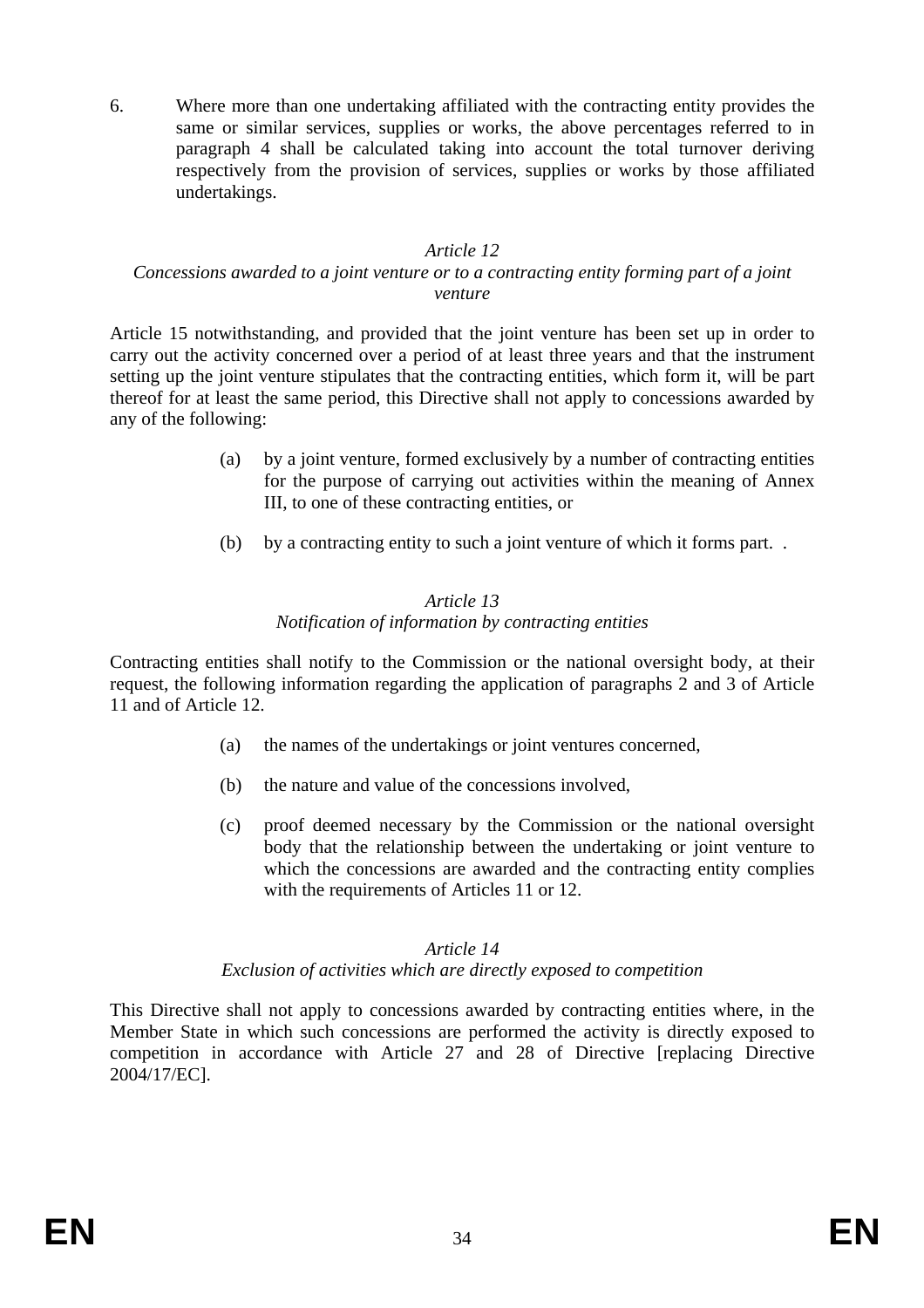6. Where more than one undertaking affiliated with the contracting entity provides the same or similar services, supplies or works, the above percentages referred to in paragraph 4 shall be calculated taking into account the total turnover deriving respectively from the provision of services, supplies or works by those affiliated undertakings.

*Article 12*

*Concessions awarded to a joint venture or to a contracting entity forming part of a joint venture*

Article 15 notwithstanding, and provided that the joint venture has been set up in order to carry out the activity concerned over a period of at least three years and that the instrument setting up the joint venture stipulates that the contracting entities, which form it, will be part thereof for at least the same period, this Directive shall not apply to concessions awarded by any of the following:

(a) by a joint venture, formed exclusively by a number of contracting entities for the purpose of carrying out activities within the meaning of Annex III, to one of these contracting entities, or

(b) by a contracting entity to such a joint venture of which it forms part. .

*Article 13*

*Notification of information by contracting entities*

Contracting entities shall notify to the Commission or the national oversight body, at their request, the following information regarding the application of paragraphs 2 and 3 of Article 11 and of Article 12.

(a) the names of the undertakings or joint ventures concerned,

(b) the nature and value of the concessions involved,

(c) proof deemed necessary by the Commission or the national oversight body that the relationship between the undertaking or joint venture to which the concessions are awarded and the contracting entity complies with the requirements of Articles 11 or 12.

*Article 14*

*Exclusion of activities which are directly exposed to competition*

This Directive shall not apply to concessions awarded by contracting entities where, in the Member State in which such concessions are performed the activity is directly exposed to competition in accordance with Article 27 and 28 of Directive [replacing Directive 2004/17/EC].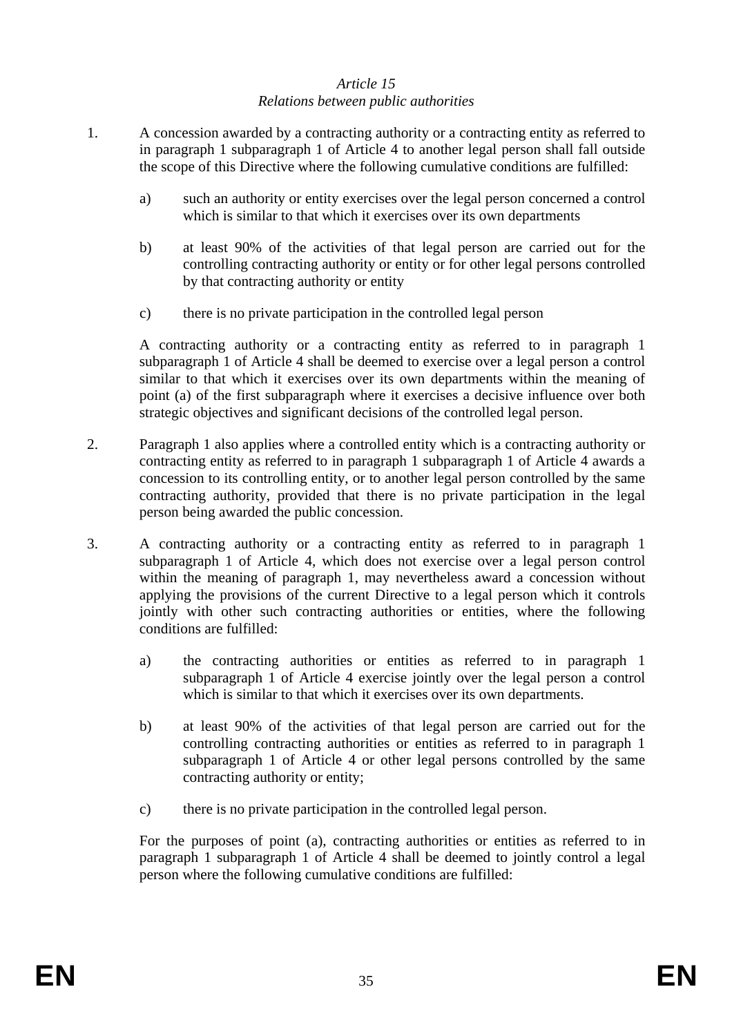*Article 15*
*Relations between public authorities*

1. A concession awarded by a contracting authority or a contracting entity as referred to in paragraph 1 subparagraph 1 of Article 4 to another legal person shall fall outside the scope of this Directive where the following cumulative conditions are fulfilled:

   a) such an authority or entity exercises over the legal person concerned a control which is similar to that which it exercises over its own departments

   b) at least 90% of the activities of that legal person are carried out for the controlling contracting authority or entity or for other legal persons controlled by that contracting authority or entity

   c) there is no private participation in the controlled legal person

   A contracting authority or a contracting entity as referred to in paragraph 1 subparagraph 1 of Article 4 shall be deemed to exercise over a legal person a control similar to that which it exercises over its own departments within the meaning of point (a) of the first subparagraph where it exercises a decisive influence over both strategic objectives and significant decisions of the controlled legal person.

2. Paragraph 1 also applies where a controlled entity which is a contracting authority or contracting entity as referred to in paragraph 1 subparagraph 1 of Article 4 awards a concession to its controlling entity, or to another legal person controlled by the same contracting authority, provided that there is no private participation in the legal person being awarded the public concession.

3. A contracting authority or a contracting entity as referred to in paragraph 1 subparagraph 1 of Article 4, which does not exercise over a legal person control within the meaning of paragraph 1, may nevertheless award a concession without applying the provisions of the current Directive to a legal person which it controls jointly with other such contracting authorities or entities, where the following conditions are fulfilled:

   a) the contracting authorities or entities as referred to in paragraph 1 subparagraph 1 of Article 4 exercise jointly over the legal person a control which is similar to that which it exercises over its own departments.

   b) at least 90% of the activities of that legal person are carried out for the controlling contracting authorities or entities as referred to in paragraph 1 subparagraph 1 of Article 4 or other legal persons controlled by the same contracting authority or entity;

   c) there is no private participation in the controlled legal person.

   For the purposes of point (a), contracting authorities or entities as referred to in paragraph 1 subparagraph 1 of Article 4 shall be deemed to jointly control a legal person where the following cumulative conditions are fulfilled: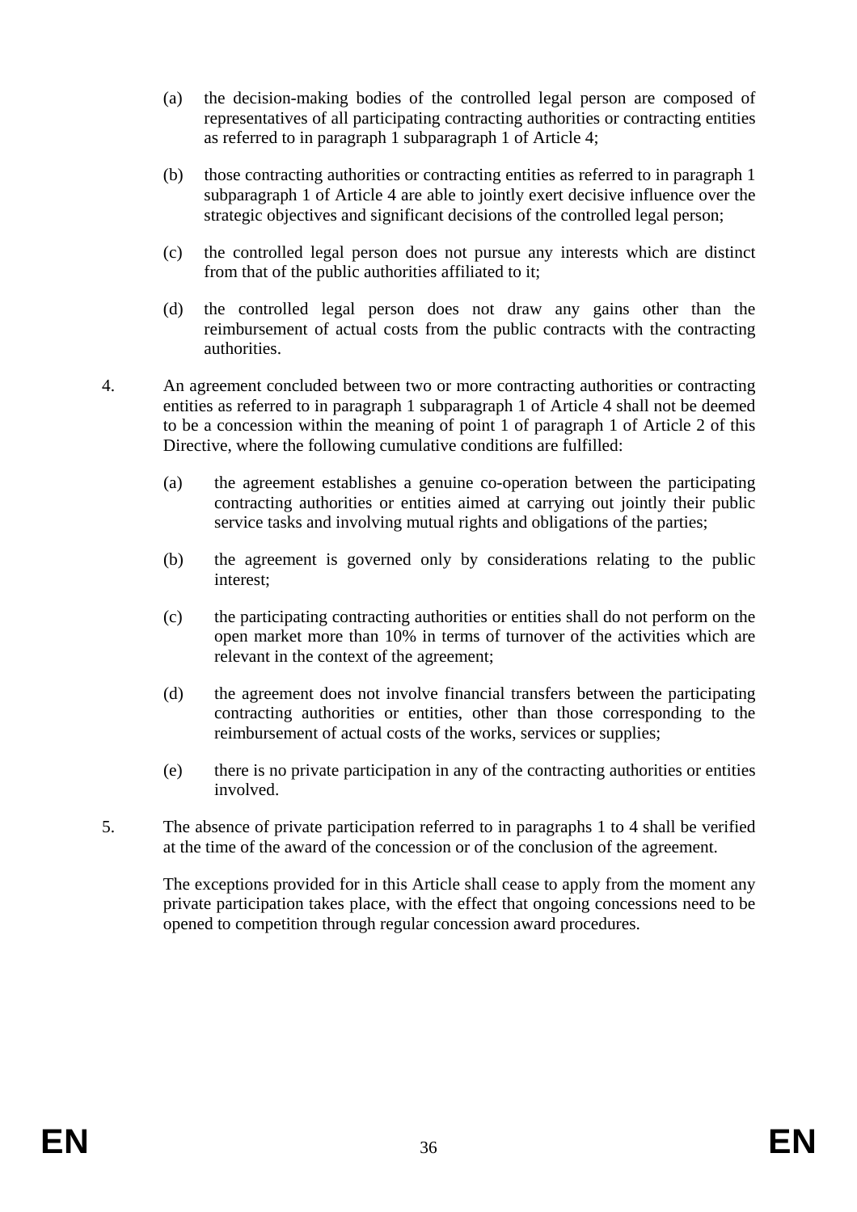(a) the decision-making bodies of the controlled legal person are composed of representatives of all participating contracting authorities or contracting entities as referred to in paragraph 1 subparagraph 1 of Article 4;

(b) those contracting authorities or contracting entities as referred to in paragraph 1 subparagraph 1 of Article 4 are able to jointly exert decisive influence over the strategic objectives and significant decisions of the controlled legal person;

(c) the controlled legal person does not pursue any interests which are distinct from that of the public authorities affiliated to it;

(d) the controlled legal person does not draw any gains other than the reimbursement of actual costs from the public contracts with the contracting authorities.

4. An agreement concluded between two or more contracting authorities or contracting entities as referred to in paragraph 1 subparagraph 1 of Article 4 shall not be deemed to be a concession within the meaning of point 1 of paragraph 1 of Article 2 of this Directive, where the following cumulative conditions are fulfilled:

   (a) the agreement establishes a genuine co-operation between the participating contracting authorities or entities aimed at carrying out jointly their public service tasks and involving mutual rights and obligations of the parties;

   (b) the agreement is governed only by considerations relating to the public interest;

   (c) the participating contracting authorities or entities shall do not perform on the open market more than 10% in terms of turnover of the activities which are relevant in the context of the agreement;

   (d) the agreement does not involve financial transfers between the participating contracting authorities or entities, other than those corresponding to the reimbursement of actual costs of the works, services or supplies;

   (e) there is no private participation in any of the contracting authorities or entities involved.

5. The absence of private participation referred to in paragraphs 1 to 4 shall be verified at the time of the award of the concession or of the conclusion of the agreement.

   The exceptions provided for in this Article shall cease to apply from the moment any private participation takes place, with the effect that ongoing concessions need to be opened to competition through regular concession award procedures.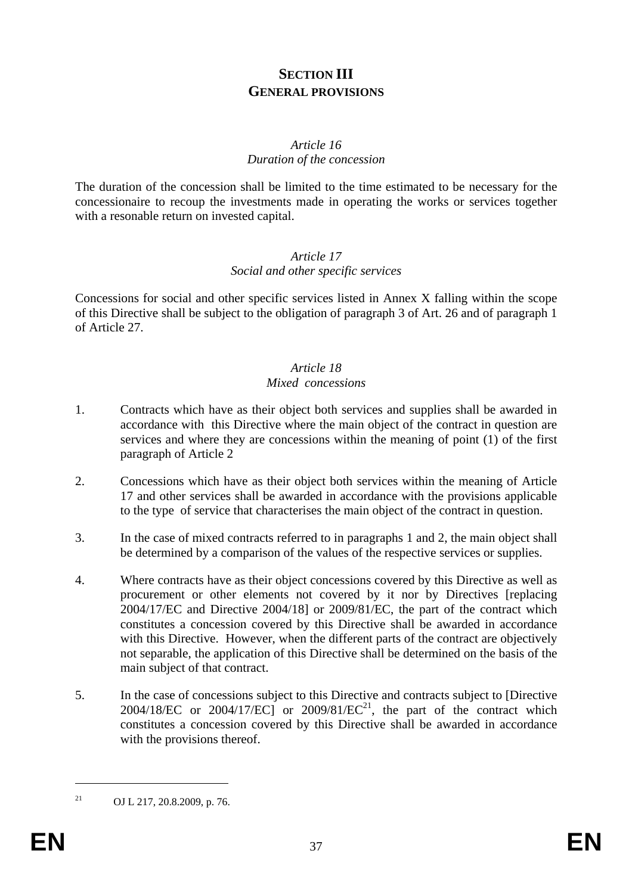# SECTION III
# GENERAL PROVISIONS

*Article 16*
*Duration of the concession*

The duration of the concession shall be limited to the time estimated to be necessary for the concessionaire to recoup the investments made in operating the works or services together with a resonable return on invested capital.

*Article 17*
*Social and other specific services*

Concessions for social and other specific services listed in Annex X falling within the scope of this Directive shall be subject to the obligation of paragraph 3 of Art. 26 and of paragraph 1 of Article 27.

*Article 18*
*Mixed concessions*

1. Contracts which have as their object both services and supplies shall be awarded in accordance with this Directive where the main object of the contract in question are services and where they are concessions within the meaning of point (1) of the first paragraph of Article 2

2. Concessions which have as their object both services within the meaning of Article 17 and other services shall be awarded in accordance with the provisions applicable to the type of service that characterises the main object of the contract in question.

3. In the case of mixed contracts referred to in paragraphs 1 and 2, the main object shall be determined by a comparison of the values of the respective services or supplies.

4. Where contracts have as their object concessions covered by this Directive as well as procurement or other elements not covered by it nor by Directives [replacing 2004/17/EC and Directive 2004/18] or 2009/81/EC, the part of the contract which constitutes a concession covered by this Directive shall be awarded in accordance with this Directive. However, when the different parts of the contract are objectively not separable, the application of this Directive shall be determined on the basis of the main subject of that contract.

5. In the case of concessions subject to this Directive and contracts subject to [Directive 2004/18/EC or 2004/17/EC] or 2009/81/EC[21], the part of the contract which constitutes a concession covered by this Directive shall be awarded in accordance with the provisions thereof.

---

[21] OJ L 217, 20.8.2009, p. 76.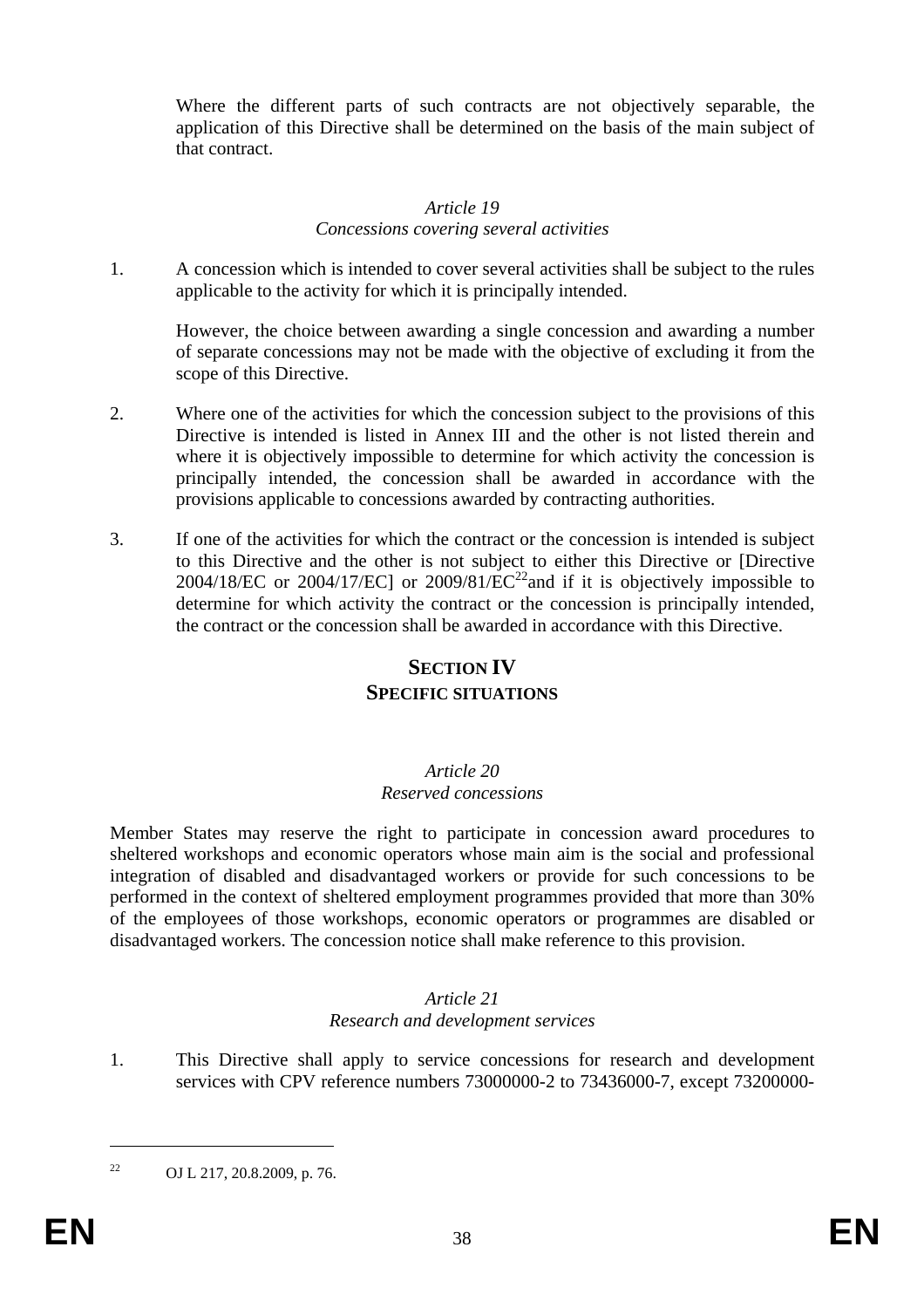Where the different parts of such contracts are not objectively separable, the application of this Directive shall be determined on the basis of the main subject of that contract.

*Article 19*
*Concessions covering several activities*

1. A concession which is intended to cover several activities shall be subject to the rules applicable to the activity for which it is principally intended.

   However, the choice between awarding a single concession and awarding a number of separate concessions may not be made with the objective of excluding it from the scope of this Directive.

2. Where one of the activities for which the concession subject to the provisions of this Directive is intended is listed in Annex III and the other is not listed therein and where it is objectively impossible to determine for which activity the concession is principally intended, the concession shall be awarded in accordance with the provisions applicable to concessions awarded by contracting authorities.

3. If one of the activities for which the contract or the concession is intended is subject to this Directive and the other is not subject to either this Directive or [Directive 2004/18/EC or 2004/17/EC] or 2009/81/EC[22]and if it is objectively impossible to determine for which activity the contract or the concession is principally intended, the contract or the concession shall be awarded in accordance with this Directive.

## SECTION IV
## SPECIFIC SITUATIONS

*Article 20*
*Reserved concessions*

Member States may reserve the right to participate in concession award procedures to sheltered workshops and economic operators whose main aim is the social and professional integration of disabled and disadvantaged workers or provide for such concessions to be performed in the context of sheltered employment programmes provided that more than 30% of the employees of those workshops, economic operators or programmes are disabled or disadvantaged workers. The concession notice shall make reference to this provision.

*Article 21*
*Research and development services*

1. This Directive shall apply to service concessions for research and development services with CPV reference numbers 73000000-2 to 73436000-7, except 73200000-

---

[22] OJ L 217, 20.8.2009, p. 76.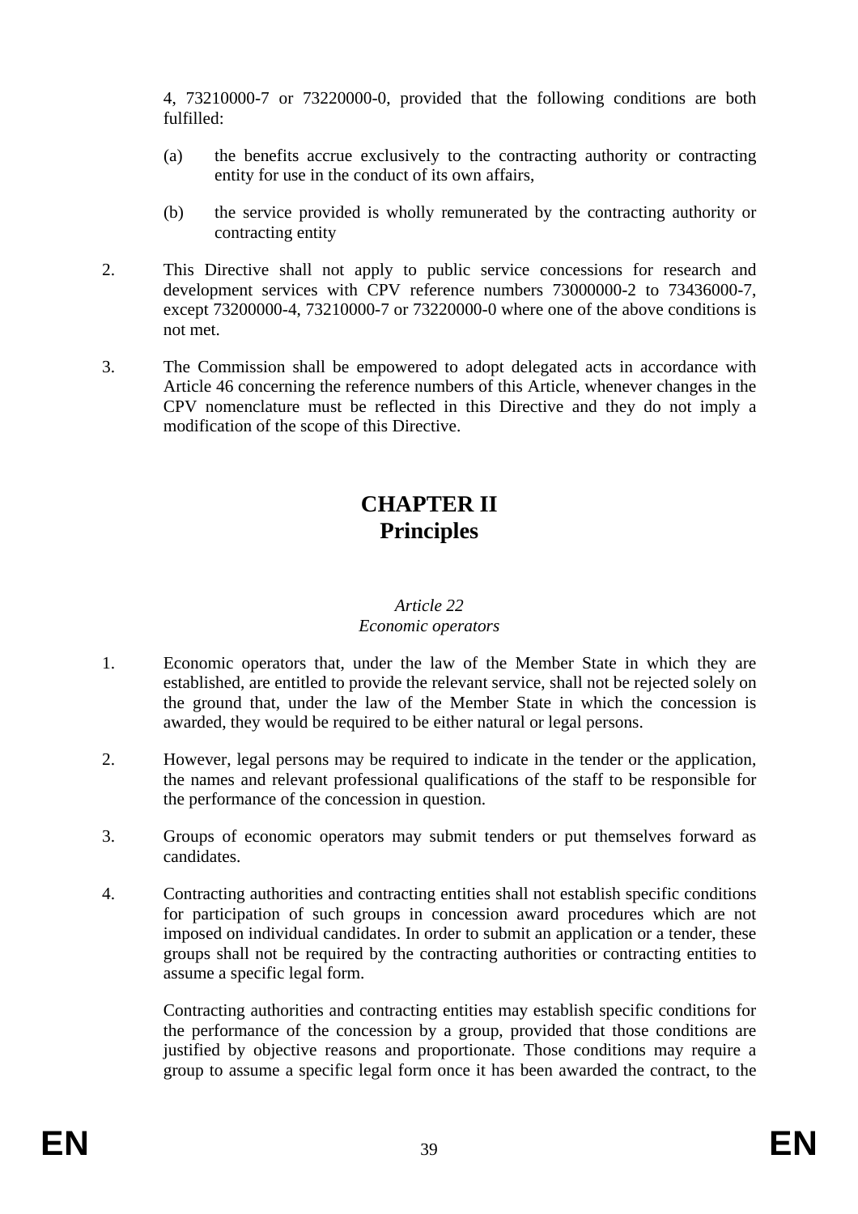4, 73210000-7 or 73220000-0, provided that the following conditions are both fulfilled:

(a) the benefits accrue exclusively to the contracting authority or contracting entity for use in the conduct of its own affairs,

(b) the service provided is wholly remunerated by the contracting authority or contracting entity

2. This Directive shall not apply to public service concessions for research and development services with CPV reference numbers 73000000-2 to 73436000-7, except 73200000-4, 73210000-7 or 73220000-0 where one of the above conditions is not met.

3. The Commission shall be empowered to adopt delegated acts in accordance with Article 46 concerning the reference numbers of this Article, whenever changes in the CPV nomenclature must be reflected in this Directive and they do not imply a modification of the scope of this Directive.

# CHAPTER II
# Principles

*Article 22*
*Economic operators*

1. Economic operators that, under the law of the Member State in which they are established, are entitled to provide the relevant service, shall not be rejected solely on the ground that, under the law of the Member State in which the concession is awarded, they would be required to be either natural or legal persons.

2. However, legal persons may be required to indicate in the tender or the application, the names and relevant professional qualifications of the staff to be responsible for the performance of the concession in question.

3. Groups of economic operators may submit tenders or put themselves forward as candidates.

4. Contracting authorities and contracting entities shall not establish specific conditions for participation of such groups in concession award procedures which are not imposed on individual candidates. In order to submit an application or a tender, these groups shall not be required by the contracting authorities or contracting entities to assume a specific legal form.

   Contracting authorities and contracting entities may establish specific conditions for the performance of the concession by a group, provided that those conditions are justified by objective reasons and proportionate. Those conditions may require a group to assume a specific legal form once it has been awarded the contract, to the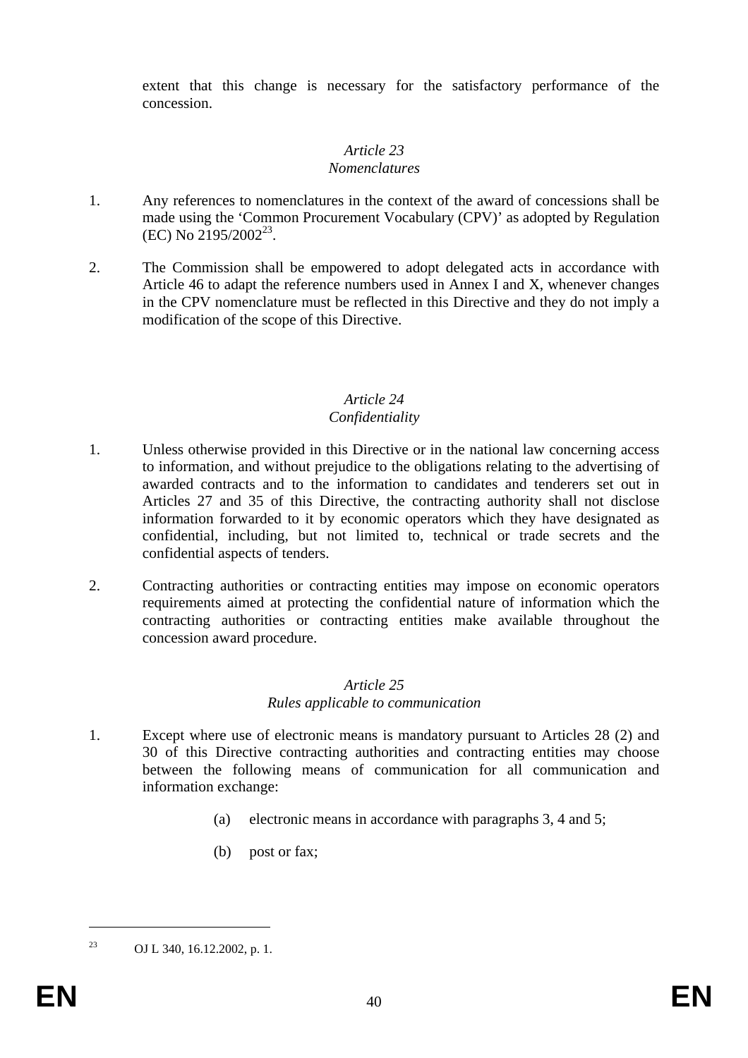extent that this change is necessary for the satisfactory performance of the concession.

*Article 23*
*Nomenclatures*

1. Any references to nomenclatures in the context of the award of concessions shall be made using the 'Common Procurement Vocabulary (CPV)' as adopted by Regulation (EC) No 2195/2002[23].

2. The Commission shall be empowered to adopt delegated acts in accordance with Article 46 to adapt the reference numbers used in Annex I and X, whenever changes in the CPV nomenclature must be reflected in this Directive and they do not imply a modification of the scope of this Directive.

*Article 24*
*Confidentiality*

1. Unless otherwise provided in this Directive or in the national law concerning access to information, and without prejudice to the obligations relating to the advertising of awarded contracts and to the information to candidates and tenderers set out in Articles 27 and 35 of this Directive, the contracting authority shall not disclose information forwarded to it by economic operators which they have designated as confidential, including, but not limited to, technical or trade secrets and the confidential aspects of tenders.

2. Contracting authorities or contracting entities may impose on economic operators requirements aimed at protecting the confidential nature of information which the contracting authorities or contracting entities make available throughout the concession award procedure.

*Article 25*
*Rules applicable to communication*

1. Except where use of electronic means is mandatory pursuant to Articles 28 (2) and 30 of this Directive contracting authorities and contracting entities may choose between the following means of communication for all communication and information exchange:

   (a) electronic means in accordance with paragraphs 3, 4 and 5;

   (b) post or fax;

---

[23] OJ L 340, 16.12.2002, p. 1.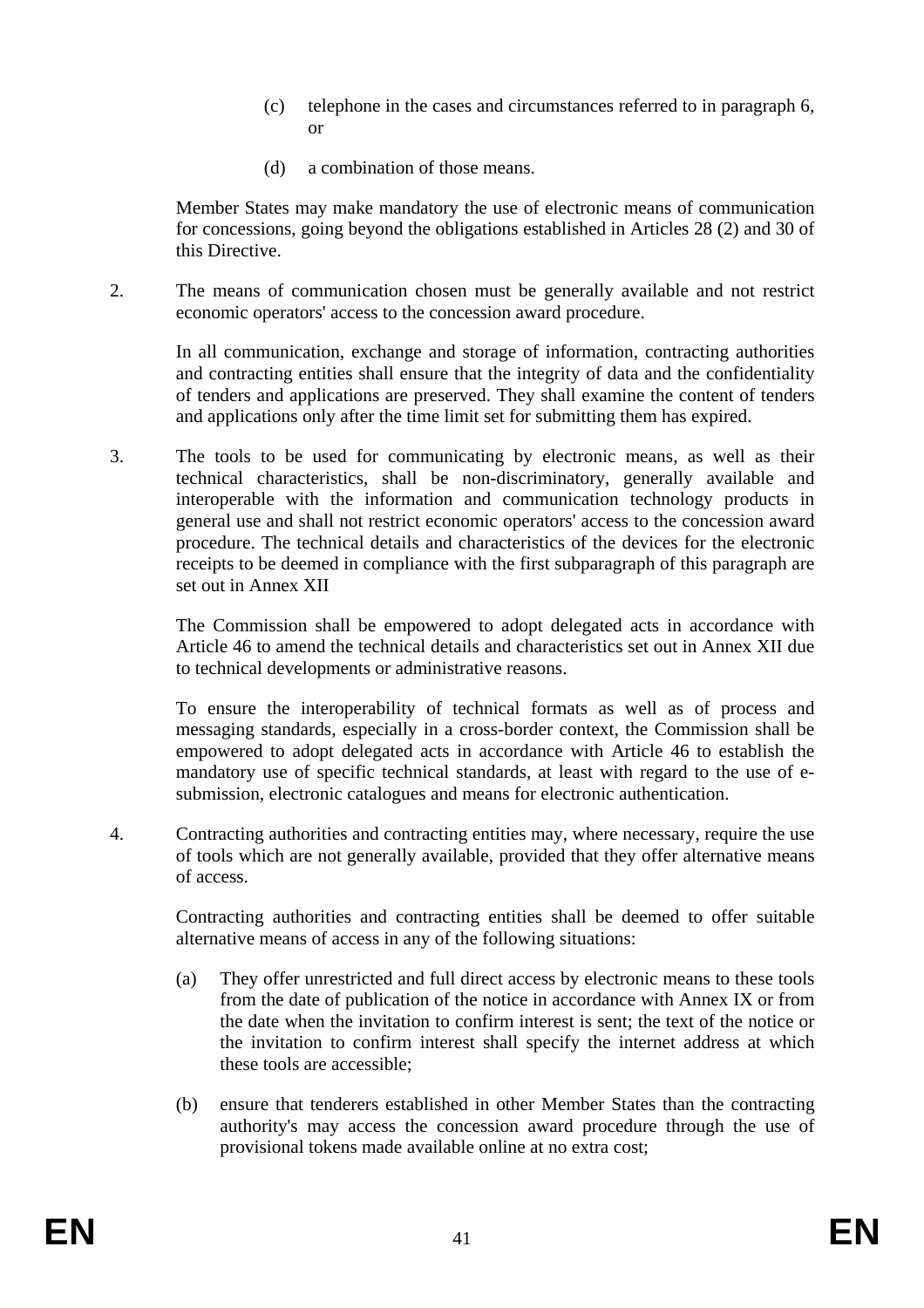(c) telephone in the cases and circumstances referred to in paragraph 6, or

(d) a combination of those means.

Member States may make mandatory the use of electronic means of communication for concessions, going beyond the obligations established in Articles 28 (2) and 30 of this Directive.

2. The means of communication chosen must be generally available and not restrict economic operators' access to the concession award procedure.

In all communication, exchange and storage of information, contracting authorities and contracting entities shall ensure that the integrity of data and the confidentiality of tenders and applications are preserved. They shall examine the content of tenders and applications only after the time limit set for submitting them has expired.

3. The tools to be used for communicating by electronic means, as well as their technical characteristics, shall be non-discriminatory, generally available and interoperable with the information and communication technology products in general use and shall not restrict economic operators' access to the concession award procedure. The technical details and characteristics of the devices for the electronic receipts to be deemed in compliance with the first subparagraph of this paragraph are set out in Annex XII

The Commission shall be empowered to adopt delegated acts in accordance with Article 46 to amend the technical details and characteristics set out in Annex XII due to technical developments or administrative reasons.

To ensure the interoperability of technical formats as well as of process and messaging standards, especially in a cross-border context, the Commission shall be empowered to adopt delegated acts in accordance with Article 46 to establish the mandatory use of specific technical standards, at least with regard to the use of e-submission, electronic catalogues and means for electronic authentication.

4. Contracting authorities and contracting entities may, where necessary, require the use of tools which are not generally available, provided that they offer alternative means of access.

Contracting authorities and contracting entities shall be deemed to offer suitable alternative means of access in any of the following situations:

(a) They offer unrestricted and full direct access by electronic means to these tools from the date of publication of the notice in accordance with Annex IX or from the date when the invitation to confirm interest is sent; the text of the notice or the invitation to confirm interest shall specify the internet address at which these tools are accessible;

(b) ensure that tenderers established in other Member States than the contracting authority's may access the concession award procedure through the use of provisional tokens made available online at no extra cost;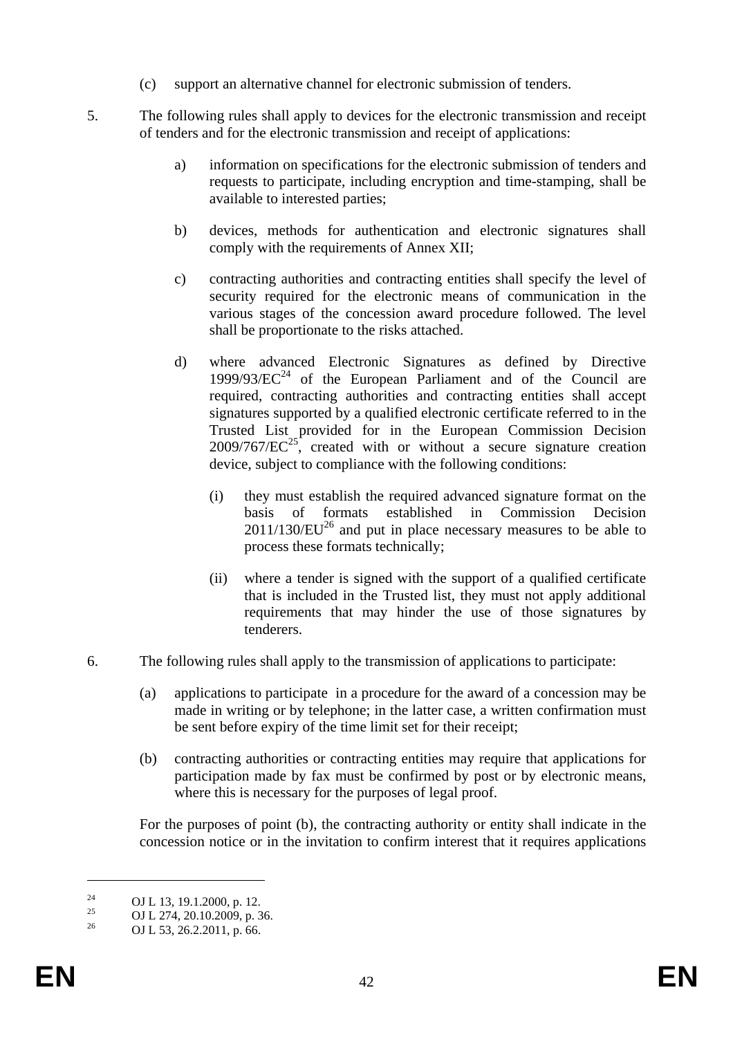(c) support an alternative channel for electronic submission of tenders.

5. The following rules shall apply to devices for the electronic transmission and receipt of tenders and for the electronic transmission and receipt of applications:

   a) information on specifications for the electronic submission of tenders and requests to participate, including encryption and time-stamping, shall be available to interested parties;

   b) devices, methods for authentication and electronic signatures shall comply with the requirements of Annex XII;

   c) contracting authorities and contracting entities shall specify the level of security required for the electronic means of communication in the various stages of the concession award procedure followed. The level shall be proportionate to the risks attached.

   d) where advanced Electronic Signatures as defined by Directive 1999/93/EC[24] of the European Parliament and of the Council are required, contracting authorities and contracting entities shall accept signatures supported by a qualified electronic certificate referred to in the Trusted List provided for in the European Commission Decision 2009/767/EC[25], created with or without a secure signature creation device, subject to compliance with the following conditions:

      (i) they must establish the required advanced signature format on the basis of formats established in Commission Decision 2011/130/EU[26] and put in place necessary measures to be able to process these formats technically;

      (ii) where a tender is signed with the support of a qualified certificate that is included in the Trusted list, they must not apply additional requirements that may hinder the use of those signatures by tenderers.

6. The following rules shall apply to the transmission of applications to participate:

   (a) applications to participate in a procedure for the award of a concession may be made in writing or by telephone; in the latter case, a written confirmation must be sent before expiry of the time limit set for their receipt;

   (b) contracting authorities or contracting entities may require that applications for participation made by fax must be confirmed by post or by electronic means, where this is necessary for the purposes of legal proof.

   For the purposes of point (b), the contracting authority or entity shall indicate in the concession notice or in the invitation to confirm interest that it requires applications

---

[24] OJ L 13, 19.1.2000, p. 12.

[25] OJ L 274, 20.10.2009, p. 36.

[26] OJ L 53, 26.2.2011, p. 66.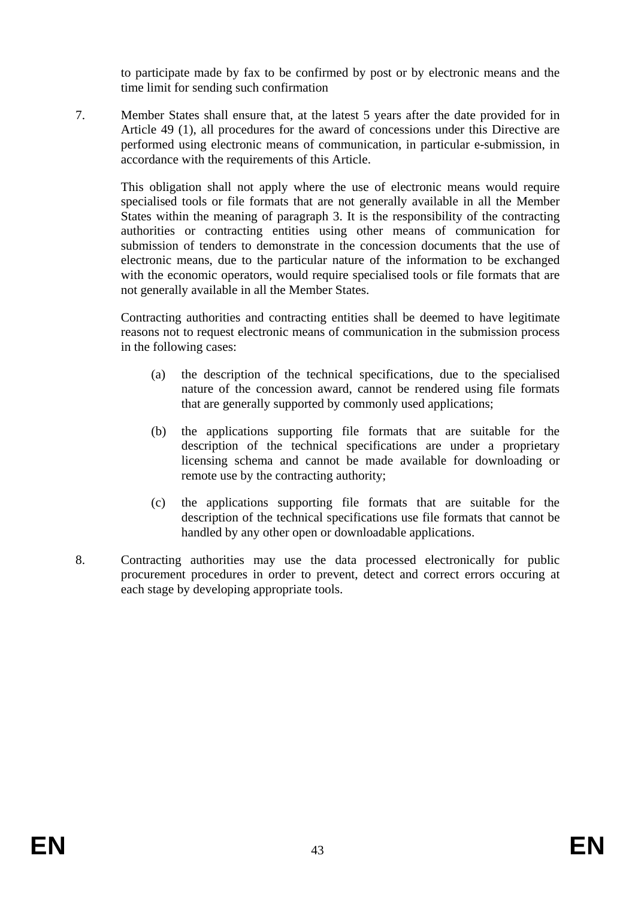to participate made by fax to be confirmed by post or by electronic means and the time limit for sending such confirmation

7. Member States shall ensure that, at the latest 5 years after the date provided for in Article 49 (1), all procedures for the award of concessions under this Directive are performed using electronic means of communication, in particular e-submission, in accordance with the requirements of this Article.

   This obligation shall not apply where the use of electronic means would require specialised tools or file formats that are not generally available in all the Member States within the meaning of paragraph 3. It is the responsibility of the contracting authorities or contracting entities using other means of communication for submission of tenders to demonstrate in the concession documents that the use of electronic means, due to the particular nature of the information to be exchanged with the economic operators, would require specialised tools or file formats that are not generally available in all the Member States.

   Contracting authorities and contracting entities shall be deemed to have legitimate reasons not to request electronic means of communication in the submission process in the following cases:

   (a) the description of the technical specifications, due to the specialised nature of the concession award, cannot be rendered using file formats that are generally supported by commonly used applications;

   (b) the applications supporting file formats that are suitable for the description of the technical specifications are under a proprietary licensing schema and cannot be made available for downloading or remote use by the contracting authority;

   (c) the applications supporting file formats that are suitable for the description of the technical specifications use file formats that cannot be handled by any other open or downloadable applications.

8. Contracting authorities may use the data processed electronically for public procurement procedures in order to prevent, detect and correct errors occuring at each stage by developing appropriate tools.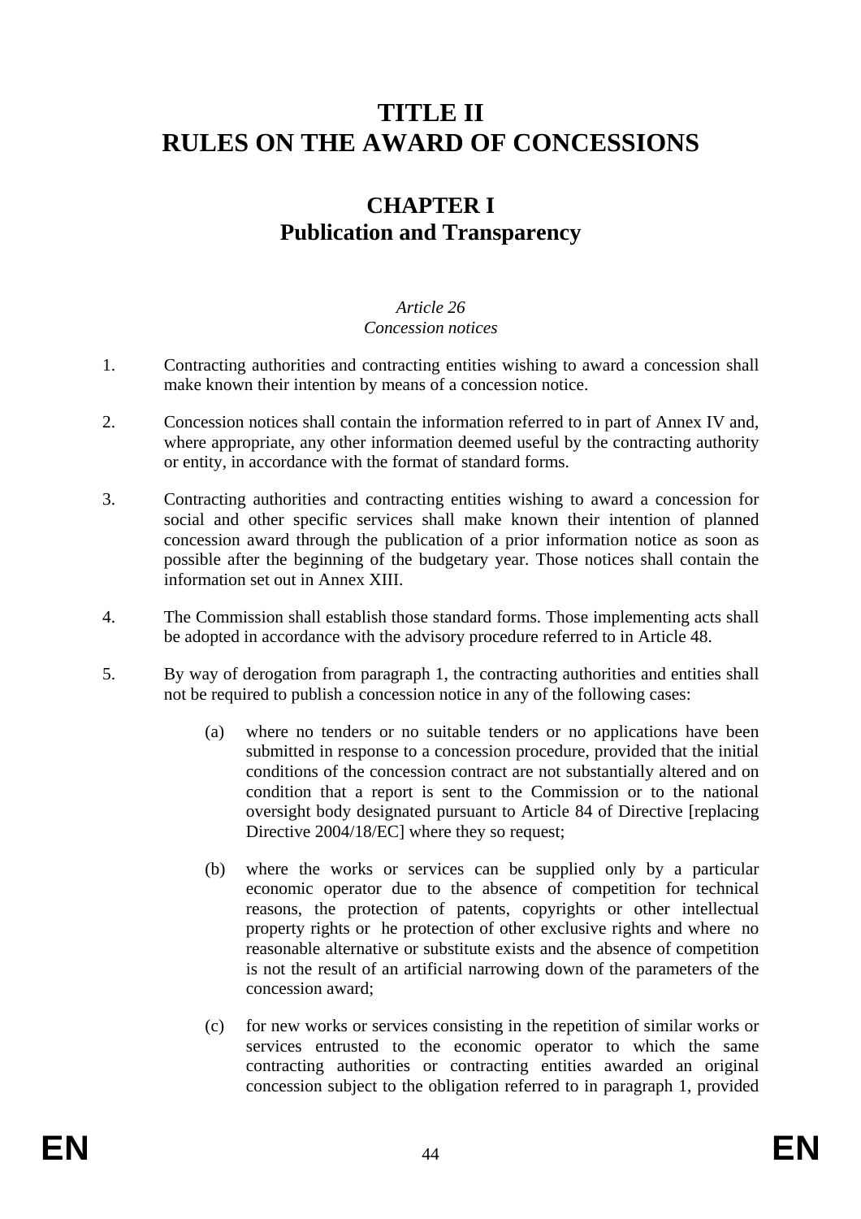# TITLE II
# RULES ON THE AWARD OF CONCESSIONS

## CHAPTER I
## Publication and Transparency

*Article 26*
*Concession notices*

1. Contracting authorities and contracting entities wishing to award a concession shall make known their intention by means of a concession notice.

2. Concession notices shall contain the information referred to in part of Annex IV and, where appropriate, any other information deemed useful by the contracting authority or entity, in accordance with the format of standard forms.

3. Contracting authorities and contracting entities wishing to award a concession for social and other specific services shall make known their intention of planned concession award through the publication of a prior information notice as soon as possible after the beginning of the budgetary year. Those notices shall contain the information set out in Annex XIII.

4. The Commission shall establish those standard forms. Those implementing acts shall be adopted in accordance with the advisory procedure referred to in Article 48.

5. By way of derogation from paragraph 1, the contracting authorities and entities shall not be required to publish a concession notice in any of the following cases:

   (a) where no tenders or no suitable tenders or no applications have been submitted in response to a concession procedure, provided that the initial conditions of the concession contract are not substantially altered and on condition that a report is sent to the Commission or to the national oversight body designated pursuant to Article 84 of Directive [replacing Directive 2004/18/EC] where they so request;

   (b) where the works or services can be supplied only by a particular economic operator due to the absence of competition for technical reasons, the protection of patents, copyrights or other intellectual property rights or he protection of other exclusive rights and where no reasonable alternative or substitute exists and the absence of competition is not the result of an artificial narrowing down of the parameters of the concession award;

   (c) for new works or services consisting in the repetition of similar works or services entrusted to the economic operator to which the same contracting authorities or contracting entities awarded an original concession subject to the obligation referred to in paragraph 1, provided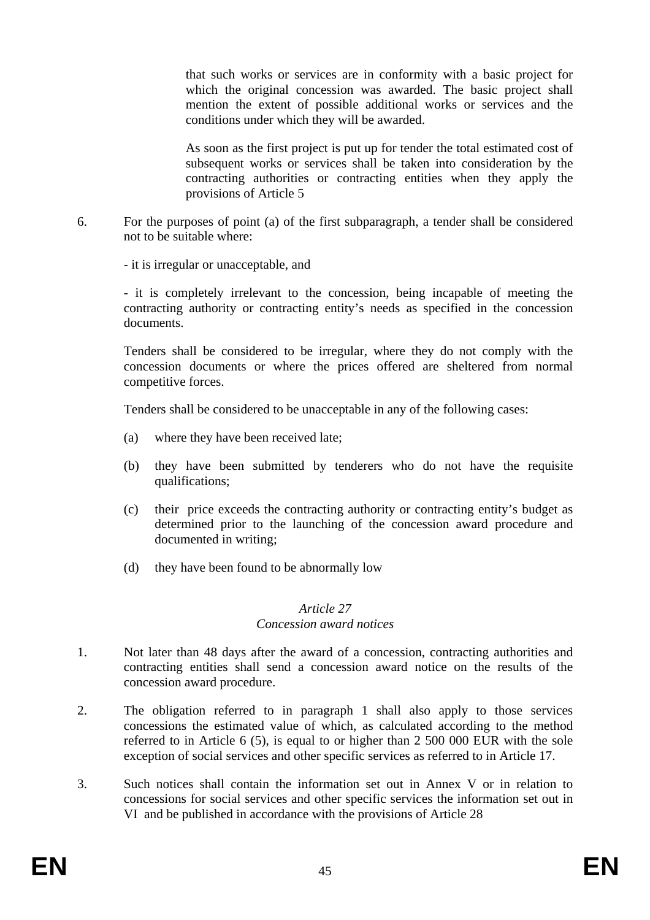that such works or services are in conformity with a basic project for which the original concession was awarded. The basic project shall mention the extent of possible additional works or services and the conditions under which they will be awarded.

As soon as the first project is put up for tender the total estimated cost of subsequent works or services shall be taken into consideration by the contracting authorities or contracting entities when they apply the provisions of Article 5

6. For the purposes of point (a) of the first subparagraph, a tender shall be considered not to be suitable where:

- it is irregular or unacceptable, and

- it is completely irrelevant to the concession, being incapable of meeting the contracting authority or contracting entity's needs as specified in the concession documents.

Tenders shall be considered to be irregular, where they do not comply with the concession documents or where the prices offered are sheltered from normal competitive forces.

Tenders shall be considered to be unacceptable in any of the following cases:

(a) where they have been received late;

(b) they have been submitted by tenderers who do not have the requisite qualifications;

(c) their price exceeds the contracting authority or contracting entity's budget as determined prior to the launching of the concession award procedure and documented in writing;

(d) they have been found to be abnormally low

*Article 27*
*Concession award notices*

1. Not later than 48 days after the award of a concession, contracting authorities and contracting entities shall send a concession award notice on the results of the concession award procedure.

2. The obligation referred to in paragraph 1 shall also apply to those services concessions the estimated value of which, as calculated according to the method referred to in Article 6 (5), is equal to or higher than 2 500 000 EUR with the sole exception of social services and other specific services as referred to in Article 17.

3. Such notices shall contain the information set out in Annex V or in relation to concessions for social services and other specific services the information set out in VI and be published in accordance with the provisions of Article 28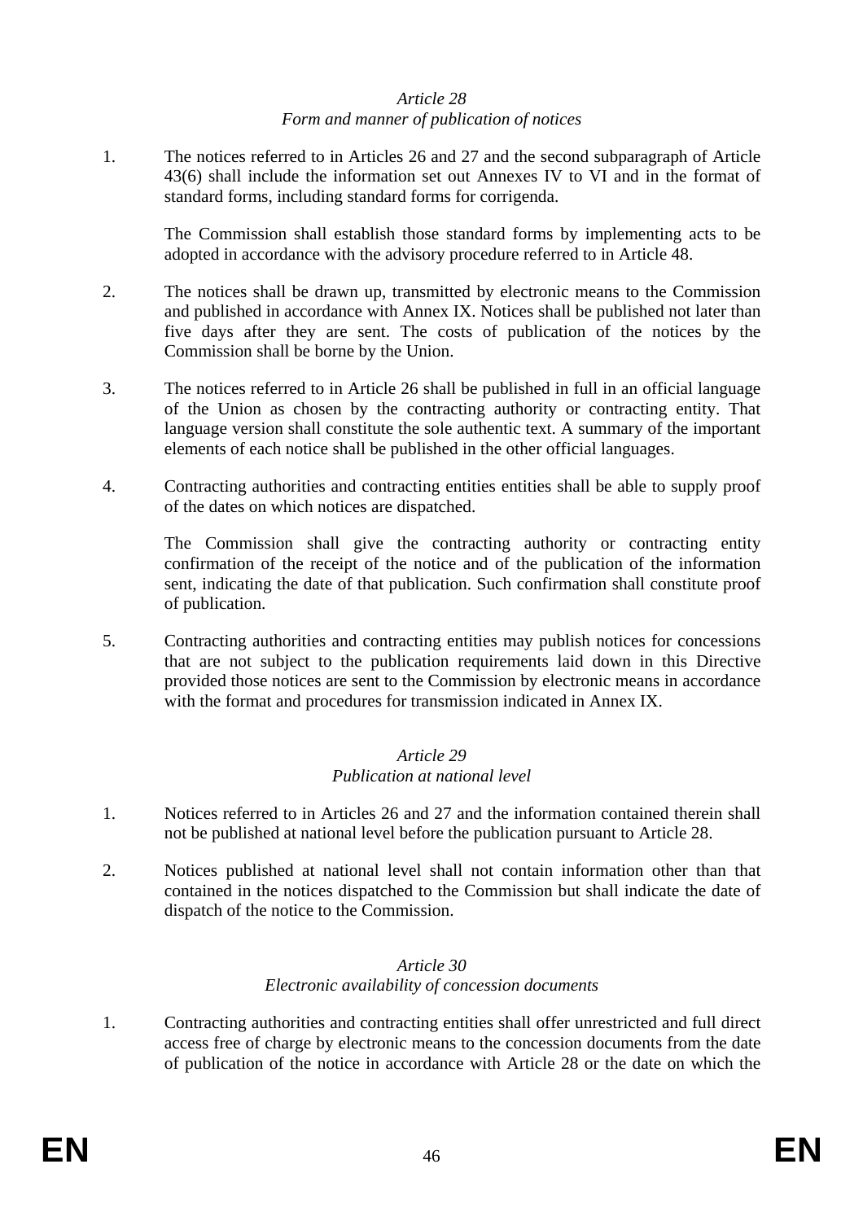*Article 28*
*Form and manner of publication of notices*

1. The notices referred to in Articles 26 and 27 and the second subparagraph of Article 43(6) shall include the information set out Annexes IV to VI and in the format of standard forms, including standard forms for corrigenda.

   The Commission shall establish those standard forms by implementing acts to be adopted in accordance with the advisory procedure referred to in Article 48.

2. The notices shall be drawn up, transmitted by electronic means to the Commission and published in accordance with Annex IX. Notices shall be published not later than five days after they are sent. The costs of publication of the notices by the Commission shall be borne by the Union.

3. The notices referred to in Article 26 shall be published in full in an official language of the Union as chosen by the contracting authority or contracting entity. That language version shall constitute the sole authentic text. A summary of the important elements of each notice shall be published in the other official languages.

4. Contracting authorities and contracting entities entities shall be able to supply proof of the dates on which notices are dispatched.

   The Commission shall give the contracting authority or contracting entity confirmation of the receipt of the notice and of the publication of the information sent, indicating the date of that publication. Such confirmation shall constitute proof of publication.

5. Contracting authorities and contracting entities may publish notices for concessions that are not subject to the publication requirements laid down in this Directive provided those notices are sent to the Commission by electronic means in accordance with the format and procedures for transmission indicated in Annex IX.

*Article 29*
*Publication at national level*

1. Notices referred to in Articles 26 and 27 and the information contained therein shall not be published at national level before the publication pursuant to Article 28.

2. Notices published at national level shall not contain information other than that contained in the notices dispatched to the Commission but shall indicate the date of dispatch of the notice to the Commission.

*Article 30*
*Electronic availability of concession documents*

1. Contracting authorities and contracting entities shall offer unrestricted and full direct access free of charge by electronic means to the concession documents from the date of publication of the notice in accordance with Article 28 or the date on which the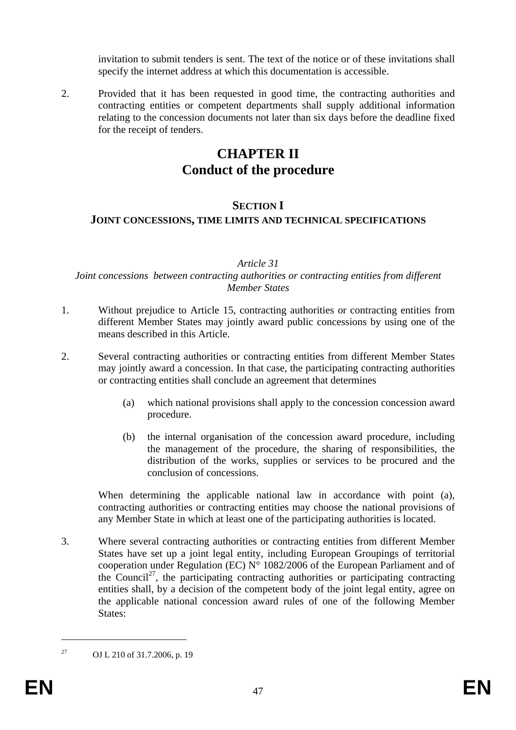invitation to submit tenders is sent. The text of the notice or of these invitations shall specify the internet address at which this documentation is accessible.

2. Provided that it has been requested in good time, the contracting authorities and contracting entities or competent departments shall supply additional information relating to the concession documents not later than six days before the deadline fixed for the receipt of tenders.

# CHAPTER II
# Conduct of the procedure

## SECTION I
## JOINT CONCESSIONS, TIME LIMITS AND TECHNICAL SPECIFICATIONS

*Article 31*
*Joint concessions between contracting authorities or contracting entities from different Member States*

1. Without prejudice to Article 15, contracting authorities or contracting entities from different Member States may jointly award public concessions by using one of the means described in this Article.

2. Several contracting authorities or contracting entities from different Member States may jointly award a concession. In that case, the participating contracting authorities or contracting entities shall conclude an agreement that determines

   (a) which national provisions shall apply to the concession concession award procedure.

   (b) the internal organisation of the concession award procedure, including the management of the procedure, the sharing of responsibilities, the distribution of the works, supplies or services to be procured and the conclusion of concessions.

   When determining the applicable national law in accordance with point (a), contracting authorities or contracting entities may choose the national provisions of any Member State in which at least one of the participating authorities is located.

3. Where several contracting authorities or contracting entities from different Member States have set up a joint legal entity, including European Groupings of territorial cooperation under Regulation (EC) N° 1082/2006 of the European Parliament and of the Council[27], the participating contracting authorities or participating contracting entities shall, by a decision of the competent body of the joint legal entity, agree on the applicable national concession award rules of one of the following Member States:

---

[27] OJ L 210 of 31.7.2006, p. 19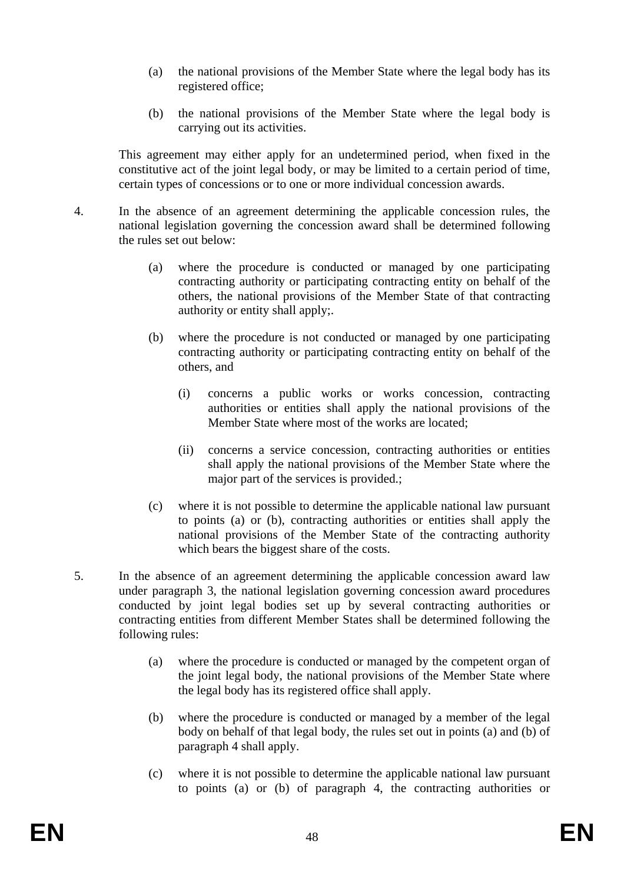(a) the national provisions of the Member State where the legal body has its registered office;

(b) the national provisions of the Member State where the legal body is carrying out its activities.

This agreement may either apply for an undetermined period, when fixed in the constitutive act of the joint legal body, or may be limited to a certain period of time, certain types of concessions or to one or more individual concession awards.

4. In the absence of an agreement determining the applicable concession rules, the national legislation governing the concession award shall be determined following the rules set out below:

(a) where the procedure is conducted or managed by one participating contracting authority or participating contracting entity on behalf of the others, the national provisions of the Member State of that contracting authority or entity shall apply;.

(b) where the procedure is not conducted or managed by one participating contracting authority or participating contracting entity on behalf of the others, and

(i) concerns a public works or works concession, contracting authorities or entities shall apply the national provisions of the Member State where most of the works are located;

(ii) concerns a service concession, contracting authorities or entities shall apply the national provisions of the Member State where the major part of the services is provided.;

(c) where it is not possible to determine the applicable national law pursuant to points (a) or (b), contracting authorities or entities shall apply the national provisions of the Member State of the contracting authority which bears the biggest share of the costs.

5. In the absence of an agreement determining the applicable concession award law under paragraph 3, the national legislation governing concession award procedures conducted by joint legal bodies set up by several contracting authorities or contracting entities from different Member States shall be determined following the following rules:

(a) where the procedure is conducted or managed by the competent organ of the joint legal body, the national provisions of the Member State where the legal body has its registered office shall apply.

(b) where the procedure is conducted or managed by a member of the legal body on behalf of that legal body, the rules set out in points (a) and (b) of paragraph 4 shall apply.

(c) where it is not possible to determine the applicable national law pursuant to points (a) or (b) of paragraph 4, the contracting authorities or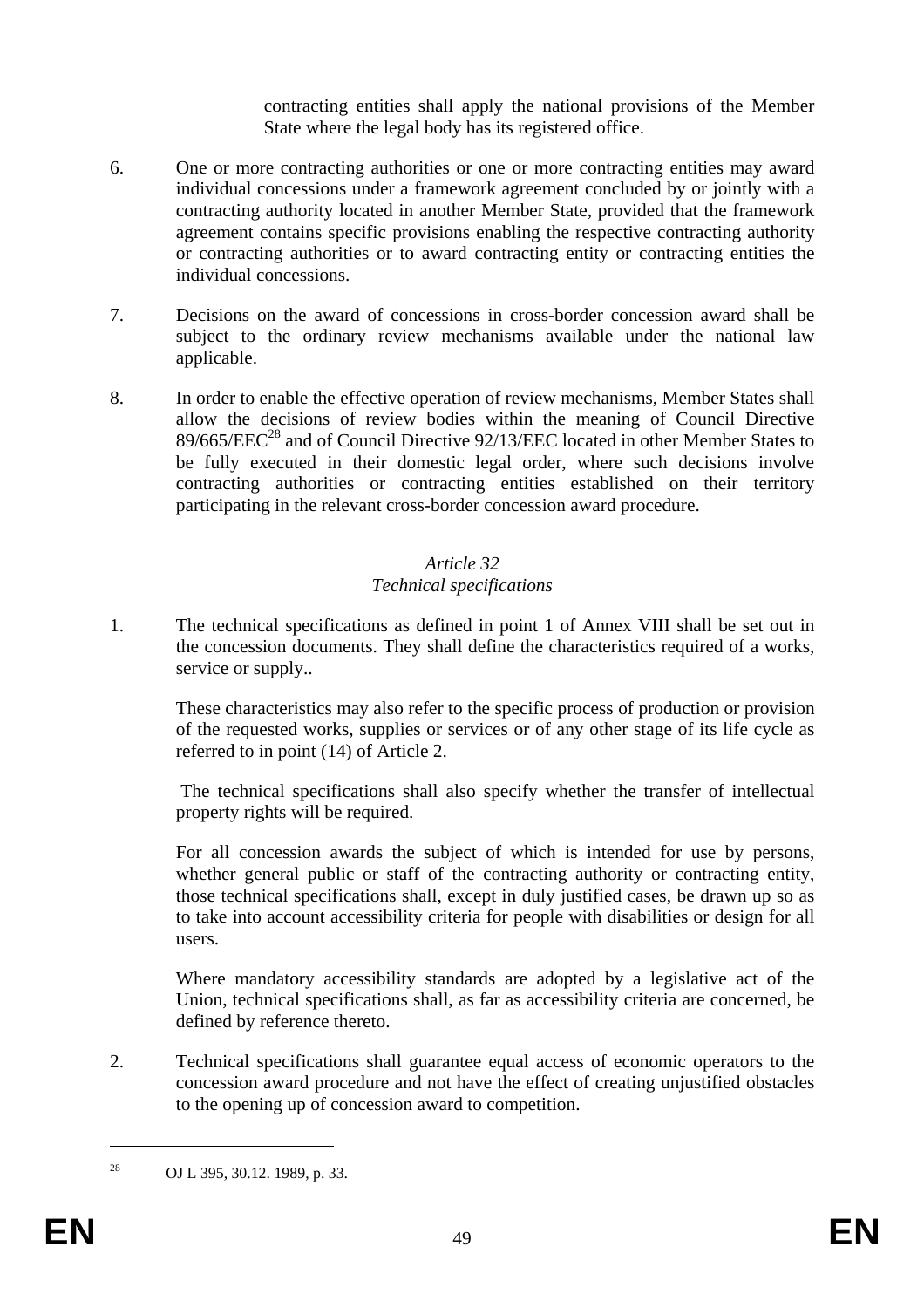contracting entities shall apply the national provisions of the Member State where the legal body has its registered office.

6. One or more contracting authorities or one or more contracting entities may award individual concessions under a framework agreement concluded by or jointly with a contracting authority located in another Member State, provided that the framework agreement contains specific provisions enabling the respective contracting authority or contracting authorities or to award contracting entity or contracting entities the individual concessions.

7. Decisions on the award of concessions in cross-border concession award shall be subject to the ordinary review mechanisms available under the national law applicable.

8. In order to enable the effective operation of review mechanisms, Member States shall allow the decisions of review bodies within the meaning of Council Directive 89/665/EEC[28] and of Council Directive 92/13/EEC located in other Member States to be fully executed in their domestic legal order, where such decisions involve contracting authorities or contracting entities established on their territory participating in the relevant cross-border concession award procedure.

*Article 32*
*Technical specifications*

1. The technical specifications as defined in point 1 of Annex VIII shall be set out in the concession documents. They shall define the characteristics required of a works, service or supply..

These characteristics may also refer to the specific process of production or provision of the requested works, supplies or services or of any other stage of its life cycle as referred to in point (14) of Article 2.

The technical specifications shall also specify whether the transfer of intellectual property rights will be required.

For all concession awards the subject of which is intended for use by persons, whether general public or staff of the contracting authority or contracting entity, those technical specifications shall, except in duly justified cases, be drawn up so as to take into account accessibility criteria for people with disabilities or design for all users.

Where mandatory accessibility standards are adopted by a legislative act of the Union, technical specifications shall, as far as accessibility criteria are concerned, be defined by reference thereto.

2. Technical specifications shall guarantee equal access of economic operators to the concession award procedure and not have the effect of creating unjustified obstacles to the opening up of concession award to competition.

[28] OJ L 395, 30.12. 1989, p. 33.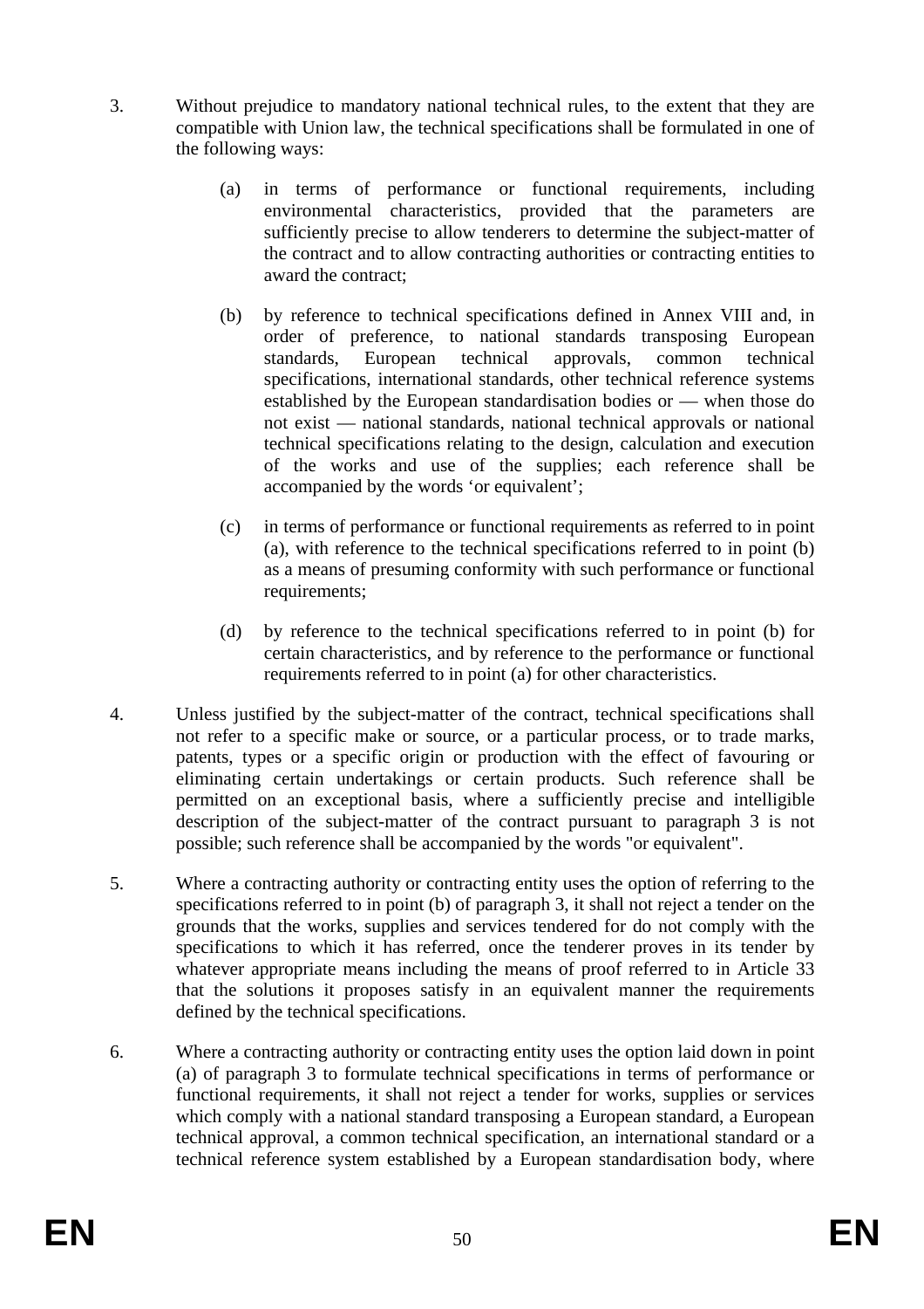3. Without prejudice to mandatory national technical rules, to the extent that they are compatible with Union law, the technical specifications shall be formulated in one of the following ways:

   (a) in terms of performance or functional requirements, including environmental characteristics, provided that the parameters are sufficiently precise to allow tenderers to determine the subject-matter of the contract and to allow contracting authorities or contracting entities to award the contract;

   (b) by reference to technical specifications defined in Annex VIII and, in order of preference, to national standards transposing European standards, European technical approvals, common technical specifications, international standards, other technical reference systems established by the European standardisation bodies or — when those do not exist — national standards, national technical approvals or national technical specifications relating to the design, calculation and execution of the works and use of the supplies; each reference shall be accompanied by the words 'or equivalent';

   (c) in terms of performance or functional requirements as referred to in point (a), with reference to the technical specifications referred to in point (b) as a means of presuming conformity with such performance or functional requirements;

   (d) by reference to the technical specifications referred to in point (b) for certain characteristics, and by reference to the performance or functional requirements referred to in point (a) for other characteristics.

4. Unless justified by the subject-matter of the contract, technical specifications shall not refer to a specific make or source, or a particular process, or to trade marks, patents, types or a specific origin or production with the effect of favouring or eliminating certain undertakings or certain products. Such reference shall be permitted on an exceptional basis, where a sufficiently precise and intelligible description of the subject-matter of the contract pursuant to paragraph 3 is not possible; such reference shall be accompanied by the words "or equivalent".

5. Where a contracting authority or contracting entity uses the option of referring to the specifications referred to in point (b) of paragraph 3, it shall not reject a tender on the grounds that the works, supplies and services tendered for do not comply with the specifications to which it has referred, once the tenderer proves in its tender by whatever appropriate means including the means of proof referred to in Article 33 that the solutions it proposes satisfy in an equivalent manner the requirements defined by the technical specifications.

6. Where a contracting authority or contracting entity uses the option laid down in point (a) of paragraph 3 to formulate technical specifications in terms of performance or functional requirements, it shall not reject a tender for works, supplies or services which comply with a national standard transposing a European standard, a European technical approval, a common technical specification, an international standard or a technical reference system established by a European standardisation body, where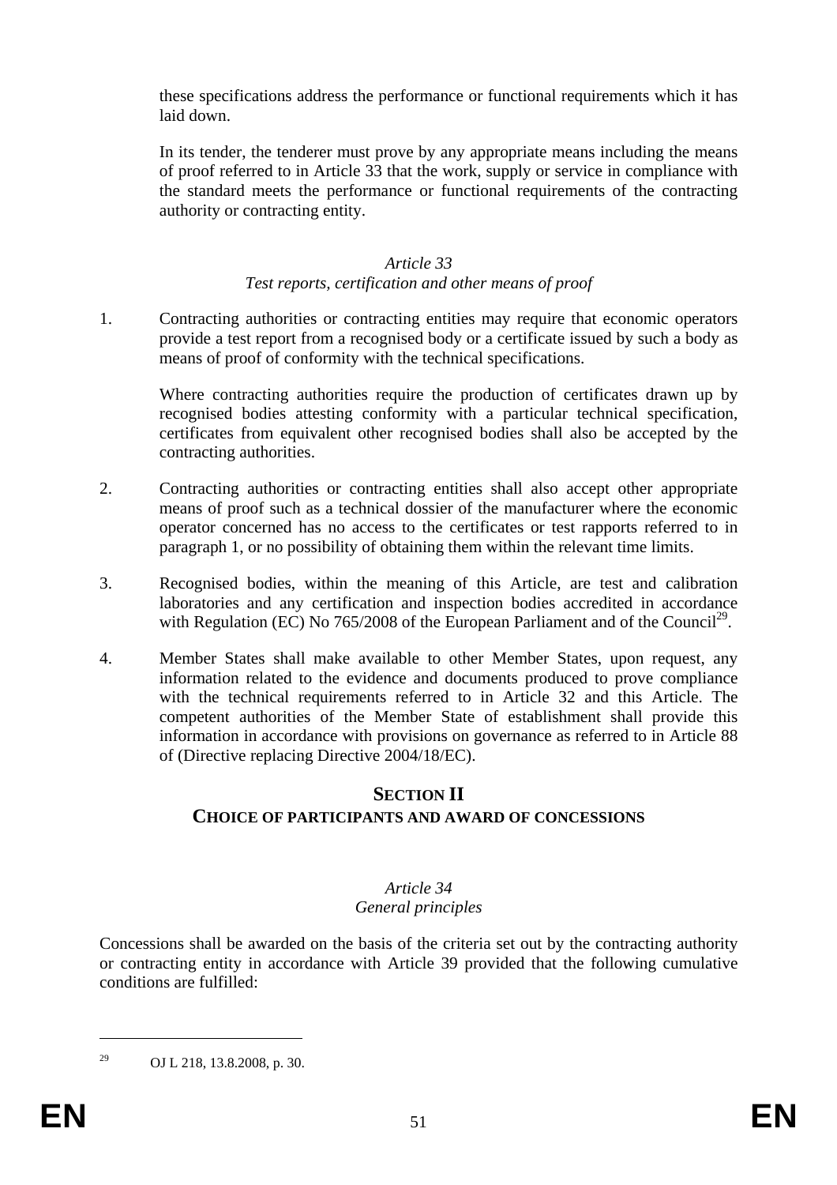these specifications address the performance or functional requirements which it has laid down.

In its tender, the tenderer must prove by any appropriate means including the means of proof referred to in Article 33 that the work, supply or service in compliance with the standard meets the performance or functional requirements of the contracting authority or contracting entity.

*Article 33*

*Test reports, certification and other means of proof*

1. Contracting authorities or contracting entities may require that economic operators provide a test report from a recognised body or a certificate issued by such a body as means of proof of conformity with the technical specifications.

   Where contracting authorities require the production of certificates drawn up by recognised bodies attesting conformity with a particular technical specification, certificates from equivalent other recognised bodies shall also be accepted by the contracting authorities.

2. Contracting authorities or contracting entities shall also accept other appropriate means of proof such as a technical dossier of the manufacturer where the economic operator concerned has no access to the certificates or test rapports referred to in paragraph 1, or no possibility of obtaining them within the relevant time limits.

3. Recognised bodies, within the meaning of this Article, are test and calibration laboratories and any certification and inspection bodies accredited in accordance with Regulation (EC) No 765/2008 of the European Parliament and of the Council[29].

4. Member States shall make available to other Member States, upon request, any information related to the evidence and documents produced to prove compliance with the technical requirements referred to in Article 32 and this Article. The competent authorities of the Member State of establishment shall provide this information in accordance with provisions on governance as referred to in Article 88 of (Directive replacing Directive 2004/18/EC).

## SECTION II
## CHOICE OF PARTICIPANTS AND AWARD OF CONCESSIONS

*Article 34*

*General principles*

Concessions shall be awarded on the basis of the criteria set out by the contracting authority or contracting entity in accordance with Article 39 provided that the following cumulative conditions are fulfilled:

---

[29] OJ L 218, 13.8.2008, p. 30.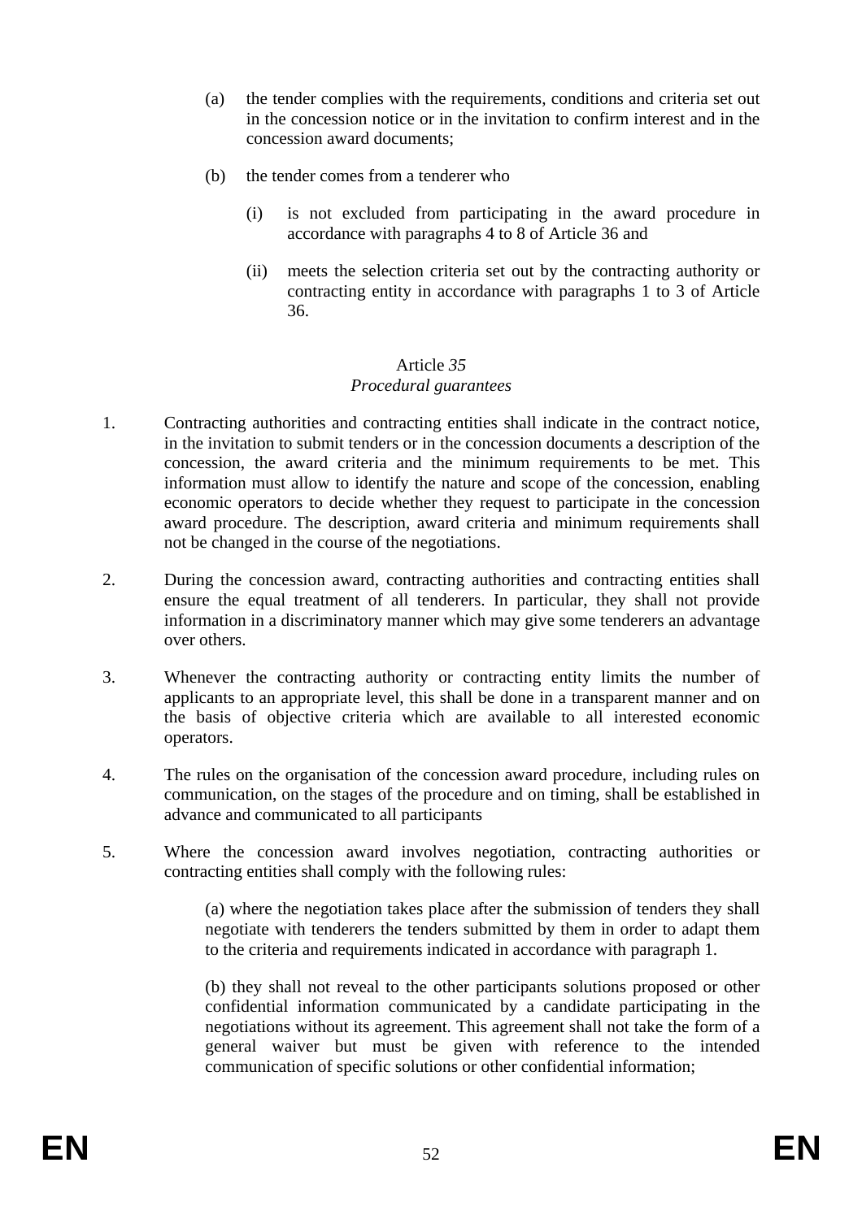(a) the tender complies with the requirements, conditions and criteria set out in the concession notice or in the invitation to confirm interest and in the concession award documents;

(b) the tender comes from a tenderer who

(i) is not excluded from participating in the award procedure in accordance with paragraphs 4 to 8 of Article 36 and

(ii) meets the selection criteria set out by the contracting authority or contracting entity in accordance with paragraphs 1 to 3 of Article 36.

### Article *35*
### *Procedural guarantees*

1. Contracting authorities and contracting entities shall indicate in the contract notice, in the invitation to submit tenders or in the concession documents a description of the concession, the award criteria and the minimum requirements to be met. This information must allow to identify the nature and scope of the concession, enabling economic operators to decide whether they request to participate in the concession award procedure. The description, award criteria and minimum requirements shall not be changed in the course of the negotiations.

2. During the concession award, contracting authorities and contracting entities shall ensure the equal treatment of all tenderers. In particular, they shall not provide information in a discriminatory manner which may give some tenderers an advantage over others.

3. Whenever the contracting authority or contracting entity limits the number of applicants to an appropriate level, this shall be done in a transparent manner and on the basis of objective criteria which are available to all interested economic operators.

4. The rules on the organisation of the concession award procedure, including rules on communication, on the stages of the procedure and on timing, shall be established in advance and communicated to all participants

5. Where the concession award involves negotiation, contracting authorities or contracting entities shall comply with the following rules:

(a) where the negotiation takes place after the submission of tenders they shall negotiate with tenderers the tenders submitted by them in order to adapt them to the criteria and requirements indicated in accordance with paragraph 1.

(b) they shall not reveal to the other participants solutions proposed or other confidential information communicated by a candidate participating in the negotiations without its agreement. This agreement shall not take the form of a general waiver but must be given with reference to the intended communication of specific solutions or other confidential information;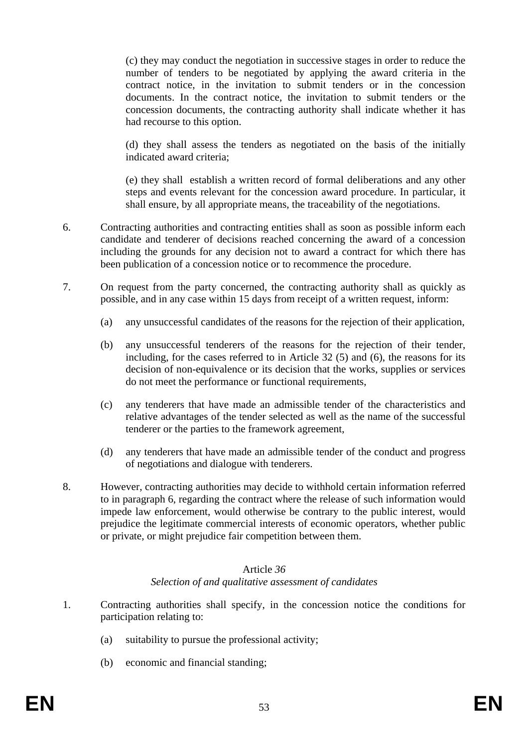(c) they may conduct the negotiation in successive stages in order to reduce the number of tenders to be negotiated by applying the award criteria in the contract notice, in the invitation to submit tenders or in the concession documents. In the contract notice, the invitation to submit tenders or the concession documents, the contracting authority shall indicate whether it has had recourse to this option.

(d) they shall assess the tenders as negotiated on the basis of the initially indicated award criteria;

(e) they shall establish a written record of formal deliberations and any other steps and events relevant for the concession award procedure. In particular, it shall ensure, by all appropriate means, the traceability of the negotiations.

6. Contracting authorities and contracting entities shall as soon as possible inform each candidate and tenderer of decisions reached concerning the award of a concession including the grounds for any decision not to award a contract for which there has been publication of a concession notice or to recommence the procedure.

7. On request from the party concerned, the contracting authority shall as quickly as possible, and in any case within 15 days from receipt of a written request, inform:

   (a) any unsuccessful candidates of the reasons for the rejection of their application,

   (b) any unsuccessful tenderers of the reasons for the rejection of their tender, including, for the cases referred to in Article 32 (5) and (6), the reasons for its decision of non-equivalence or its decision that the works, supplies or services do not meet the performance or functional requirements,

   (c) any tenderers that have made an admissible tender of the characteristics and relative advantages of the tender selected as well as the name of the successful tenderer or the parties to the framework agreement,

   (d) any tenderers that have made an admissible tender of the conduct and progress of negotiations and dialogue with tenderers.

8. However, contracting authorities may decide to withhold certain information referred to in paragraph 6, regarding the contract where the release of such information would impede law enforcement, would otherwise be contrary to the public interest, would prejudice the legitimate commercial interests of economic operators, whether public or private, or might prejudice fair competition between them.

### Article *36*

*Selection of and qualitative assessment of candidates*

1. Contracting authorities shall specify, in the concession notice the conditions for participation relating to:

   (a) suitability to pursue the professional activity;

   (b) economic and financial standing;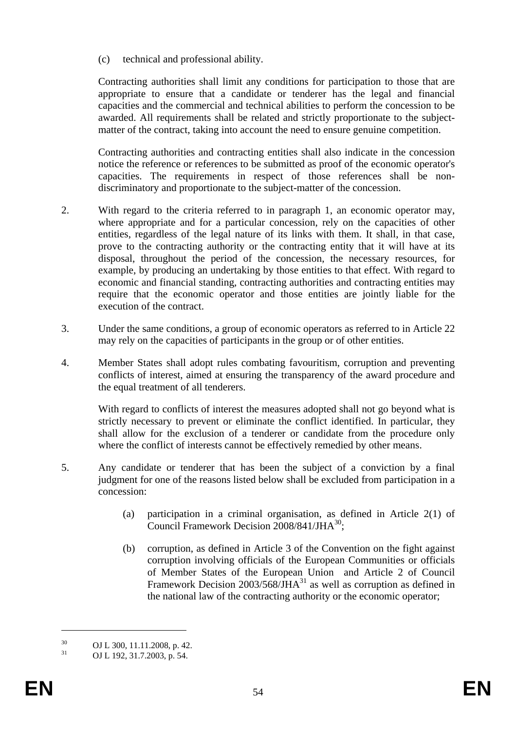(c) technical and professional ability.

Contracting authorities shall limit any conditions for participation to those that are appropriate to ensure that a candidate or tenderer has the legal and financial capacities and the commercial and technical abilities to perform the concession to be awarded. All requirements shall be related and strictly proportionate to the subject-matter of the contract, taking into account the need to ensure genuine competition.

Contracting authorities and contracting entities shall also indicate in the concession notice the reference or references to be submitted as proof of the economic operator's capacities. The requirements in respect of those references shall be non-discriminatory and proportionate to the subject-matter of the concession.

2. With regard to the criteria referred to in paragraph 1, an economic operator may, where appropriate and for a particular concession, rely on the capacities of other entities, regardless of the legal nature of its links with them. It shall, in that case, prove to the contracting authority or the contracting entity that it will have at its disposal, throughout the period of the concession, the necessary resources, for example, by producing an undertaking by those entities to that effect. With regard to economic and financial standing, contracting authorities and contracting entities may require that the economic operator and those entities are jointly liable for the execution of the contract.

3. Under the same conditions, a group of economic operators as referred to in Article 22 may rely on the capacities of participants in the group or of other entities.

4. Member States shall adopt rules combating favouritism, corruption and preventing conflicts of interest, aimed at ensuring the transparency of the award procedure and the equal treatment of all tenderers.

With regard to conflicts of interest the measures adopted shall not go beyond what is strictly necessary to prevent or eliminate the conflict identified. In particular, they shall allow for the exclusion of a tenderer or candidate from the procedure only where the conflict of interests cannot be effectively remedied by other means.

5. Any candidate or tenderer that has been the subject of a conviction by a final judgment for one of the reasons listed below shall be excluded from participation in a concession:

(a) participation in a criminal organisation, as defined in Article 2(1) of Council Framework Decision 2008/841/JHA[30];

(b) corruption, as defined in Article 3 of the Convention on the fight against corruption involving officials of the European Communities or officials of Member States of the European Union and Article 2 of Council Framework Decision 2003/568/JHA[31] as well as corruption as defined in the national law of the contracting authority or the economic operator;

[30] OJ L 300, 11.11.2008, p. 42.

[31] OJ L 192, 31.7.2003, p. 54.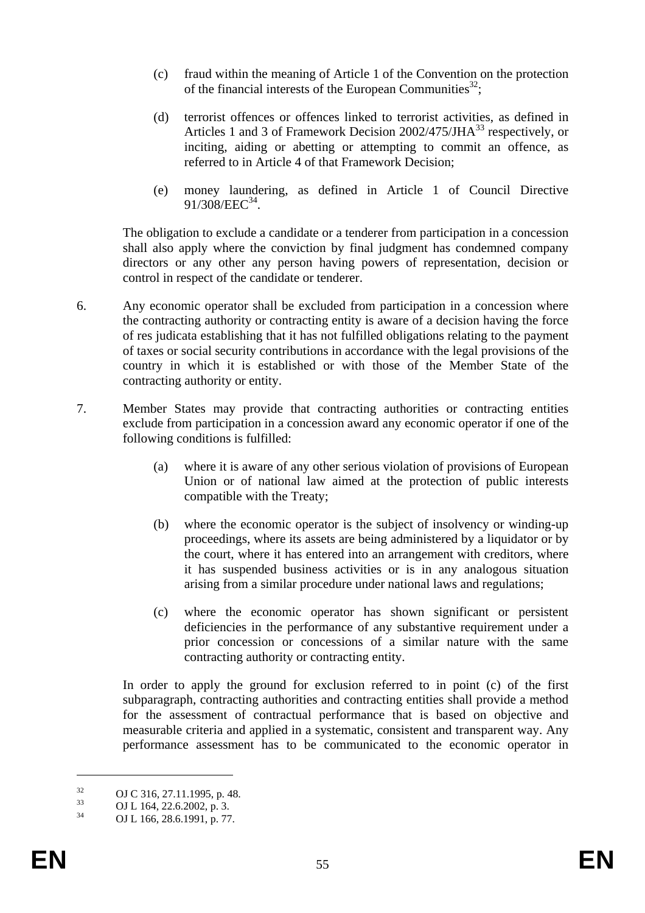(c) fraud within the meaning of Article 1 of the Convention on the protection of the financial interests of the European Communities[32];

(d) terrorist offences or offences linked to terrorist activities, as defined in Articles 1 and 3 of Framework Decision 2002/475/JHA[33] respectively, or inciting, aiding or abetting or attempting to commit an offence, as referred to in Article 4 of that Framework Decision;

(e) money laundering, as defined in Article 1 of Council Directive 91/308/EEC[34].

The obligation to exclude a candidate or a tenderer from participation in a concession shall also apply where the conviction by final judgment has condemned company directors or any other any person having powers of representation, decision or control in respect of the candidate or tenderer.

6. Any economic operator shall be excluded from participation in a concession where the contracting authority or contracting entity is aware of a decision having the force of res judicata establishing that it has not fulfilled obligations relating to the payment of taxes or social security contributions in accordance with the legal provisions of the country in which it is established or with those of the Member State of the contracting authority or entity.

7. Member States may provide that contracting authorities or contracting entities exclude from participation in a concession award any economic operator if one of the following conditions is fulfilled:

(a) where it is aware of any other serious violation of provisions of European Union or of national law aimed at the protection of public interests compatible with the Treaty;

(b) where the economic operator is the subject of insolvency or winding-up proceedings, where its assets are being administered by a liquidator or by the court, where it has entered into an arrangement with creditors, where it has suspended business activities or is in any analogous situation arising from a similar procedure under national laws and regulations;

(c) where the economic operator has shown significant or persistent deficiencies in the performance of any substantive requirement under a prior concession or concessions of a similar nature with the same contracting authority or contracting entity.

In order to apply the ground for exclusion referred to in point (c) of the first subparagraph, contracting authorities and contracting entities shall provide a method for the assessment of contractual performance that is based on objective and measurable criteria and applied in a systematic, consistent and transparent way. Any performance assessment has to be communicated to the economic operator in

---

[32] OJ C 316, 27.11.1995, p. 48.

[33] OJ L 164, 22.6.2002, p. 3.

[34] OJ L 166, 28.6.1991, p. 77.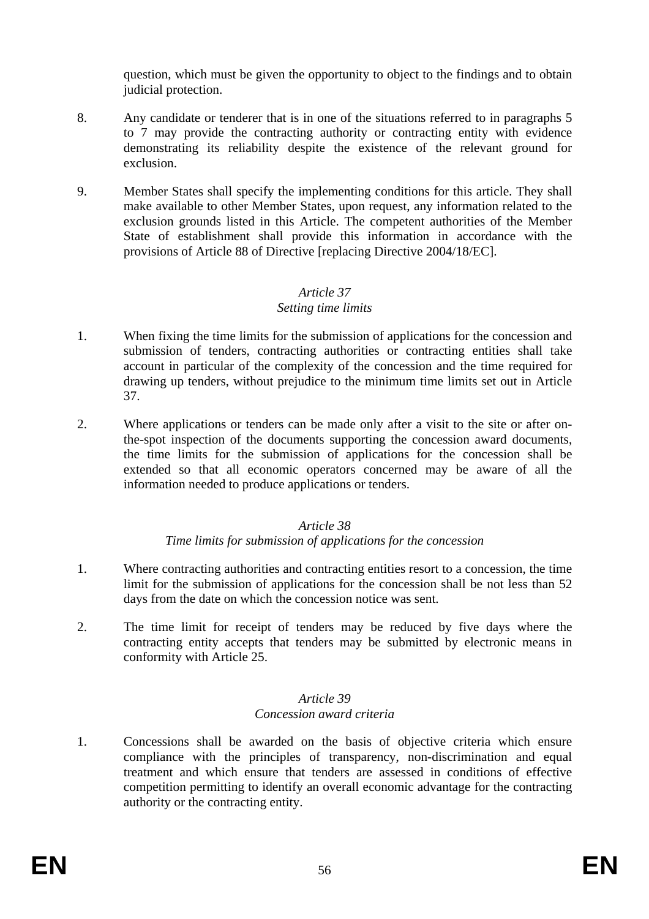question, which must be given the opportunity to object to the findings and to obtain judicial protection.

8. Any candidate or tenderer that is in one of the situations referred to in paragraphs 5 to 7 may provide the contracting authority or contracting entity with evidence demonstrating its reliability despite the existence of the relevant ground for exclusion.

9. Member States shall specify the implementing conditions for this article. They shall make available to other Member States, upon request, any information related to the exclusion grounds listed in this Article. The competent authorities of the Member State of establishment shall provide this information in accordance with the provisions of Article 88 of Directive [replacing Directive 2004/18/EC].

*Article 37*
*Setting time limits*

1. When fixing the time limits for the submission of applications for the concession and submission of tenders, contracting authorities or contracting entities shall take account in particular of the complexity of the concession and the time required for drawing up tenders, without prejudice to the minimum time limits set out in Article 37.

2. Where applications or tenders can be made only after a visit to the site or after on-the-spot inspection of the documents supporting the concession award documents, the time limits for the submission of applications for the concession shall be extended so that all economic operators concerned may be aware of all the information needed to produce applications or tenders.

*Article 38*
*Time limits for submission of applications for the concession*

1. Where contracting authorities and contracting entities resort to a concession, the time limit for the submission of applications for the concession shall be not less than 52 days from the date on which the concession notice was sent.

2. The time limit for receipt of tenders may be reduced by five days where the contracting entity accepts that tenders may be submitted by electronic means in conformity with Article 25.

*Article 39*
*Concession award criteria*

1. Concessions shall be awarded on the basis of objective criteria which ensure compliance with the principles of transparency, non-discrimination and equal treatment and which ensure that tenders are assessed in conditions of effective competition permitting to identify an overall economic advantage for the contracting authority or the contracting entity.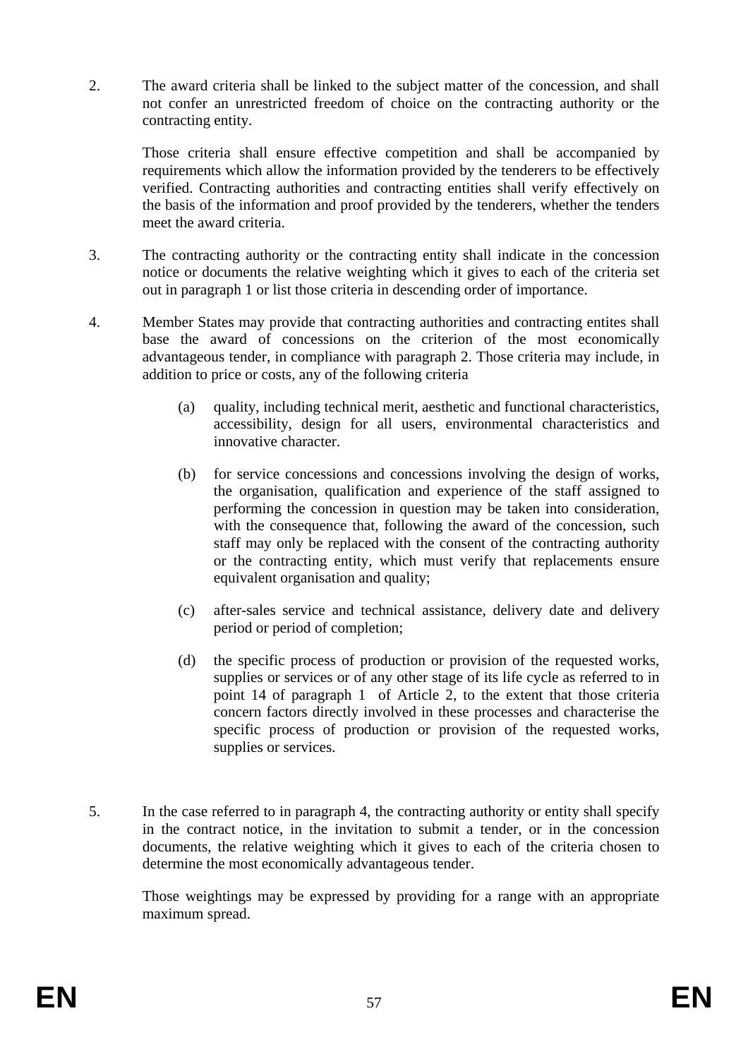2. The award criteria shall be linked to the subject matter of the concession, and shall not confer an unrestricted freedom of choice on the contracting authority or the contracting entity.

   Those criteria shall ensure effective competition and shall be accompanied by requirements which allow the information provided by the tenderers to be effectively verified. Contracting authorities and contracting entities shall verify effectively on the basis of the information and proof provided by the tenderers, whether the tenders meet the award criteria.

3. The contracting authority or the contracting entity shall indicate in the concession notice or documents the relative weighting which it gives to each of the criteria set out in paragraph 1 or list those criteria in descending order of importance.

4. Member States may provide that contracting authorities and contracting entites shall base the award of concessions on the criterion of the most economically advantageous tender, in compliance with paragraph 2. Those criteria may include, in addition to price or costs, any of the following criteria

   (a) quality, including technical merit, aesthetic and functional characteristics, accessibility, design for all users, environmental characteristics and innovative character.

   (b) for service concessions and concessions involving the design of works, the organisation, qualification and experience of the staff assigned to performing the concession in question may be taken into consideration, with the consequence that, following the award of the concession, such staff may only be replaced with the consent of the contracting authority or the contracting entity, which must verify that replacements ensure equivalent organisation and quality;

   (c) after-sales service and technical assistance, delivery date and delivery period or period of completion;

   (d) the specific process of production or provision of the requested works, supplies or services or of any other stage of its life cycle as referred to in point 14 of paragraph 1 of Article 2, to the extent that those criteria concern factors directly involved in these processes and characterise the specific process of production or provision of the requested works, supplies or services.

5. In the case referred to in paragraph 4, the contracting authority or entity shall specify in the contract notice, in the invitation to submit a tender, or in the concession documents, the relative weighting which it gives to each of the criteria chosen to determine the most economically advantageous tender.

   Those weightings may be expressed by providing for a range with an appropriate maximum spread.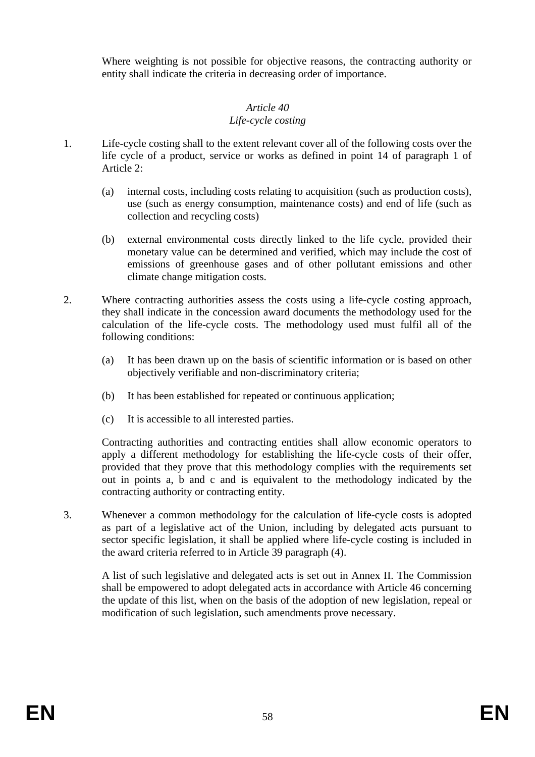Where weighting is not possible for objective reasons, the contracting authority or entity shall indicate the criteria in decreasing order of importance.

### *Article 40*
### *Life-cycle costing*

1. Life-cycle costing shall to the extent relevant cover all of the following costs over the life cycle of a product, service or works as defined in point 14 of paragraph 1 of Article 2:

   (a) internal costs, including costs relating to acquisition (such as production costs), use (such as energy consumption, maintenance costs) and end of life (such as collection and recycling costs)

   (b) external environmental costs directly linked to the life cycle, provided their monetary value can be determined and verified, which may include the cost of emissions of greenhouse gases and of other pollutant emissions and other climate change mitigation costs.

2. Where contracting authorities assess the costs using a life-cycle costing approach, they shall indicate in the concession award documents the methodology used for the calculation of the life-cycle costs. The methodology used must fulfil all of the following conditions:

   (a) It has been drawn up on the basis of scientific information or is based on other objectively verifiable and non-discriminatory criteria;

   (b) It has been established for repeated or continuous application;

   (c) It is accessible to all interested parties.

   Contracting authorities and contracting entities shall allow economic operators to apply a different methodology for establishing the life-cycle costs of their offer, provided that they prove that this methodology complies with the requirements set out in points a, b and c and is equivalent to the methodology indicated by the contracting authority or contracting entity.

3. Whenever a common methodology for the calculation of life-cycle costs is adopted as part of a legislative act of the Union, including by delegated acts pursuant to sector specific legislation, it shall be applied where life-cycle costing is included in the award criteria referred to in Article 39 paragraph (4).

   A list of such legislative and delegated acts is set out in Annex II. The Commission shall be empowered to adopt delegated acts in accordance with Article 46 concerning the update of this list, when on the basis of the adoption of new legislation, repeal or modification of such legislation, such amendments prove necessary.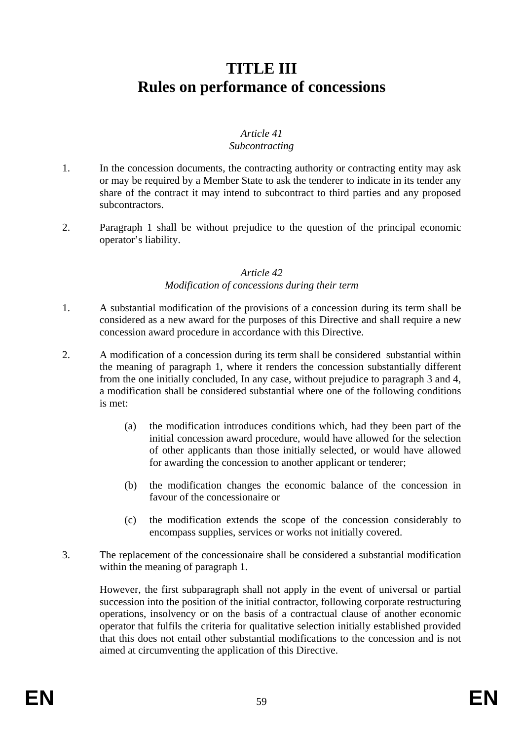# TITLE III
# Rules on performance of concessions

*Article 41*
*Subcontracting*

1. In the concession documents, the contracting authority or contracting entity may ask or may be required by a Member State to ask the tenderer to indicate in its tender any share of the contract it may intend to subcontract to third parties and any proposed subcontractors.

2. Paragraph 1 shall be without prejudice to the question of the principal economic operator's liability.

*Article 42*
*Modification of concessions during their term*

1. A substantial modification of the provisions of a concession during its term shall be considered as a new award for the purposes of this Directive and shall require a new concession award procedure in accordance with this Directive.

2. A modification of a concession during its term shall be considered substantial within the meaning of paragraph 1, where it renders the concession substantially different from the one initially concluded, In any case, without prejudice to paragraph 3 and 4, a modification shall be considered substantial where one of the following conditions is met:

   (a) the modification introduces conditions which, had they been part of the initial concession award procedure, would have allowed for the selection of other applicants than those initially selected, or would have allowed for awarding the concession to another applicant or tenderer;

   (b) the modification changes the economic balance of the concession in favour of the concessionaire or

   (c) the modification extends the scope of the concession considerably to encompass supplies, services or works not initially covered.

3. The replacement of the concessionaire shall be considered a substantial modification within the meaning of paragraph 1.

   However, the first subparagraph shall not apply in the event of universal or partial succession into the position of the initial contractor, following corporate restructuring operations, insolvency or on the basis of a contractual clause of another economic operator that fulfils the criteria for qualitative selection initially established provided that this does not entail other substantial modifications to the concession and is not aimed at circumventing the application of this Directive.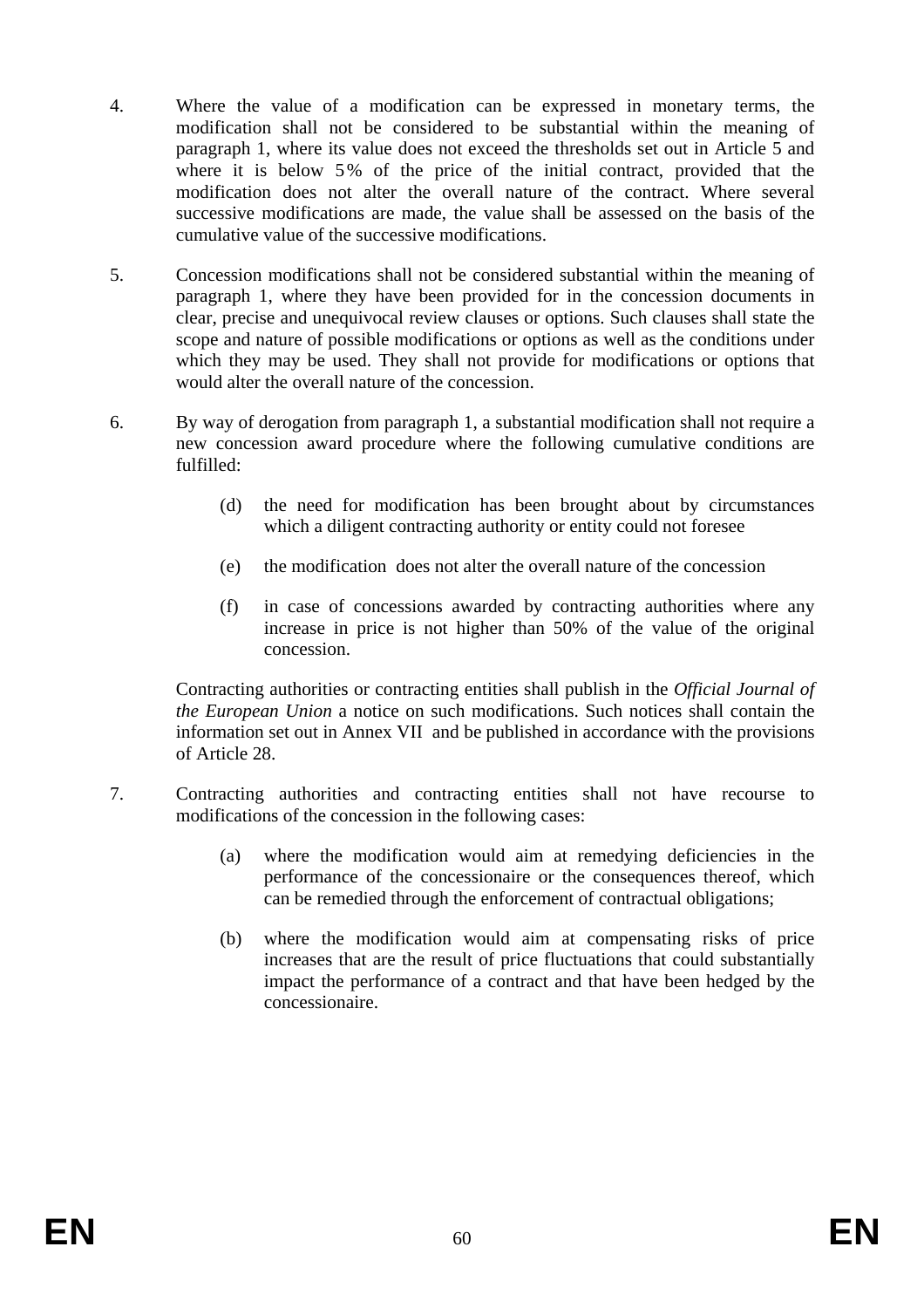4. Where the value of a modification can be expressed in monetary terms, the modification shall not be considered to be substantial within the meaning of paragraph 1, where its value does not exceed the thresholds set out in Article 5 and where it is below 5% of the price of the initial contract, provided that the modification does not alter the overall nature of the contract. Where several successive modifications are made, the value shall be assessed on the basis of the cumulative value of the successive modifications.

5. Concession modifications shall not be considered substantial within the meaning of paragraph 1, where they have been provided for in the concession documents in clear, precise and unequivocal review clauses or options. Such clauses shall state the scope and nature of possible modifications or options as well as the conditions under which they may be used. They shall not provide for modifications or options that would alter the overall nature of the concession.

6. By way of derogation from paragraph 1, a substantial modification shall not require a new concession award procedure where the following cumulative conditions are fulfilled:

   (d) the need for modification has been brought about by circumstances which a diligent contracting authority or entity could not foresee

   (e) the modification does not alter the overall nature of the concession

   (f) in case of concessions awarded by contracting authorities where any increase in price is not higher than 50% of the value of the original concession.

   Contracting authorities or contracting entities shall publish in the *Official Journal of the European Union* a notice on such modifications. Such notices shall contain the information set out in Annex VII and be published in accordance with the provisions of Article 28.

7. Contracting authorities and contracting entities shall not have recourse to modifications of the concession in the following cases:

   (a) where the modification would aim at remedying deficiencies in the performance of the concessionaire or the consequences thereof, which can be remedied through the enforcement of contractual obligations;

   (b) where the modification would aim at compensating risks of price increases that are the result of price fluctuations that could substantially impact the performance of a contract and that have been hedged by the concessionaire.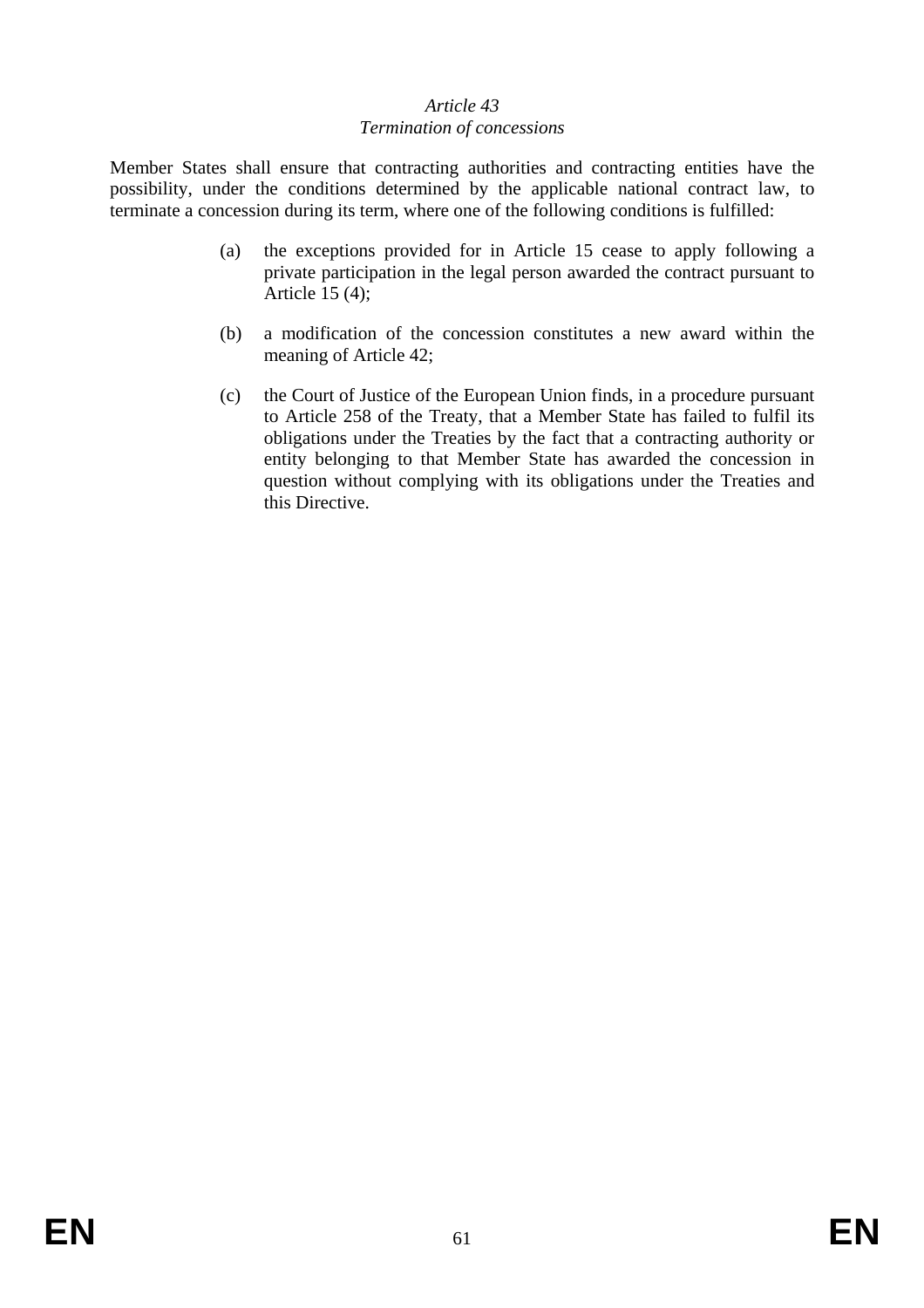*Article 43*

*Termination of concessions*

Member States shall ensure that contracting authorities and contracting entities have the possibility, under the conditions determined by the applicable national contract law, to terminate a concession during its term, where one of the following conditions is fulfilled:

(a) the exceptions provided for in Article 15 cease to apply following a private participation in the legal person awarded the contract pursuant to Article 15 (4);

(b) a modification of the concession constitutes a new award within the meaning of Article 42;

(c) the Court of Justice of the European Union finds, in a procedure pursuant to Article 258 of the Treaty, that a Member State has failed to fulfil its obligations under the Treaties by the fact that a contracting authority or entity belonging to that Member State has awarded the concession in question without complying with its obligations under the Treaties and this Directive.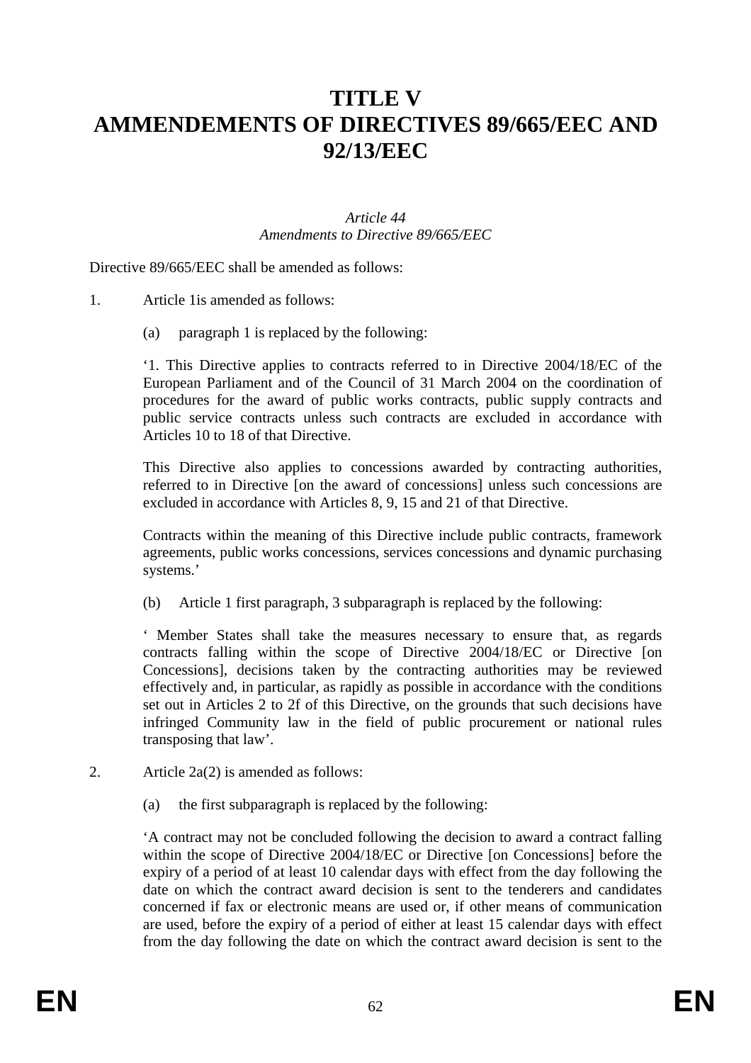# TITLE V
# AMMENDEMENTS OF DIRECTIVES 89/665/EEC AND 92/13/EEC

*Article 44*
*Amendments to Directive 89/665/EEC*

Directive 89/665/EEC shall be amended as follows:

1. Article 1is amended as follows:

   (a) paragraph 1 is replaced by the following:

   '1. This Directive applies to contracts referred to in Directive 2004/18/EC of the European Parliament and of the Council of 31 March 2004 on the coordination of procedures for the award of public works contracts, public supply contracts and public service contracts unless such contracts are excluded in accordance with Articles 10 to 18 of that Directive.

   This Directive also applies to concessions awarded by contracting authorities, referred to in Directive [on the award of concessions] unless such concessions are excluded in accordance with Articles 8, 9, 15 and 21 of that Directive.

   Contracts within the meaning of this Directive include public contracts, framework agreements, public works concessions, services concessions and dynamic purchasing systems.'

   (b) Article 1 first paragraph, 3 subparagraph is replaced by the following:

   ' Member States shall take the measures necessary to ensure that, as regards contracts falling within the scope of Directive 2004/18/EC or Directive [on Concessions], decisions taken by the contracting authorities may be reviewed effectively and, in particular, as rapidly as possible in accordance with the conditions set out in Articles 2 to 2f of this Directive, on the grounds that such decisions have infringed Community law in the field of public procurement or national rules transposing that law'.

2. Article 2a(2) is amended as follows:

   (a) the first subparagraph is replaced by the following:

   'A contract may not be concluded following the decision to award a contract falling within the scope of Directive 2004/18/EC or Directive [on Concessions] before the expiry of a period of at least 10 calendar days with effect from the day following the date on which the contract award decision is sent to the tenderers and candidates concerned if fax or electronic means are used or, if other means of communication are used, before the expiry of a period of either at least 15 calendar days with effect from the day following the date on which the contract award decision is sent to the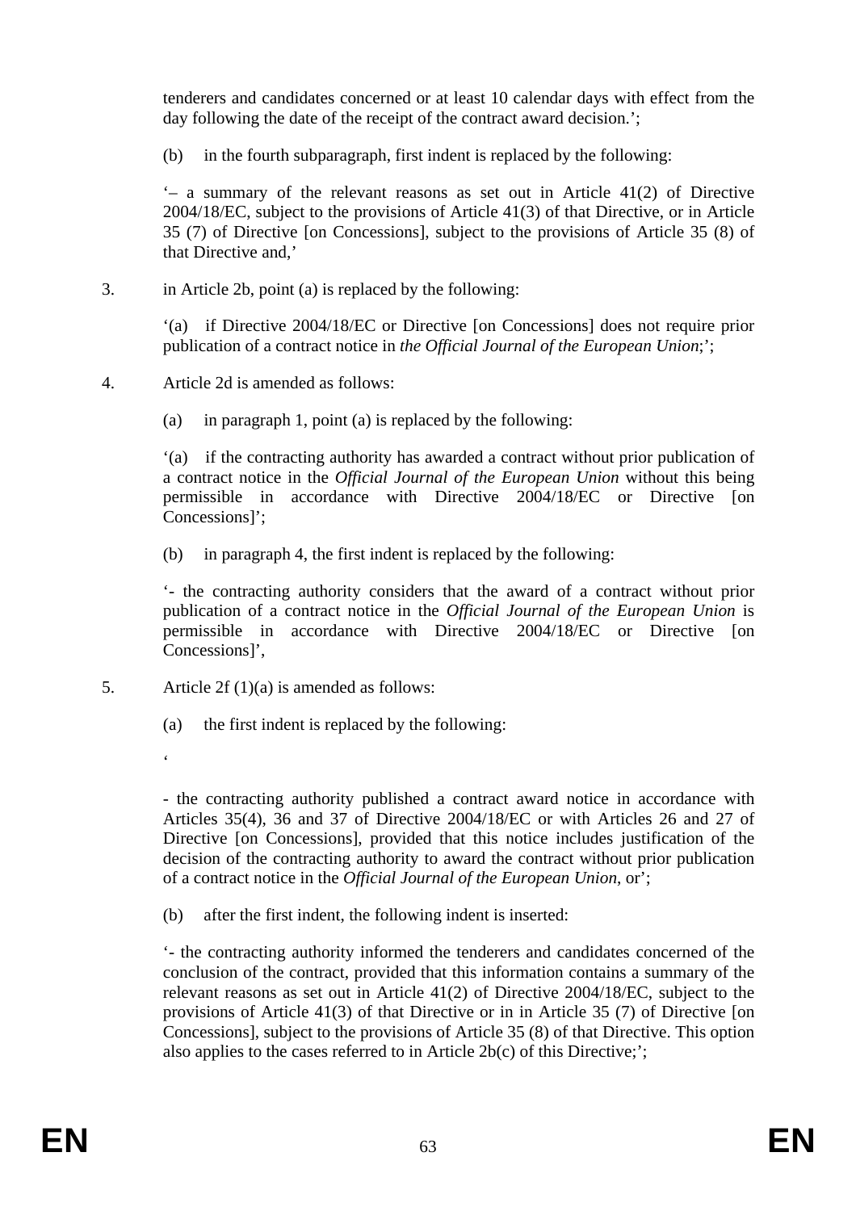tenderers and candidates concerned or at least 10 calendar days with effect from the day following the date of the receipt of the contract award decision.';

(b) in the fourth subparagraph, first indent is replaced by the following:

'– a summary of the relevant reasons as set out in Article 41(2) of Directive 2004/18/EC, subject to the provisions of Article 41(3) of that Directive, or in Article 35 (7) of Directive [on Concessions], subject to the provisions of Article 35 (8) of that Directive and,'

3. in Article 2b, point (a) is replaced by the following:

'(a) if Directive 2004/18/EC or Directive [on Concessions] does not require prior publication of a contract notice in *the Official Journal of the European Union*;';

4. Article 2d is amended as follows:

(a) in paragraph 1, point (a) is replaced by the following:

'(a) if the contracting authority has awarded a contract without prior publication of a contract notice in the *Official Journal of the European Union* without this being permissible in accordance with Directive 2004/18/EC or Directive [on Concessions]';

(b) in paragraph 4, the first indent is replaced by the following:

'- the contracting authority considers that the award of a contract without prior publication of a contract notice in the *Official Journal of the European Union* is permissible in accordance with Directive 2004/18/EC or Directive [on Concessions]',

5. Article 2f (1)(a) is amended as follows:

(a) the first indent is replaced by the following:

'

- the contracting authority published a contract award notice in accordance with Articles 35(4), 36 and 37 of Directive 2004/18/EC or with Articles 26 and 27 of Directive [on Concessions], provided that this notice includes justification of the decision of the contracting authority to award the contract without prior publication of a contract notice in the *Official Journal of the European Union*, or';

(b) after the first indent, the following indent is inserted:

'- the contracting authority informed the tenderers and candidates concerned of the conclusion of the contract, provided that this information contains a summary of the relevant reasons as set out in Article 41(2) of Directive 2004/18/EC, subject to the provisions of Article 41(3) of that Directive or in in Article 35 (7) of Directive [on Concessions], subject to the provisions of Article 35 (8) of that Directive. This option also applies to the cases referred to in Article 2b(c) of this Directive;';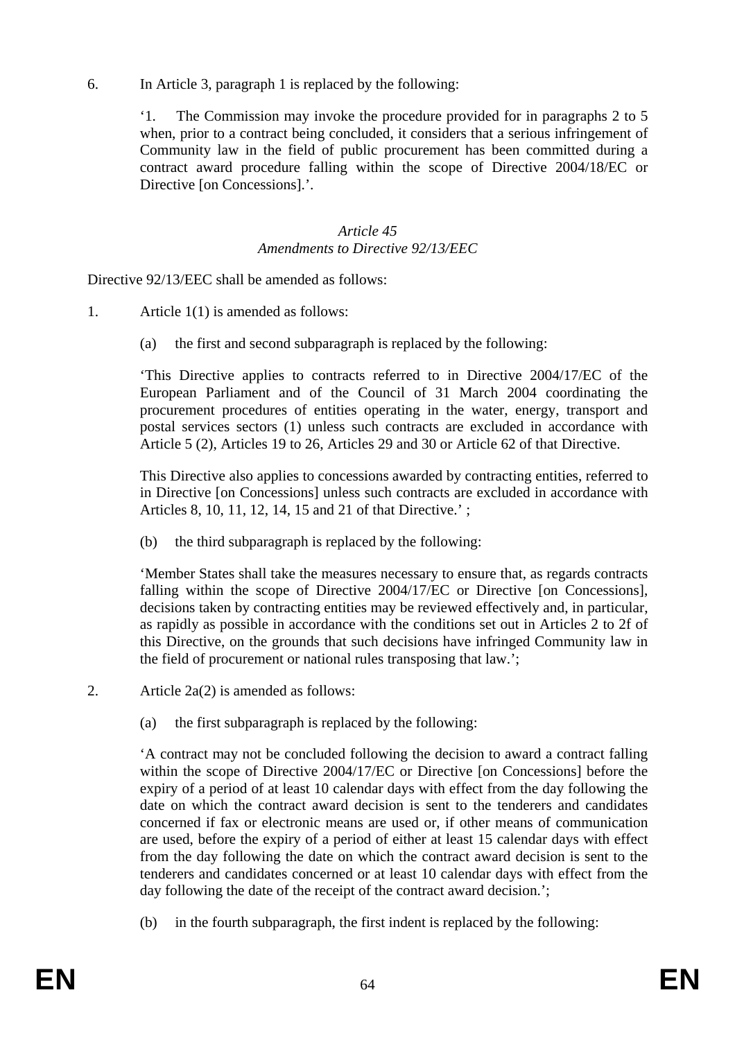6. In Article 3, paragraph 1 is replaced by the following:

> ‘1. The Commission may invoke the procedure provided for in paragraphs 2 to 5 when, prior to a contract being concluded, it considers that a serious infringement of Community law in the field of public procurement has been committed during a contract award procedure falling within the scope of Directive 2004/18/EC or Directive [on Concessions].’.

*Article 45*
*Amendments to Directive 92/13/EEC*

Directive 92/13/EEC shall be amended as follows:

1. Article 1(1) is amended as follows:

   (a) the first and second subparagraph is replaced by the following:

   ‘This Directive applies to contracts referred to in Directive 2004/17/EC of the European Parliament and of the Council of 31 March 2004 coordinating the procurement procedures of entities operating in the water, energy, transport and postal services sectors (1) unless such contracts are excluded in accordance with Article 5 (2), Articles 19 to 26, Articles 29 and 30 or Article 62 of that Directive.

   This Directive also applies to concessions awarded by contracting entities, referred to in Directive [on Concessions] unless such contracts are excluded in accordance with Articles 8, 10, 11, 12, 14, 15 and 21 of that Directive.’ ;

   (b) the third subparagraph is replaced by the following:

   ‘Member States shall take the measures necessary to ensure that, as regards contracts falling within the scope of Directive 2004/17/EC or Directive [on Concessions], decisions taken by contracting entities may be reviewed effectively and, in particular, as rapidly as possible in accordance with the conditions set out in Articles 2 to 2f of this Directive, on the grounds that such decisions have infringed Community law in the field of procurement or national rules transposing that law.’;

2. Article 2a(2) is amended as follows:

   (a) the first subparagraph is replaced by the following:

   ‘A contract may not be concluded following the decision to award a contract falling within the scope of Directive 2004/17/EC or Directive [on Concessions] before the expiry of a period of at least 10 calendar days with effect from the day following the date on which the contract award decision is sent to the tenderers and candidates concerned if fax or electronic means are used or, if other means of communication are used, before the expiry of a period of either at least 15 calendar days with effect from the day following the date on which the contract award decision is sent to the tenderers and candidates concerned or at least 10 calendar days with effect from the day following the date of the receipt of the contract award decision.’;

   (b) in the fourth subparagraph, the first indent is replaced by the following: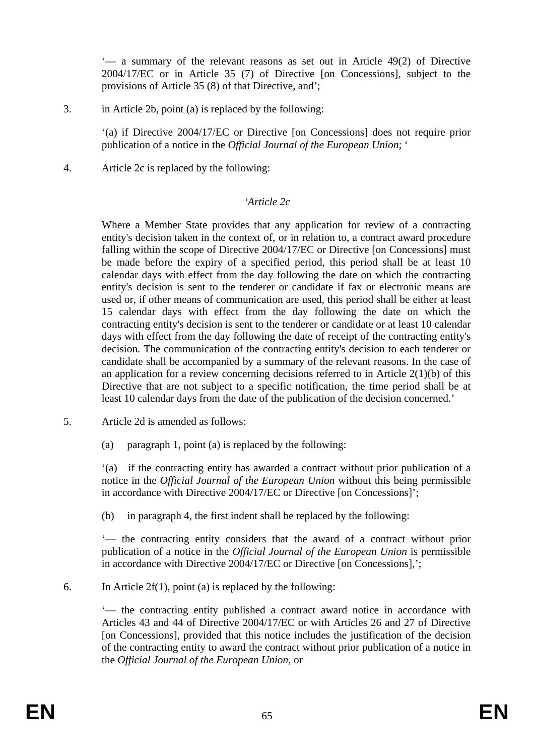'— a summary of the relevant reasons as set out in Article 49(2) of Directive 2004/17/EC or in Article 35 (7) of Directive [on Concessions], subject to the provisions of Article 35 (8) of that Directive, and';

3. in Article 2b, point (a) is replaced by the following:

'(a) if Directive 2004/17/EC or Directive [on Concessions] does not require prior publication of a notice in the *Official Journal of the European Union*; '

4. Article 2c is replaced by the following:

*'Article 2c*

Where a Member State provides that any application for review of a contracting entity's decision taken in the context of, or in relation to, a contract award procedure falling within the scope of Directive 2004/17/EC or Directive [on Concessions] must be made before the expiry of a specified period, this period shall be at least 10 calendar days with effect from the day following the date on which the contracting entity's decision is sent to the tenderer or candidate if fax or electronic means are used or, if other means of communication are used, this period shall be either at least 15 calendar days with effect from the day following the date on which the contracting entity's decision is sent to the tenderer or candidate or at least 10 calendar days with effect from the day following the date of receipt of the contracting entity's decision. The communication of the contracting entity's decision to each tenderer or candidate shall be accompanied by a summary of the relevant reasons. In the case of an application for a review concerning decisions referred to in Article 2(1)(b) of this Directive that are not subject to a specific notification, the time period shall be at least 10 calendar days from the date of the publication of the decision concerned.'

5. Article 2d is amended as follows:

(a) paragraph 1, point (a) is replaced by the following:

'(a) if the contracting entity has awarded a contract without prior publication of a notice in the *Official Journal of the European Union* without this being permissible in accordance with Directive 2004/17/EC or Directive [on Concessions]';

(b) in paragraph 4, the first indent shall be replaced by the following:

'— the contracting entity considers that the award of a contract without prior publication of a notice in the *Official Journal of the European Union* is permissible in accordance with Directive 2004/17/EC or Directive [on Concessions],';

6. In Article 2f(1), point (a) is replaced by the following:

'— the contracting entity published a contract award notice in accordance with Articles 43 and 44 of Directive 2004/17/EC or with Articles 26 and 27 of Directive [on Concessions], provided that this notice includes the justification of the decision of the contracting entity to award the contract without prior publication of a notice in the *Official Journal of the European Union*, or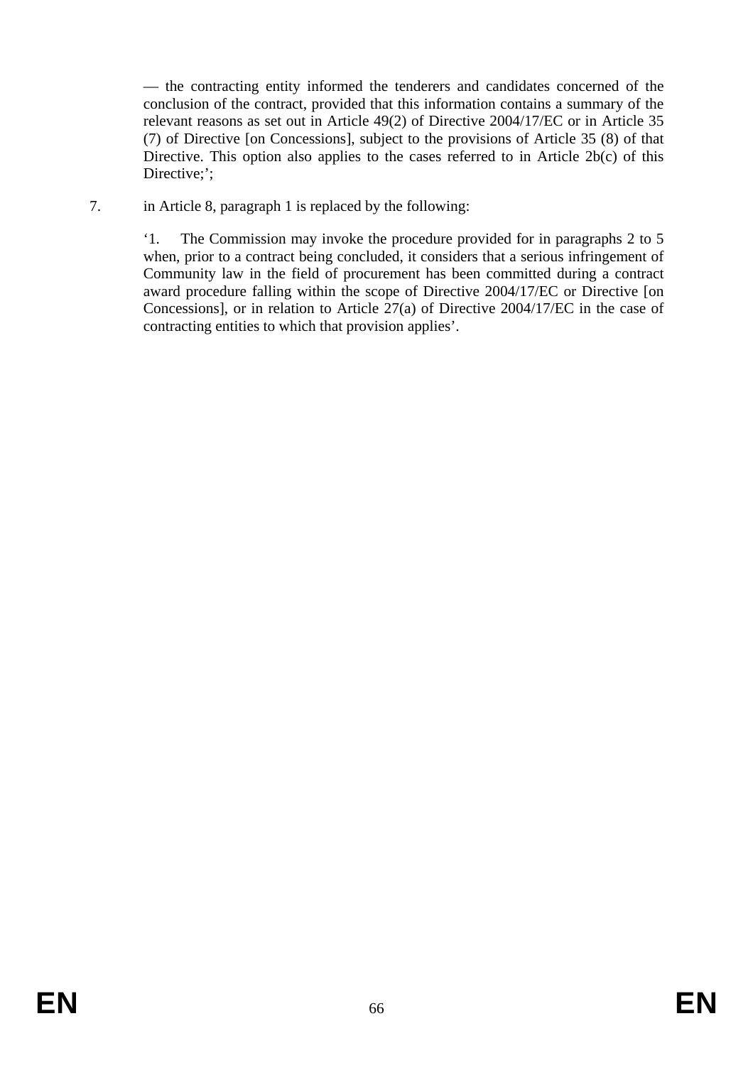— the contracting entity informed the tenderers and candidates concerned of the conclusion of the contract, provided that this information contains a summary of the relevant reasons as set out in Article 49(2) of Directive 2004/17/EC or in Article 35 (7) of Directive [on Concessions], subject to the provisions of Article 35 (8) of that Directive. This option also applies to the cases referred to in Article 2b(c) of this Directive;';

7. in Article 8, paragraph 1 is replaced by the following:

'1. The Commission may invoke the procedure provided for in paragraphs 2 to 5 when, prior to a contract being concluded, it considers that a serious infringement of Community law in the field of procurement has been committed during a contract award procedure falling within the scope of Directive 2004/17/EC or Directive [on Concessions], or in relation to Article 27(a) of Directive 2004/17/EC in the case of contracting entities to which that provision applies'.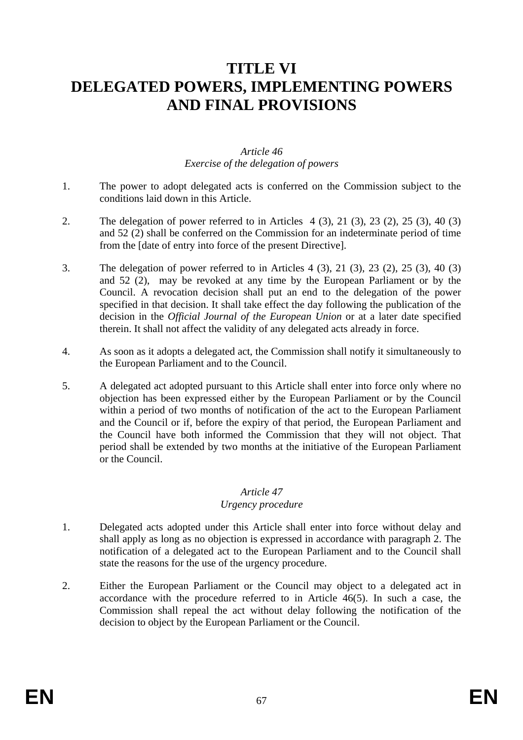# TITLE VI
# DELEGATED POWERS, IMPLEMENTING POWERS AND FINAL PROVISIONS

*Article 46*
*Exercise of the delegation of powers*

1. The power to adopt delegated acts is conferred on the Commission subject to the conditions laid down in this Article.

2. The delegation of power referred to in Articles 4 (3), 21 (3), 23 (2), 25 (3), 40 (3) and 52 (2) shall be conferred on the Commission for an indeterminate period of time from the [date of entry into force of the present Directive].

3. The delegation of power referred to in Articles 4 (3), 21 (3), 23 (2), 25 (3), 40 (3) and 52 (2), may be revoked at any time by the European Parliament or by the Council. A revocation decision shall put an end to the delegation of the power specified in that decision. It shall take effect the day following the publication of the decision in the *Official Journal of the European Union* or at a later date specified therein. It shall not affect the validity of any delegated acts already in force.

4. As soon as it adopts a delegated act, the Commission shall notify it simultaneously to the European Parliament and to the Council.

5. A delegated act adopted pursuant to this Article shall enter into force only where no objection has been expressed either by the European Parliament or by the Council within a period of two months of notification of the act to the European Parliament and the Council or if, before the expiry of that period, the European Parliament and the Council have both informed the Commission that they will not object. That period shall be extended by two months at the initiative of the European Parliament or the Council.

*Article 47*
*Urgency procedure*

1. Delegated acts adopted under this Article shall enter into force without delay and shall apply as long as no objection is expressed in accordance with paragraph 2. The notification of a delegated act to the European Parliament and to the Council shall state the reasons for the use of the urgency procedure.

2. Either the European Parliament or the Council may object to a delegated act in accordance with the procedure referred to in Article 46(5). In such a case, the Commission shall repeal the act without delay following the notification of the decision to object by the European Parliament or the Council.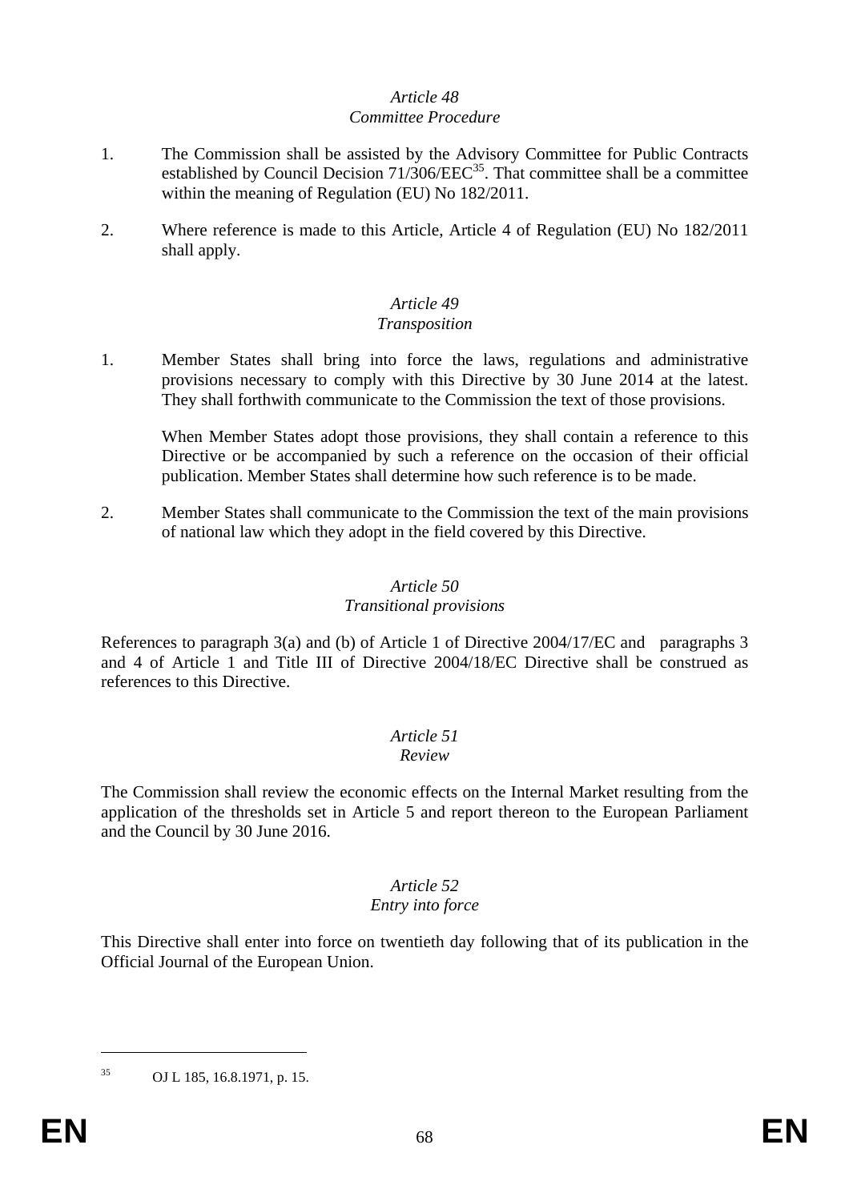*Article 48*
*Committee Procedure*

1. The Commission shall be assisted by the Advisory Committee for Public Contracts established by Council Decision 71/306/EEC[35]. That committee shall be a committee within the meaning of Regulation (EU) No 182/2011.

2. Where reference is made to this Article, Article 4 of Regulation (EU) No 182/2011 shall apply.

*Article 49*
*Transposition*

1. Member States shall bring into force the laws, regulations and administrative provisions necessary to comply with this Directive by 30 June 2014 at the latest. They shall forthwith communicate to the Commission the text of those provisions.

   When Member States adopt those provisions, they shall contain a reference to this Directive or be accompanied by such a reference on the occasion of their official publication. Member States shall determine how such reference is to be made.

2. Member States shall communicate to the Commission the text of the main provisions of national law which they adopt in the field covered by this Directive.

*Article 50*
*Transitional provisions*

References to paragraph 3(a) and (b) of Article 1 of Directive 2004/17/EC and paragraphs 3 and 4 of Article 1 and Title III of Directive 2004/18/EC Directive shall be construed as references to this Directive.

*Article 51*
*Review*

The Commission shall review the economic effects on the Internal Market resulting from the application of the thresholds set in Article 5 and report thereon to the European Parliament and the Council by 30 June 2016.

*Article 52*
*Entry into force*

This Directive shall enter into force on twentieth day following that of its publication in the Official Journal of the European Union.

---

[35] OJ L 185, 16.8.1971, p. 15.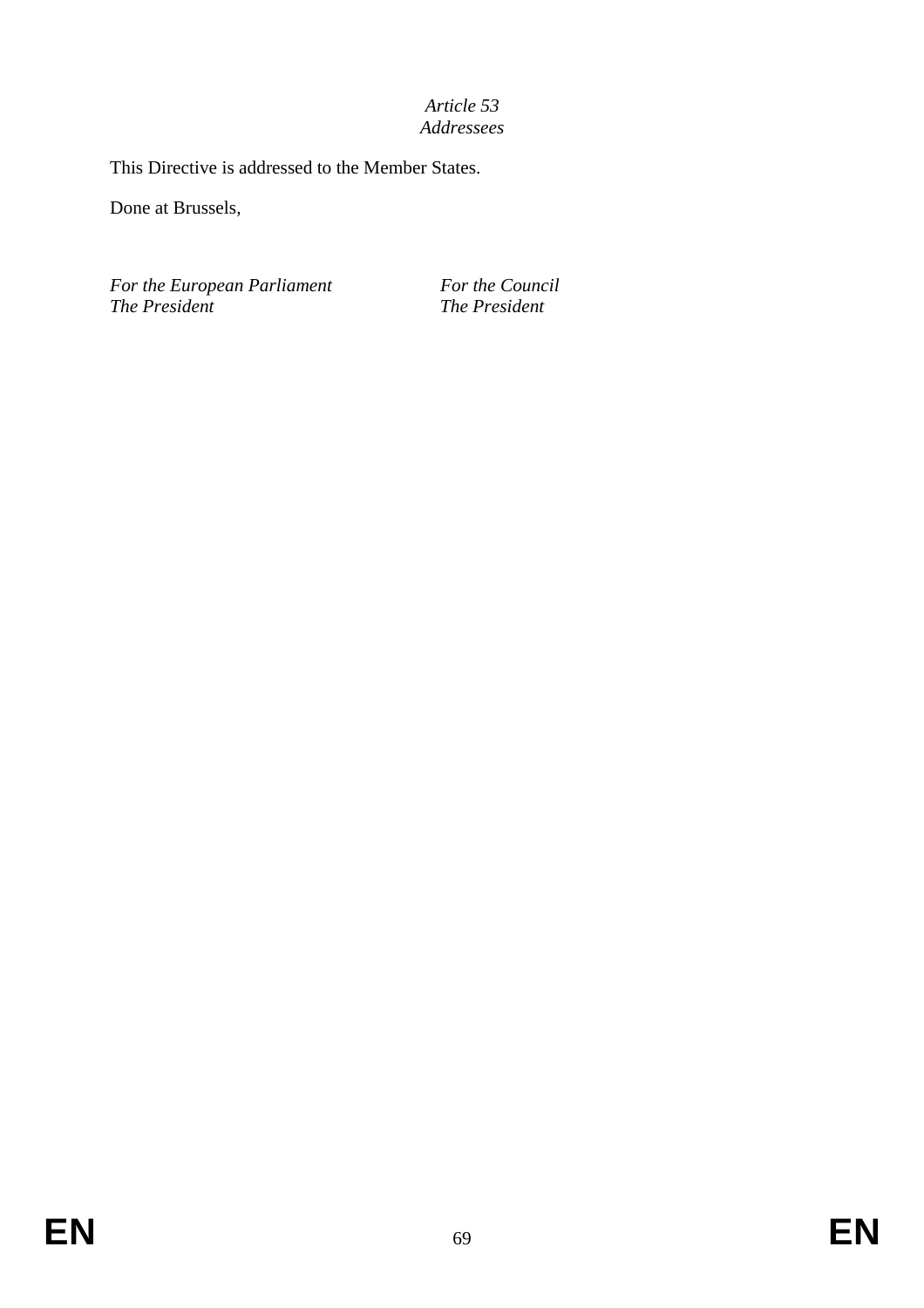*Article 53*
*Addressees*

This Directive is addressed to the Member States.

Done at Brussels,

| *For the European Parliament* | *For the Council* |
|---|---|
| *The President* | *The President* |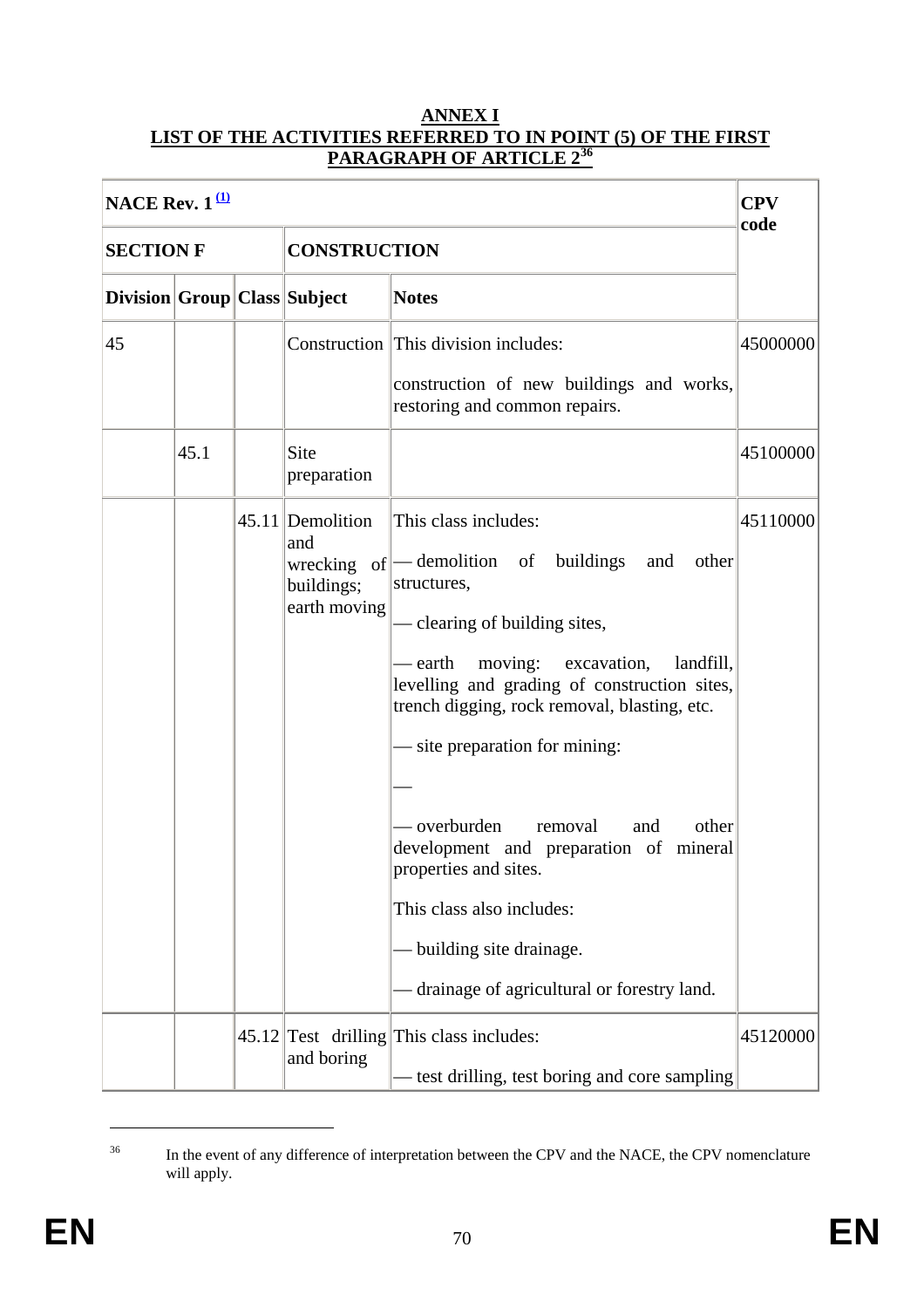**ANNEX I**
**LIST OF THE ACTIVITIES REFERRED TO IN POINT (5) OF THE FIRST PARAGRAPH OF ARTICLE 2[36]**

| NACE Rev. 1 [(1)] | | | | | CPV code |
|---|---|---|---|---|---|
| SECTION F | | | CONSTRUCTION | | |
| Division | Group | Class | Subject | Notes | |
| 45 | | | Construction | This division includes:<br><br>construction of new buildings and works, restoring and common repairs. | 45000000 |
| | 45.1 | | Site preparation | | 45100000 |
| | | 45.11 | Demolition and wrecking of buildings; earth moving | This class includes:<br><br>— demolition of buildings and other structures,<br><br>— clearing of building sites,<br><br>— earth moving: excavation, landfill, levelling and grading of construction sites, trench digging, rock removal, blasting, etc.<br><br>— site preparation for mining:<br><br>—<br><br>— overburden removal and other development and preparation of mineral properties and sites.<br><br>This class also includes:<br><br>— building site drainage.<br><br>— drainage of agricultural or forestry land. | 45110000 |
| | | 45.12 | Test drilling and boring | This class includes:<br><br>— test drilling, test boring and core sampling | 45120000 |

[36] In the event of any difference of interpretation between the CPV and the NACE, the CPV nomenclature will apply.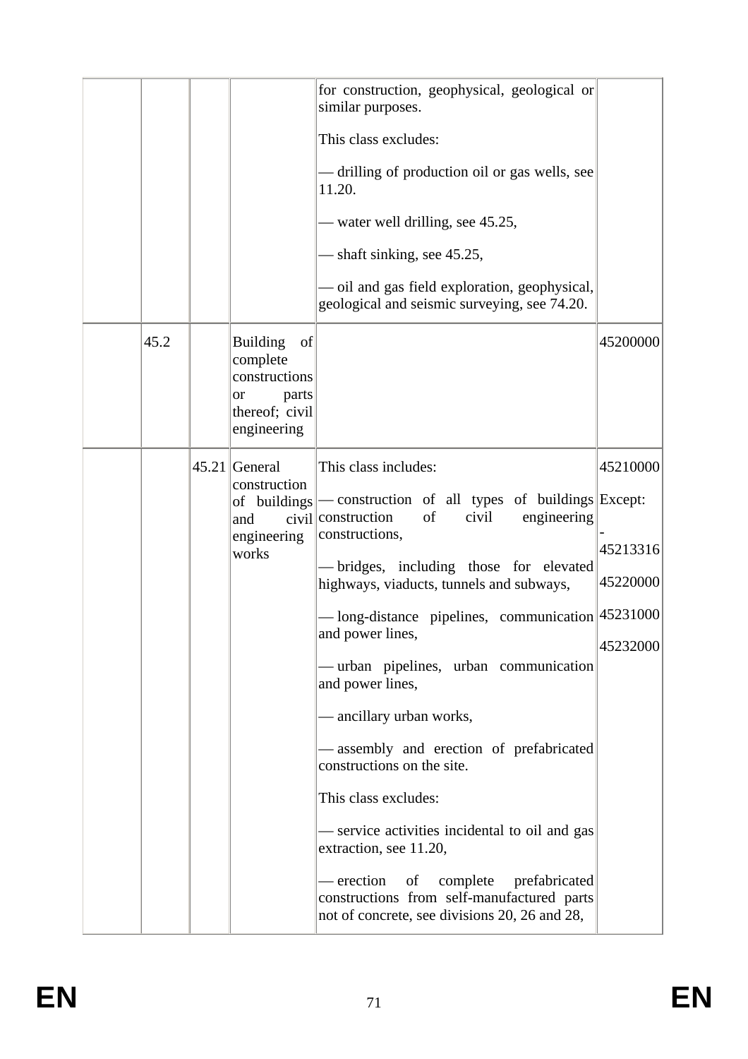|  |  |  |  |  |  |
|---|---|---|---|---|---|
|  |  |  |  | for construction, geophysical, geological or similar purposes.<br><br>This class excludes:<br><br>— drilling of production oil or gas wells, see 11.20.<br><br>— water well drilling, see 45.25,<br><br>— shaft sinking, see 45.25,<br><br>— oil and gas field exploration, geophysical, geological and seismic surveying, see 74.20. |  |
|  | 45.2 |  | Building of complete constructions or parts thereof; civil engineering |  | 45200000 |
|  |  | 45.21 | General construction of buildings and civil engineering works | This class includes:<br><br>— construction of all types of buildings construction of civil engineering constructions,<br><br>— bridges, including those for elevated highways, viaducts, tunnels and subways,<br><br>— long-distance pipelines, communication and power lines,<br><br>— urban pipelines, urban communication and power lines,<br><br>— ancillary urban works,<br><br>— assembly and erection of prefabricated constructions on the site.<br><br>This class excludes:<br><br>— service activities incidental to oil and gas extraction, see 11.20,<br><br>— erection of complete prefabricated constructions from self-manufactured parts not of concrete, see divisions 20, 26 and 28, | 45210000<br><br>Except:<br><br>-<br><br>45213316<br><br>45220000<br><br>45231000<br><br>45232000 |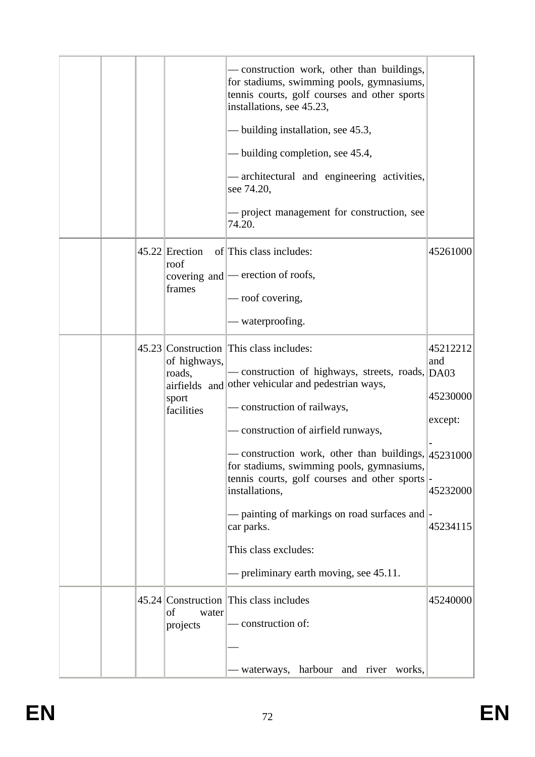|  |  |  |  |  |  |
|---|---|---|---|---|---|
|  |  |  |  | — construction work, other than buildings, for stadiums, swimming pools, gymnasiums, tennis courts, golf courses and other sports installations, see 45.23,<br><br>— building installation, see 45.3,<br><br>— building completion, see 45.4,<br><br>— architectural and engineering activities, see 74.20,<br><br>— project management for construction, see 74.20. |  |
|  |  | 45.22 | Erection of roof covering and frames | This class includes:<br><br>— erection of roofs,<br><br>— roof covering,<br><br>— waterproofing. | 45261000 |
|  |  | 45.23 | Construction of highways, roads, airfields and sport facilities | This class includes:<br><br>— construction of highways, streets, roads, other vehicular and pedestrian ways,<br><br>— construction of railways,<br><br>— construction of airfield runways,<br><br>— construction work, other than buildings, for stadiums, swimming pools, gymnasiums, tennis courts, golf courses and other sports installations,<br><br>— painting of markings on road surfaces and car parks.<br><br>This class excludes:<br><br>— preliminary earth moving, see 45.11. | 45212212 and DA03<br><br>45230000<br><br>except:<br><br>- 45231000<br><br>- 45232000<br><br>- 45234115 |
|  |  | 45.24 | Construction of water projects | This class includes<br><br>— construction of:<br><br>—<br><br>— waterways, harbour and river works, | 45240000 |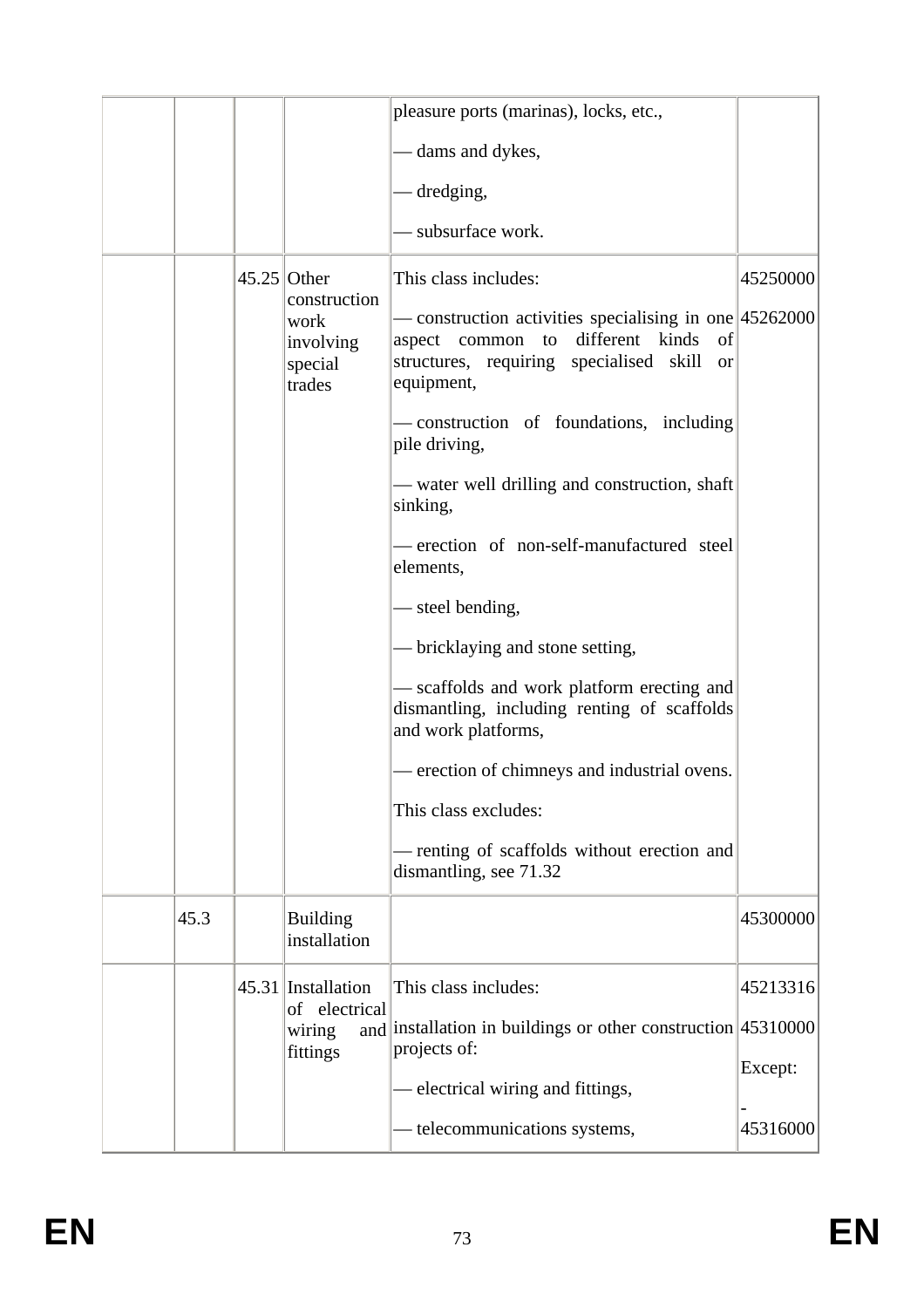| | | | | | |
|---|---|---|---|---|---|
| | | | | pleasure ports (marinas), locks, etc.,<br><br>— dams and dykes,<br><br>— dredging,<br><br>— subsurface work. | |
| | | 45.25 | Other construction work involving special trades | This class includes:<br><br>— construction activities specialising in one aspect common to different kinds of structures, requiring specialised skill or equipment,<br><br>— construction of foundations, including pile driving,<br><br>— water well drilling and construction, shaft sinking,<br><br>— erection of non-self-manufactured steel elements,<br><br>— steel bending,<br><br>— bricklaying and stone setting,<br><br>— scaffolds and work platform erecting and dismantling, including renting of scaffolds and work platforms,<br><br>— erection of chimneys and industrial ovens.<br><br>This class excludes:<br><br>— renting of scaffolds without erection and dismantling, see 71.32 | 45250000<br><br>45262000 |
| | 45.3 | | Building installation | | 45300000 |
| | | 45.31 | Installation of electrical wiring and fittings | This class includes:<br><br>installation in buildings or other construction projects of:<br><br>— electrical wiring and fittings,<br><br>— telecommunications systems, | 45213316<br><br>45310000<br><br>Except:<br><br>-45316000 |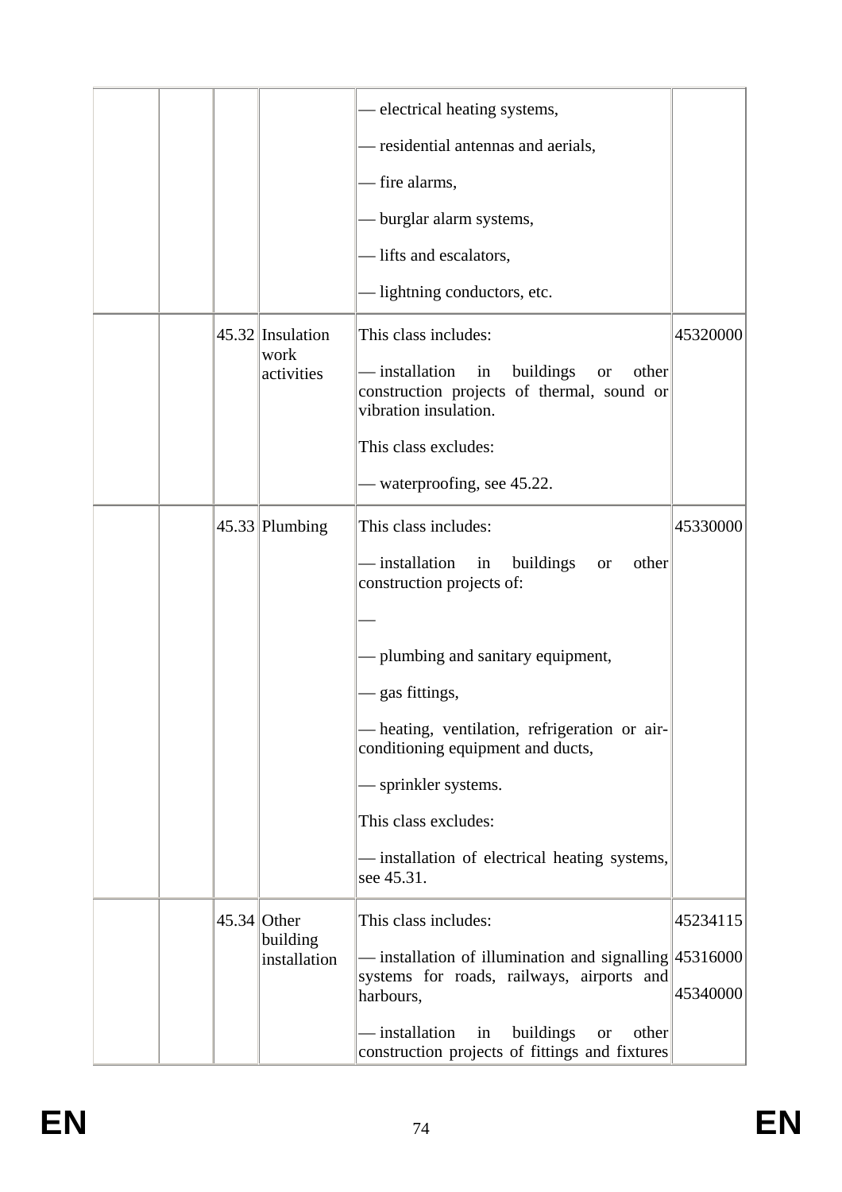| | | | | | |
|---|---|---|---|---|---|
| | | | | — electrical heating systems,<br><br>— residential antennas and aerials,<br><br>— fire alarms,<br><br>— burglar alarm systems,<br><br>— lifts and escalators,<br><br>— lightning conductors, etc. | |
| | | 45.32 | Insulation work activities | This class includes:<br><br>— installation in buildings or other construction projects of thermal, sound or vibration insulation.<br><br>This class excludes:<br><br>— waterproofing, see 45.22. | 45320000 |
| | | 45.33 | Plumbing | This class includes:<br><br>— installation in buildings or other construction projects of:<br><br>—<br><br>— plumbing and sanitary equipment,<br><br>— gas fittings,<br><br>— heating, ventilation, refrigeration or air-conditioning equipment and ducts,<br><br>— sprinkler systems.<br><br>This class excludes:<br><br>— installation of electrical heating systems, see 45.31. | 45330000 |
| | | 45.34 | Other building installation | This class includes:<br><br>— installation of illumination and signalling systems for roads, railways, airports and harbours,<br><br>— installation in buildings or other construction projects of fittings and fixtures | 45234115<br><br>45316000<br><br>45340000 |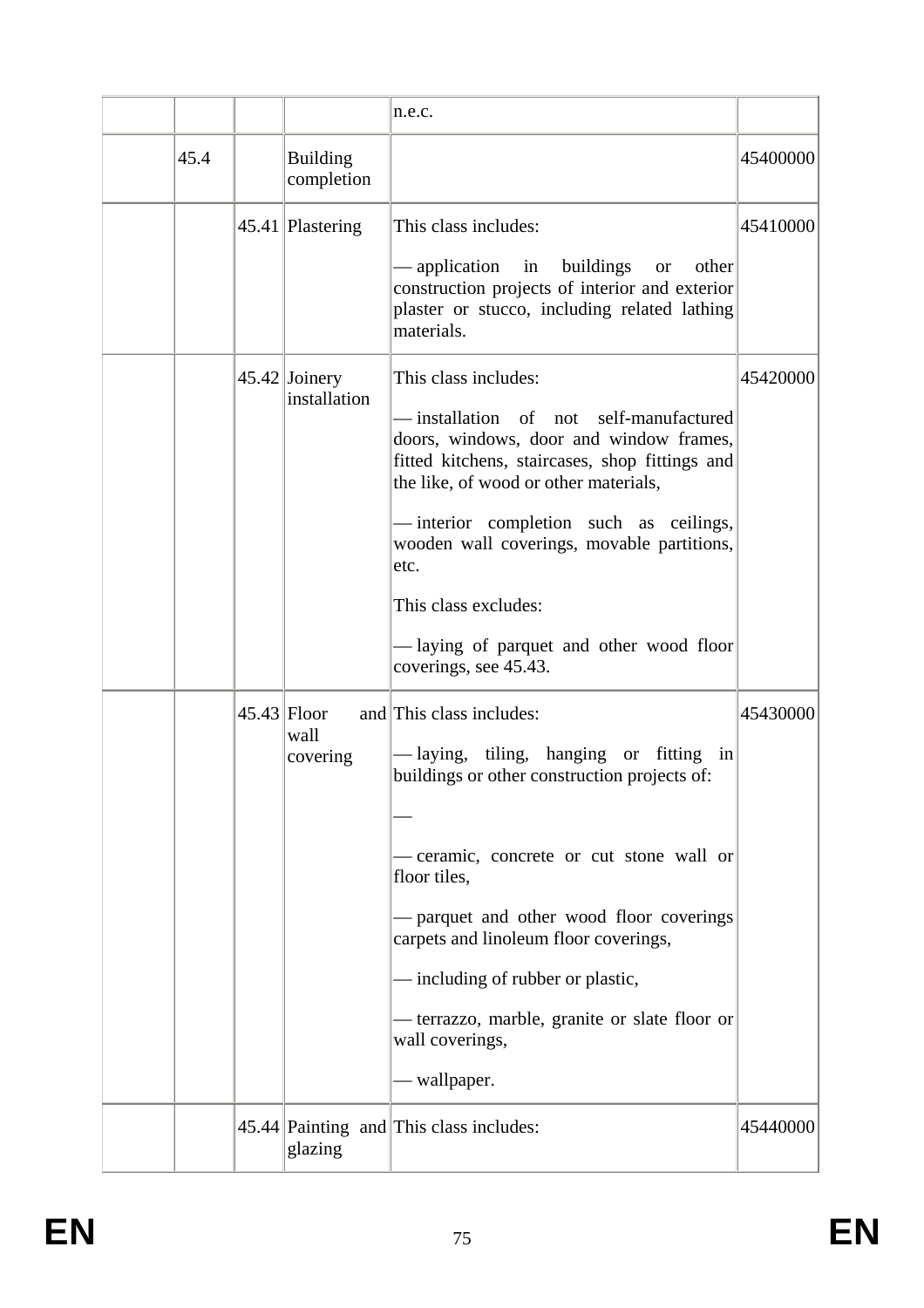| | | | | | |
|---|---|---|---|---|---|
| | | | | n.e.c. | |
| | 45.4 | | Building completion | | 45400000 |
| | | 45.41 | Plastering | This class includes:<br><br>— application in buildings or other construction projects of interior and exterior plaster or stucco, including related lathing materials. | 45410000 |
| | | 45.42 | Joinery installation | This class includes:<br><br>— installation of not self-manufactured doors, windows, door and window frames, fitted kitchens, staircases, shop fittings and the like, of wood or other materials,<br><br>— interior completion such as ceilings, wooden wall coverings, movable partitions, etc.<br><br>This class excludes:<br><br>— laying of parquet and other wood floor coverings, see 45.43. | 45420000 |
| | | 45.43 | Floor and wall covering | This class includes:<br><br>— laying, tiling, hanging or fitting in buildings or other construction projects of:<br><br>—<br><br>— ceramic, concrete or cut stone wall or floor tiles,<br><br>— parquet and other wood floor coverings carpets and linoleum floor coverings,<br><br>— including of rubber or plastic,<br><br>— terrazzo, marble, granite or slate floor or wall coverings,<br><br>— wallpaper. | 45430000 |
| | | 45.44 | Painting and glazing | This class includes: | 45440000 |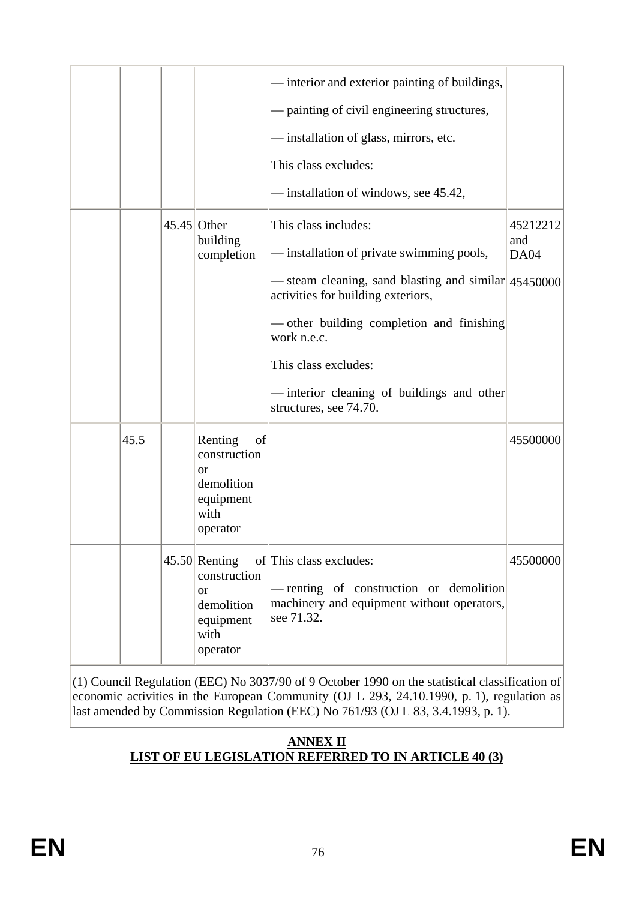| | | | | | |
|---|---|---|---|---|---|
| | | | | — interior and exterior painting of buildings,<br><br>— painting of civil engineering structures,<br><br>— installation of glass, mirrors, etc.<br><br>This class excludes:<br><br>— installation of windows, see 45.42, | |
| | | 45.45 | Other building completion | This class includes:<br><br>— installation of private swimming pools,<br><br>— steam cleaning, sand blasting and similar activities for building exteriors,<br><br>— other building completion and finishing work n.e.c.<br><br>This class excludes:<br><br>— interior cleaning of buildings and other structures, see 74.70. | 45212212 and DA04<br><br>45450000 |
| | 45.5 | | Renting of construction or demolition equipment with operator | | 45500000 |
| | | 45.50 | Renting of construction or demolition equipment with operator | This class excludes:<br><br>— renting of construction or demolition machinery and equipment without operators, see 71.32. | 45500000 |

(1) Council Regulation (EEC) No 3037/90 of 9 October 1990 on the statistical classification of economic activities in the European Community (OJ L 293, 24.10.1990, p. 1), regulation as last amended by Commission Regulation (EEC) No 761/93 (OJ L 83, 3.4.1993, p. 1).

## ANNEX II
## LIST OF EU LEGISLATION REFERRED TO IN ARTICLE 40 (3)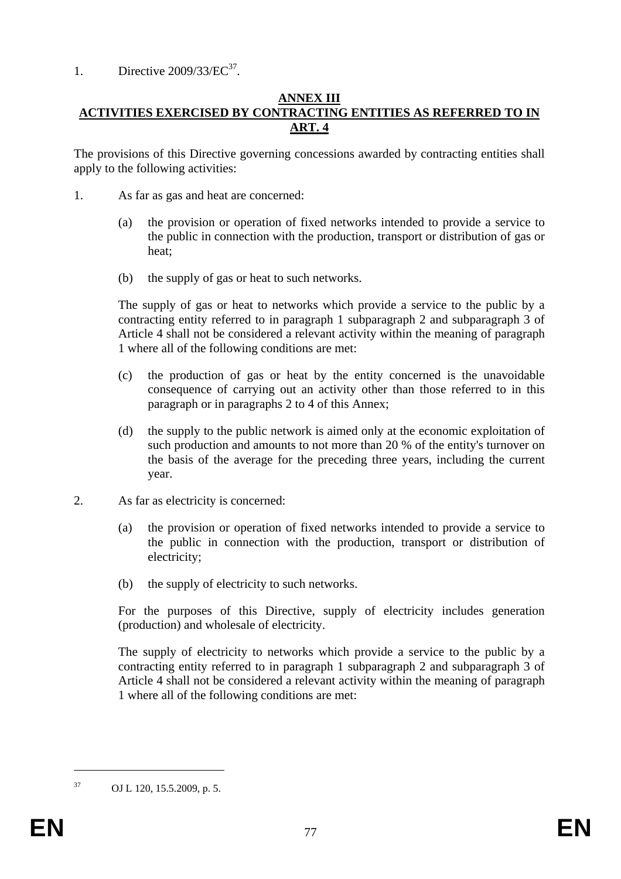1. Directive 2009/33/EC[37].

## ANNEX III
## ACTIVITIES EXERCISED BY CONTRACTING ENTITIES AS REFERRED TO IN ART. 4

The provisions of this Directive governing concessions awarded by contracting entities shall apply to the following activities:

1. As far as gas and heat are concerned:

    (a) the provision or operation of fixed networks intended to provide a service to the public in connection with the production, transport or distribution of gas or heat;

    (b) the supply of gas or heat to such networks.

    The supply of gas or heat to networks which provide a service to the public by a contracting entity referred to in paragraph 1 subparagraph 2 and subparagraph 3 of Article 4 shall not be considered a relevant activity within the meaning of paragraph 1 where all of the following conditions are met:

    (c) the production of gas or heat by the entity concerned is the unavoidable consequence of carrying out an activity other than those referred to in this paragraph or in paragraphs 2 to 4 of this Annex;

    (d) the supply to the public network is aimed only at the economic exploitation of such production and amounts to not more than 20 % of the entity's turnover on the basis of the average for the preceding three years, including the current year.

2. As far as electricity is concerned:

    (a) the provision or operation of fixed networks intended to provide a service to the public in connection with the production, transport or distribution of electricity;

    (b) the supply of electricity to such networks.

    For the purposes of this Directive, supply of electricity includes generation (production) and wholesale of electricity.

    The supply of electricity to networks which provide a service to the public by a contracting entity referred to in paragraph 1 subparagraph 2 and subparagraph 3 of Article 4 shall not be considered a relevant activity within the meaning of paragraph 1 where all of the following conditions are met:

---

[37] OJ L 120, 15.5.2009, p. 5.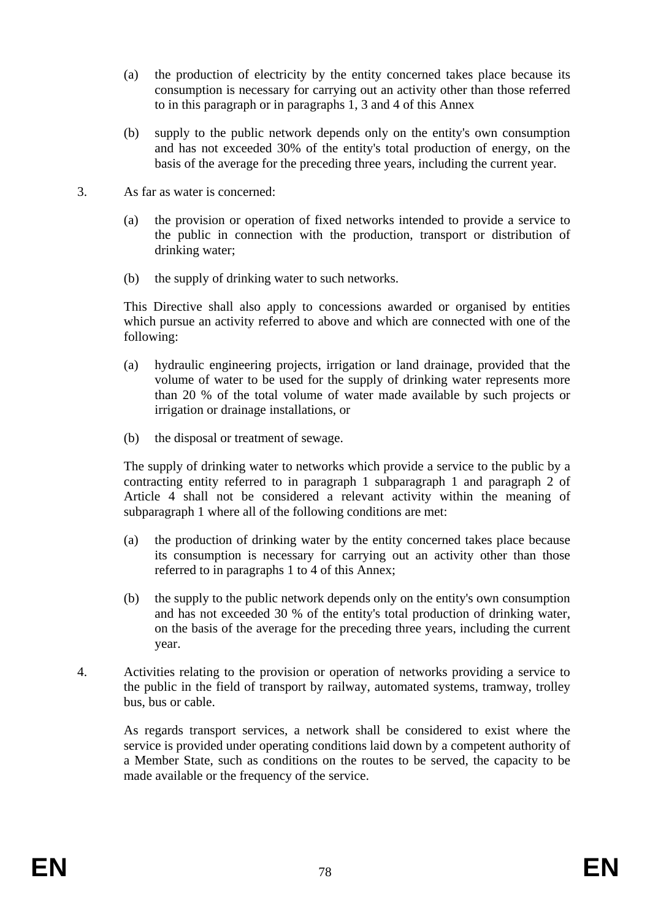(a) the production of electricity by the entity concerned takes place because its consumption is necessary for carrying out an activity other than those referred to in this paragraph or in paragraphs 1, 3 and 4 of this Annex

(b) supply to the public network depends only on the entity's own consumption and has not exceeded 30% of the entity's total production of energy, on the basis of the average for the preceding three years, including the current year.

3. As far as water is concerned:

(a) the provision or operation of fixed networks intended to provide a service to the public in connection with the production, transport or distribution of drinking water;

(b) the supply of drinking water to such networks.

This Directive shall also apply to concessions awarded or organised by entities which pursue an activity referred to above and which are connected with one of the following:

(a) hydraulic engineering projects, irrigation or land drainage, provided that the volume of water to be used for the supply of drinking water represents more than 20 % of the total volume of water made available by such projects or irrigation or drainage installations, or

(b) the disposal or treatment of sewage.

The supply of drinking water to networks which provide a service to the public by a contracting entity referred to in paragraph 1 subparagraph 1 and paragraph 2 of Article 4 shall not be considered a relevant activity within the meaning of subparagraph 1 where all of the following conditions are met:

(a) the production of drinking water by the entity concerned takes place because its consumption is necessary for carrying out an activity other than those referred to in paragraphs 1 to 4 of this Annex;

(b) the supply to the public network depends only on the entity's own consumption and has not exceeded 30 % of the entity's total production of drinking water, on the basis of the average for the preceding three years, including the current year.

4. Activities relating to the provision or operation of networks providing a service to the public in the field of transport by railway, automated systems, tramway, trolley bus, bus or cable.

As regards transport services, a network shall be considered to exist where the service is provided under operating conditions laid down by a competent authority of a Member State, such as conditions on the routes to be served, the capacity to be made available or the frequency of the service.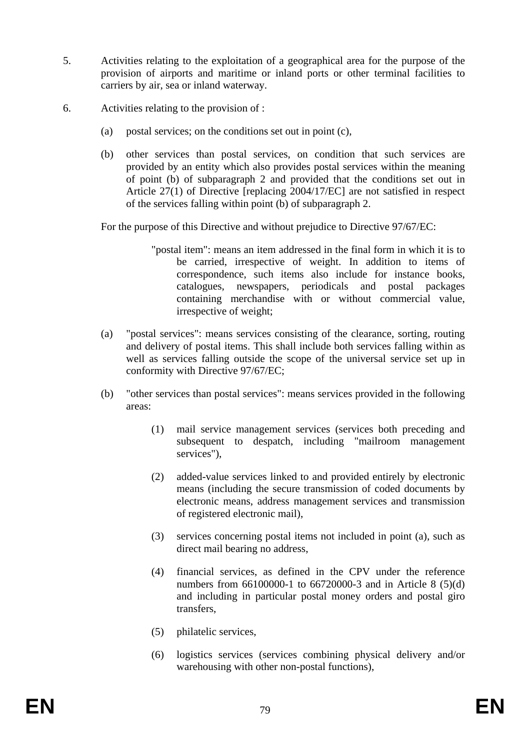5. Activities relating to the exploitation of a geographical area for the purpose of the provision of airports and maritime or inland ports or other terminal facilities to carriers by air, sea or inland waterway.

6. Activities relating to the provision of :

   (a) postal services; on the conditions set out in point (c),

   (b) other services than postal services, on condition that such services are provided by an entity which also provides postal services within the meaning of point (b) of subparagraph 2 and provided that the conditions set out in Article 27(1) of Directive [replacing 2004/17/EC] are not satisfied in respect of the services falling within point (b) of subparagraph 2.

   For the purpose of this Directive and without prejudice to Directive 97/67/EC:

   "postal item": means an item addressed in the final form in which it is to be carried, irrespective of weight. In addition to items of correspondence, such items also include for instance books, catalogues, newspapers, periodicals and postal packages containing merchandise with or without commercial value, irrespective of weight;

   (a) "postal services": means services consisting of the clearance, sorting, routing and delivery of postal items. This shall include both services falling within as well as services falling outside the scope of the universal service set up in conformity with Directive 97/67/EC;

   (b) "other services than postal services": means services provided in the following areas:

      (1) mail service management services (services both preceding and subsequent to despatch, including "mailroom management services"),

      (2) added-value services linked to and provided entirely by electronic means (including the secure transmission of coded documents by electronic means, address management services and transmission of registered electronic mail),

      (3) services concerning postal items not included in point (a), such as direct mail bearing no address,

      (4) financial services, as defined in the CPV under the reference numbers from 66100000-1 to 66720000-3 and in Article 8 (5)(d) and including in particular postal money orders and postal giro transfers,

      (5) philatelic services,

      (6) logistics services (services combining physical delivery and/or warehousing with other non-postal functions),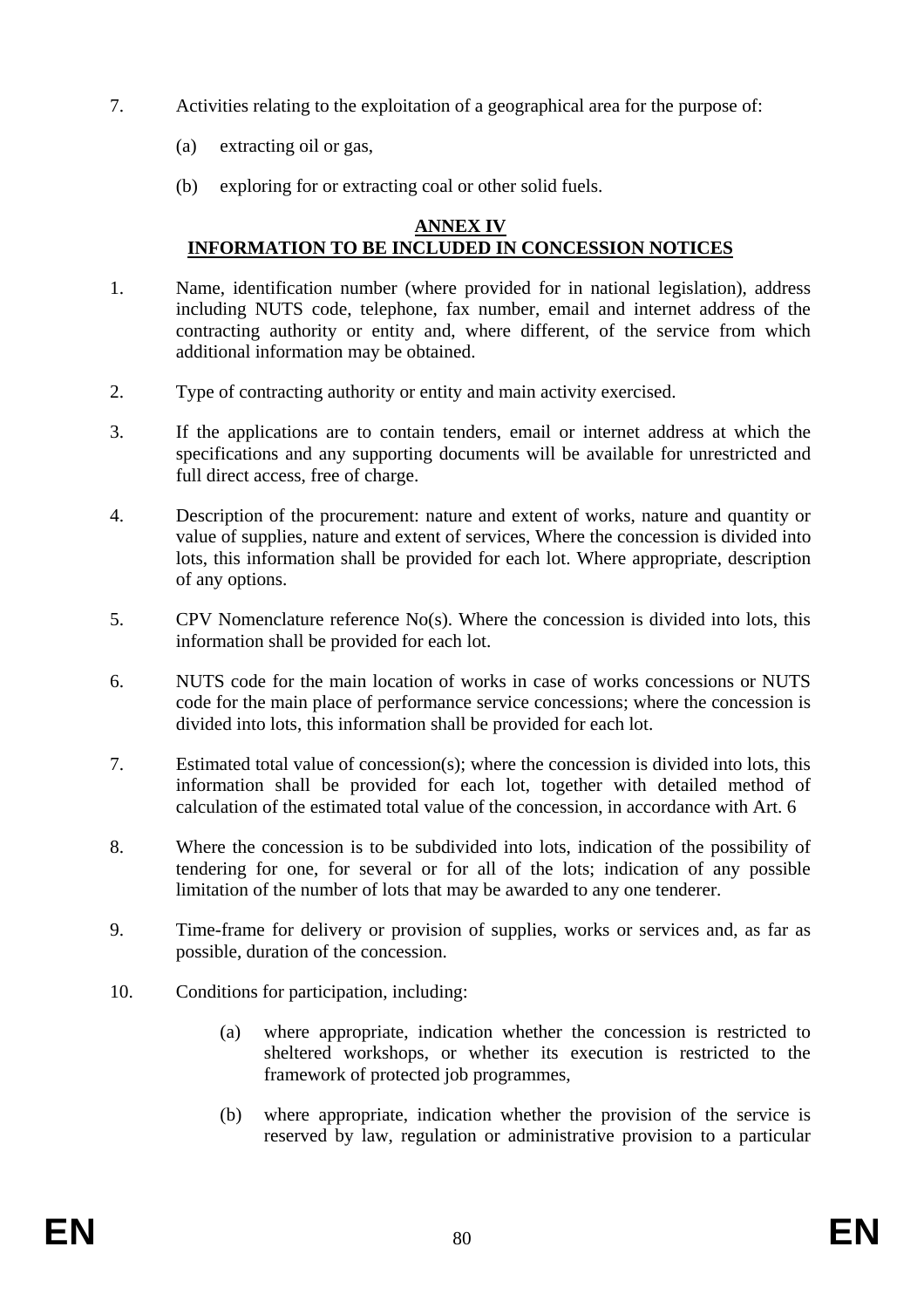7. Activities relating to the exploitation of a geographical area for the purpose of:

   (a) extracting oil or gas,

   (b) exploring for or extracting coal or other solid fuels.

## ANNEX IV
## INFORMATION TO BE INCLUDED IN CONCESSION NOTICES

1. Name, identification number (where provided for in national legislation), address including NUTS code, telephone, fax number, email and internet address of the contracting authority or entity and, where different, of the service from which additional information may be obtained.

2. Type of contracting authority or entity and main activity exercised.

3. If the applications are to contain tenders, email or internet address at which the specifications and any supporting documents will be available for unrestricted and full direct access, free of charge.

4. Description of the procurement: nature and extent of works, nature and quantity or value of supplies, nature and extent of services, Where the concession is divided into lots, this information shall be provided for each lot. Where appropriate, description of any options.

5. CPV Nomenclature reference No(s). Where the concession is divided into lots, this information shall be provided for each lot.

6. NUTS code for the main location of works in case of works concessions or NUTS code for the main place of performance service concessions; where the concession is divided into lots, this information shall be provided for each lot.

7. Estimated total value of concession(s); where the concession is divided into lots, this information shall be provided for each lot, together with detailed method of calculation of the estimated total value of the concession, in accordance with Art. 6

8. Where the concession is to be subdivided into lots, indication of the possibility of tendering for one, for several or for all of the lots; indication of any possible limitation of the number of lots that may be awarded to any one tenderer.

9. Time-frame for delivery or provision of supplies, works or services and, as far as possible, duration of the concession.

10. Conditions for participation, including:

    (a) where appropriate, indication whether the concession is restricted to sheltered workshops, or whether its execution is restricted to the framework of protected job programmes,

    (b) where appropriate, indication whether the provision of the service is reserved by law, regulation or administrative provision to a particular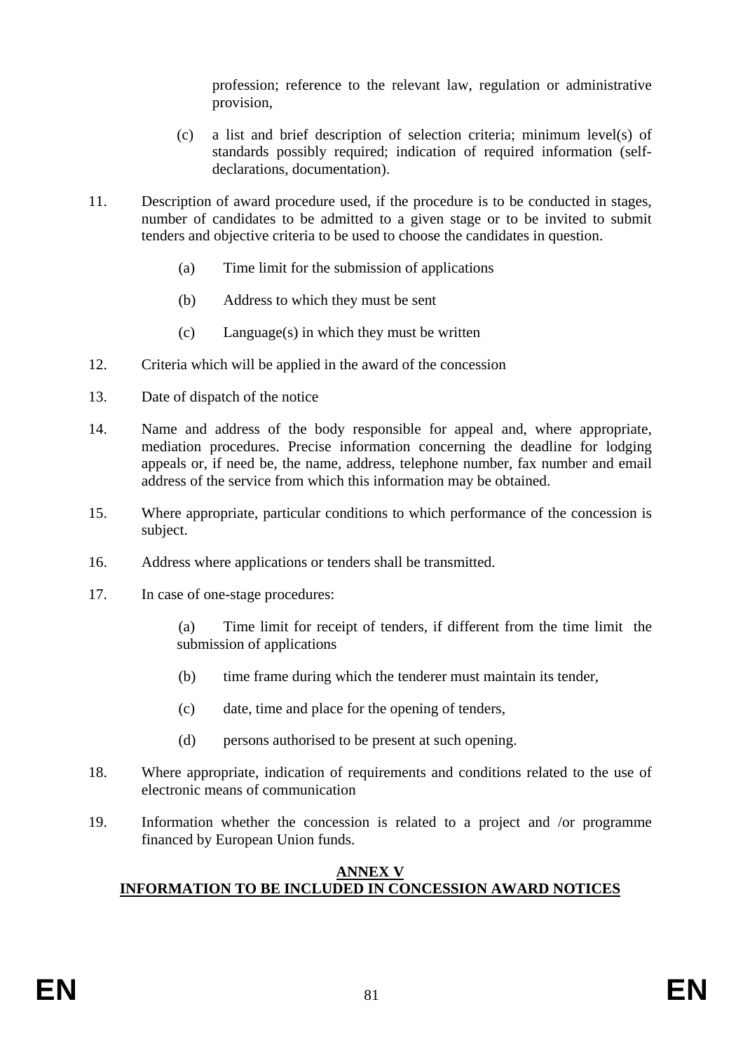profession; reference to the relevant law, regulation or administrative provision,

(c) a list and brief description of selection criteria; minimum level(s) of standards possibly required; indication of required information (self-declarations, documentation).

11. Description of award procedure used, if the procedure is to be conducted in stages, number of candidates to be admitted to a given stage or to be invited to submit tenders and objective criteria to be used to choose the candidates in question.

    (a) Time limit for the submission of applications

    (b) Address to which they must be sent

    (c) Language(s) in which they must be written

12. Criteria which will be applied in the award of the concession

13. Date of dispatch of the notice

14. Name and address of the body responsible for appeal and, where appropriate, mediation procedures. Precise information concerning the deadline for lodging appeals or, if need be, the name, address, telephone number, fax number and email address of the service from which this information may be obtained.

15. Where appropriate, particular conditions to which performance of the concession is subject.

16. Address where applications or tenders shall be transmitted.

17. In case of one-stage procedures:

    (a) Time limit for receipt of tenders, if different from the time limit the submission of applications

    (b) time frame during which the tenderer must maintain its tender,

    (c) date, time and place for the opening of tenders,

    (d) persons authorised to be present at such opening.

18. Where appropriate, indication of requirements and conditions related to the use of electronic means of communication

19. Information whether the concession is related to a project and /or programme financed by European Union funds.

## ANNEX V
## INFORMATION TO BE INCLUDED IN CONCESSION AWARD NOTICES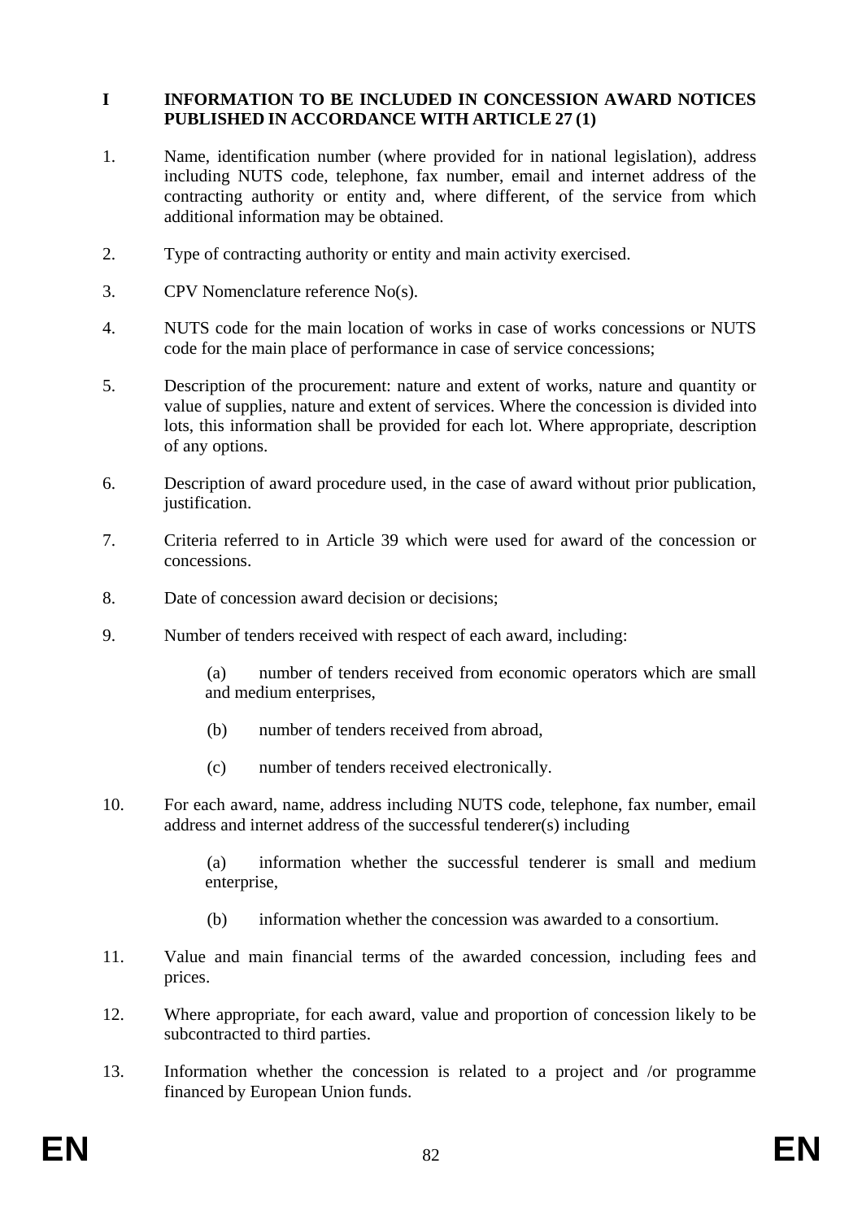## I INFORMATION TO BE INCLUDED IN CONCESSION AWARD NOTICES PUBLISHED IN ACCORDANCE WITH ARTICLE 27 (1)

1. Name, identification number (where provided for in national legislation), address including NUTS code, telephone, fax number, email and internet address of the contracting authority or entity and, where different, of the service from which additional information may be obtained.

2. Type of contracting authority or entity and main activity exercised.

3. CPV Nomenclature reference No(s).

4. NUTS code for the main location of works in case of works concessions or NUTS code for the main place of performance in case of service concessions;

5. Description of the procurement: nature and extent of works, nature and quantity or value of supplies, nature and extent of services. Where the concession is divided into lots, this information shall be provided for each lot. Where appropriate, description of any options.

6. Description of award procedure used, in the case of award without prior publication, justification.

7. Criteria referred to in Article 39 which were used for award of the concession or concessions.

8. Date of concession award decision or decisions;

9. Number of tenders received with respect of each award, including:

   (a) number of tenders received from economic operators which are small and medium enterprises,

   (b) number of tenders received from abroad,

   (c) number of tenders received electronically.

10. For each award, name, address including NUTS code, telephone, fax number, email address and internet address of the successful tenderer(s) including

    (a) information whether the successful tenderer is small and medium enterprise,

    (b) information whether the concession was awarded to a consortium.

11. Value and main financial terms of the awarded concession, including fees and prices.

12. Where appropriate, for each award, value and proportion of concession likely to be subcontracted to third parties.

13. Information whether the concession is related to a project and /or programme financed by European Union funds.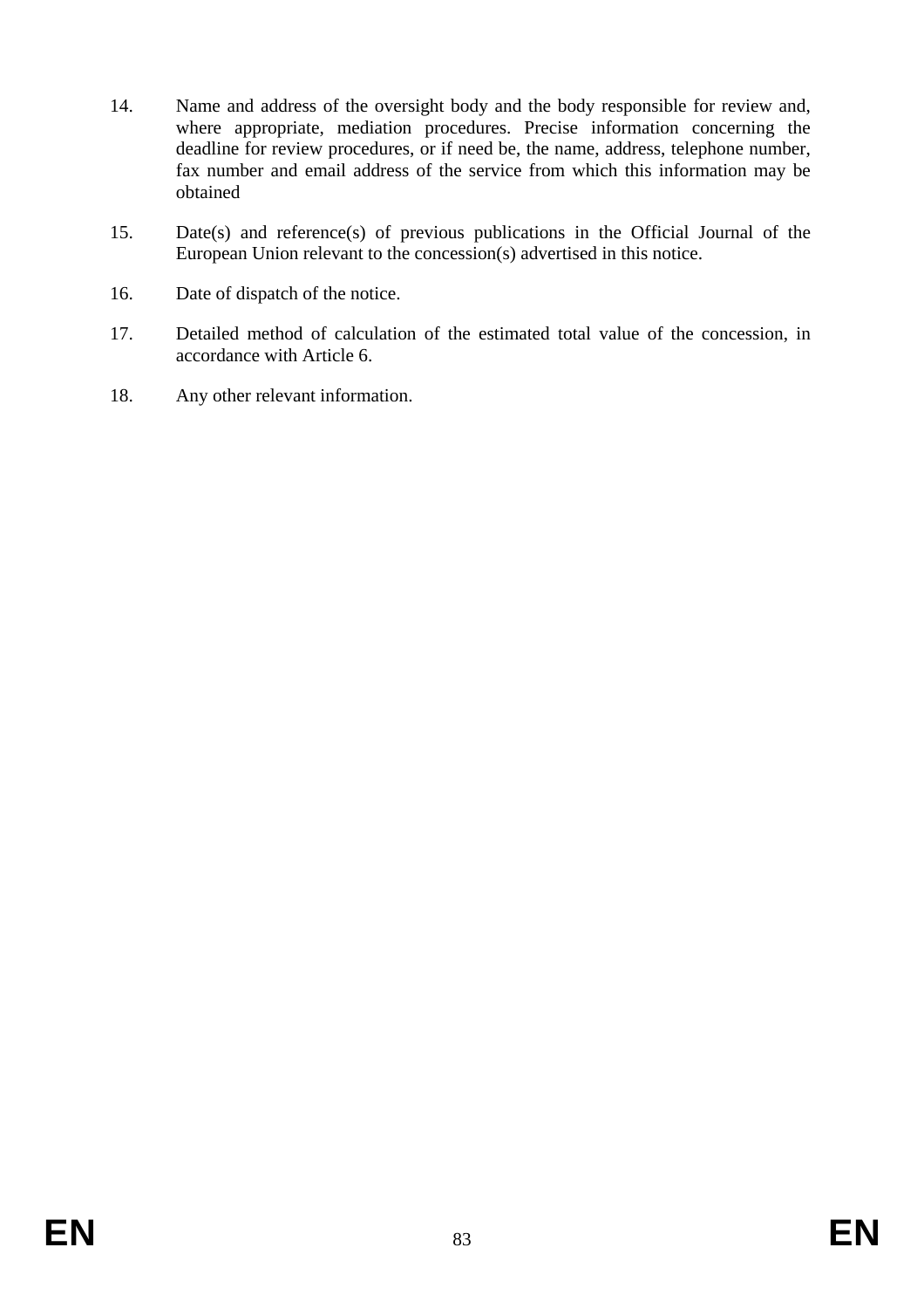14. Name and address of the oversight body and the body responsible for review and, where appropriate, mediation procedures. Precise information concerning the deadline for review procedures, or if need be, the name, address, telephone number, fax number and email address of the service from which this information may be obtained

15. Date(s) and reference(s) of previous publications in the Official Journal of the European Union relevant to the concession(s) advertised in this notice.

16. Date of dispatch of the notice.

17. Detailed method of calculation of the estimated total value of the concession, in accordance with Article 6.

18. Any other relevant information.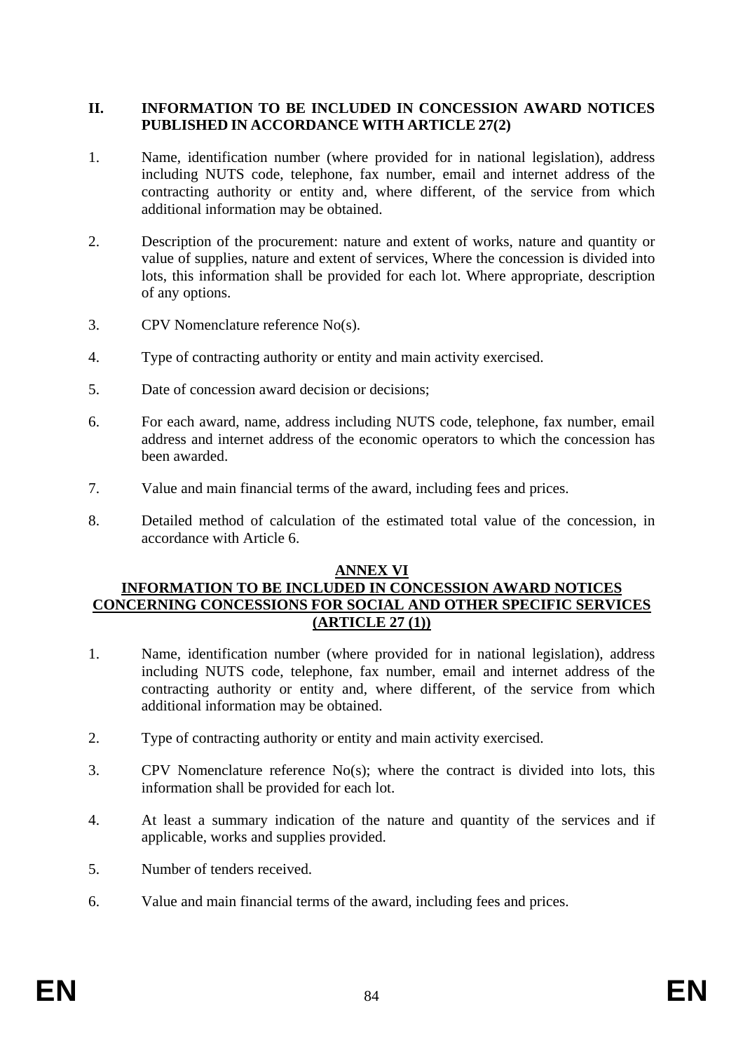## II. INFORMATION TO BE INCLUDED IN CONCESSION AWARD NOTICES PUBLISHED IN ACCORDANCE WITH ARTICLE 27(2)

1. Name, identification number (where provided for in national legislation), address including NUTS code, telephone, fax number, email and internet address of the contracting authority or entity and, where different, of the service from which additional information may be obtained.

2. Description of the procurement: nature and extent of works, nature and quantity or value of supplies, nature and extent of services, Where the concession is divided into lots, this information shall be provided for each lot. Where appropriate, description of any options.

3. CPV Nomenclature reference No(s).

4. Type of contracting authority or entity and main activity exercised.

5. Date of concession award decision or decisions;

6. For each award, name, address including NUTS code, telephone, fax number, email address and internet address of the economic operators to which the concession has been awarded.

7. Value and main financial terms of the award, including fees and prices.

8. Detailed method of calculation of the estimated total value of the concession, in accordance with Article 6.

# ANNEX VI

## INFORMATION TO BE INCLUDED IN CONCESSION AWARD NOTICES CONCERNING CONCESSIONS FOR SOCIAL AND OTHER SPECIFIC SERVICES (ARTICLE 27 (1))

1. Name, identification number (where provided for in national legislation), address including NUTS code, telephone, fax number, email and internet address of the contracting authority or entity and, where different, of the service from which additional information may be obtained.

2. Type of contracting authority or entity and main activity exercised.

3. CPV Nomenclature reference No(s); where the contract is divided into lots, this information shall be provided for each lot.

4. At least a summary indication of the nature and quantity of the services and if applicable, works and supplies provided.

5. Number of tenders received.

6. Value and main financial terms of the award, including fees and prices.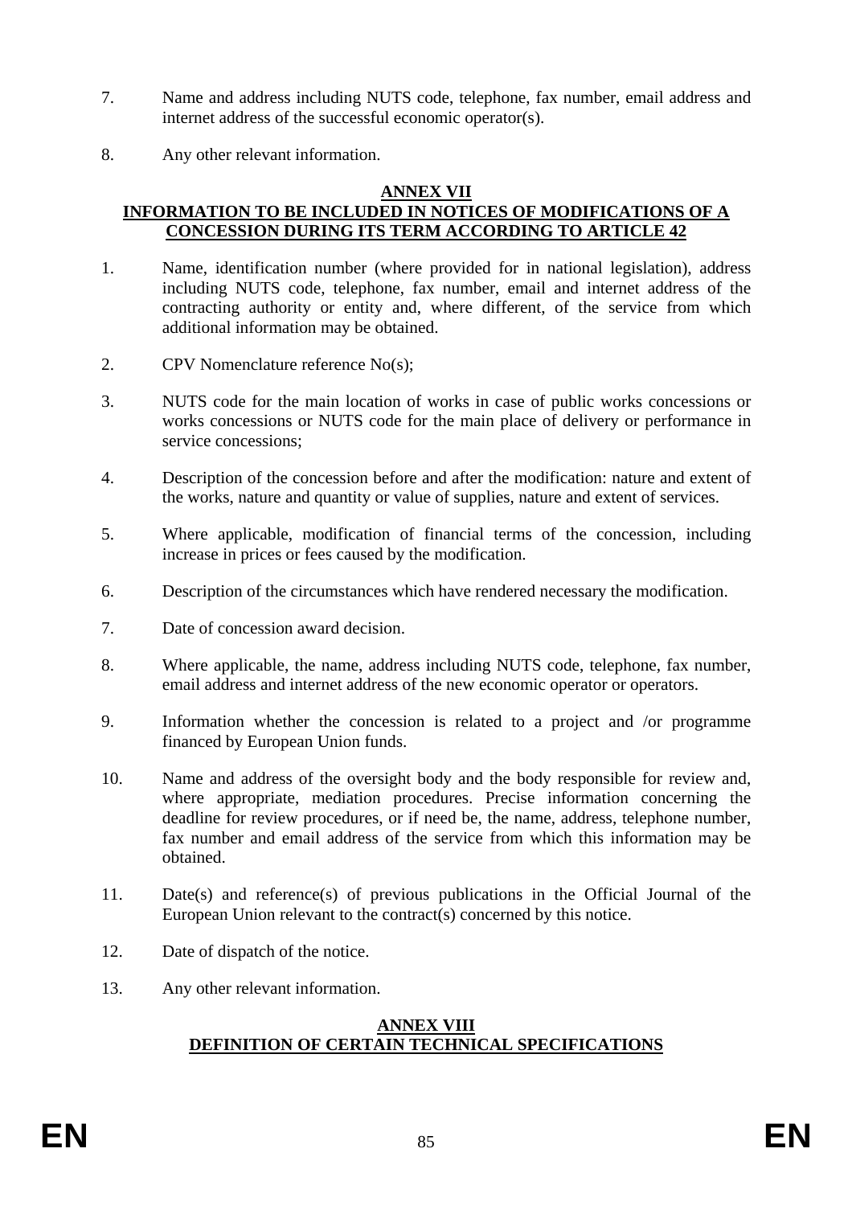7. Name and address including NUTS code, telephone, fax number, email address and internet address of the successful economic operator(s).

8. Any other relevant information.

## ANNEX VII
## INFORMATION TO BE INCLUDED IN NOTICES OF MODIFICATIONS OF A CONCESSION DURING ITS TERM ACCORDING TO ARTICLE 42

1. Name, identification number (where provided for in national legislation), address including NUTS code, telephone, fax number, email and internet address of the contracting authority or entity and, where different, of the service from which additional information may be obtained.

2. CPV Nomenclature reference No(s);

3. NUTS code for the main location of works in case of public works concessions or works concessions or NUTS code for the main place of delivery or performance in service concessions;

4. Description of the concession before and after the modification: nature and extent of the works, nature and quantity or value of supplies, nature and extent of services.

5. Where applicable, modification of financial terms of the concession, including increase in prices or fees caused by the modification.

6. Description of the circumstances which have rendered necessary the modification.

7. Date of concession award decision.

8. Where applicable, the name, address including NUTS code, telephone, fax number, email address and internet address of the new economic operator or operators.

9. Information whether the concession is related to a project and /or programme financed by European Union funds.

10. Name and address of the oversight body and the body responsible for review and, where appropriate, mediation procedures. Precise information concerning the deadline for review procedures, or if need be, the name, address, telephone number, fax number and email address of the service from which this information may be obtained.

11. Date(s) and reference(s) of previous publications in the Official Journal of the European Union relevant to the contract(s) concerned by this notice.

12. Date of dispatch of the notice.

13. Any other relevant information.

## ANNEX VIII
## DEFINITION OF CERTAIN TECHNICAL SPECIFICATIONS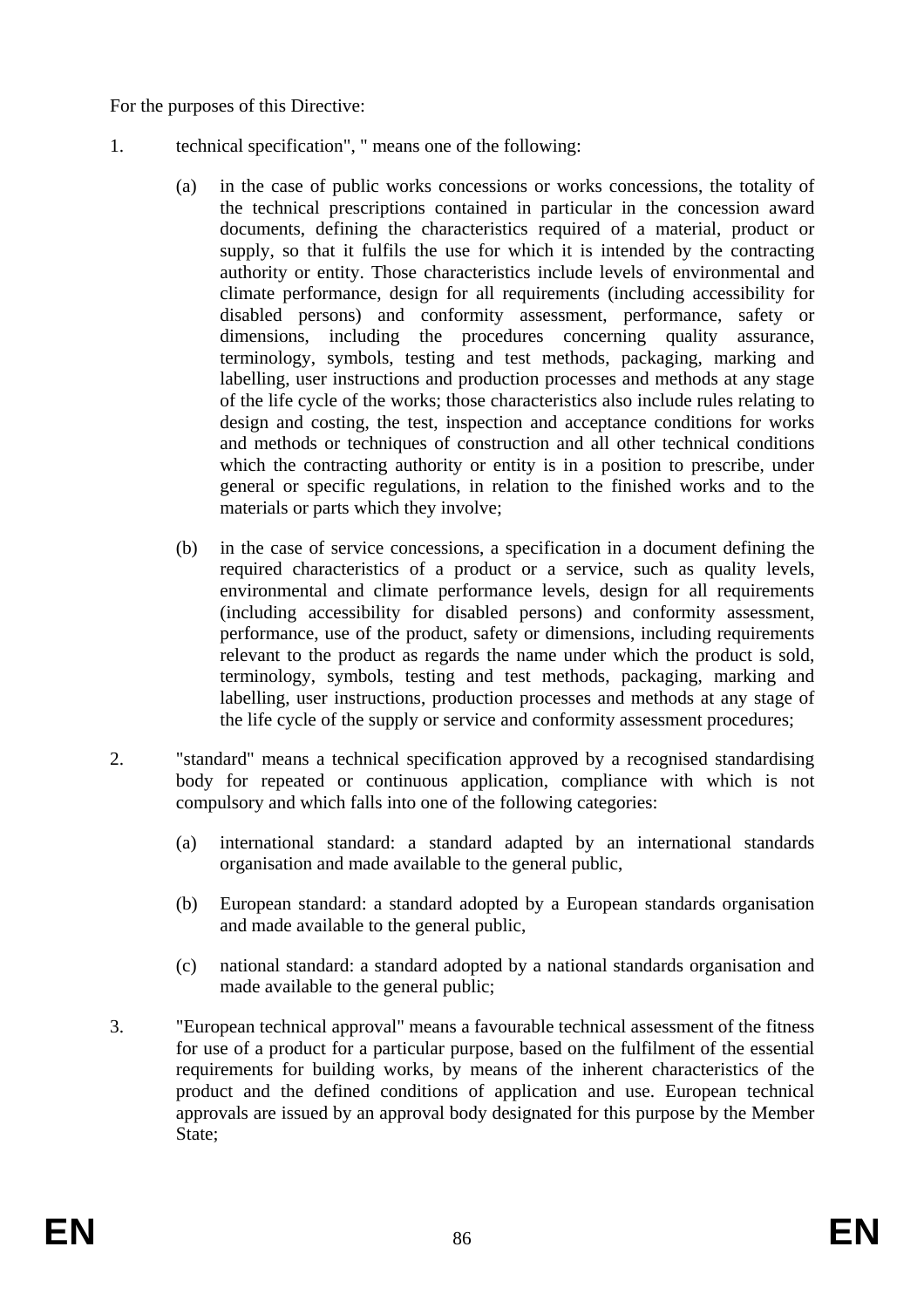For the purposes of this Directive:

1. technical specification", " means one of the following:

   (a) in the case of public works concessions or works concessions, the totality of the technical prescriptions contained in particular in the concession award documents, defining the characteristics required of a material, product or supply, so that it fulfils the use for which it is intended by the contracting authority or entity. Those characteristics include levels of environmental and climate performance, design for all requirements (including accessibility for disabled persons) and conformity assessment, performance, safety or dimensions, including the procedures concerning quality assurance, terminology, symbols, testing and test methods, packaging, marking and labelling, user instructions and production processes and methods at any stage of the life cycle of the works; those characteristics also include rules relating to design and costing, the test, inspection and acceptance conditions for works and methods or techniques of construction and all other technical conditions which the contracting authority or entity is in a position to prescribe, under general or specific regulations, in relation to the finished works and to the materials or parts which they involve;

   (b) in the case of service concessions, a specification in a document defining the required characteristics of a product or a service, such as quality levels, environmental and climate performance levels, design for all requirements (including accessibility for disabled persons) and conformity assessment, performance, use of the product, safety or dimensions, including requirements relevant to the product as regards the name under which the product is sold, terminology, symbols, testing and test methods, packaging, marking and labelling, user instructions, production processes and methods at any stage of the life cycle of the supply or service and conformity assessment procedures;

2. "standard" means a technical specification approved by a recognised standardising body for repeated or continuous application, compliance with which is not compulsory and which falls into one of the following categories:

   (a) international standard: a standard adapted by an international standards organisation and made available to the general public,

   (b) European standard: a standard adopted by a European standards organisation and made available to the general public,

   (c) national standard: a standard adopted by a national standards organisation and made available to the general public;

3. "European technical approval" means a favourable technical assessment of the fitness for use of a product for a particular purpose, based on the fulfilment of the essential requirements for building works, by means of the inherent characteristics of the product and the defined conditions of application and use. European technical approvals are issued by an approval body designated for this purpose by the Member State;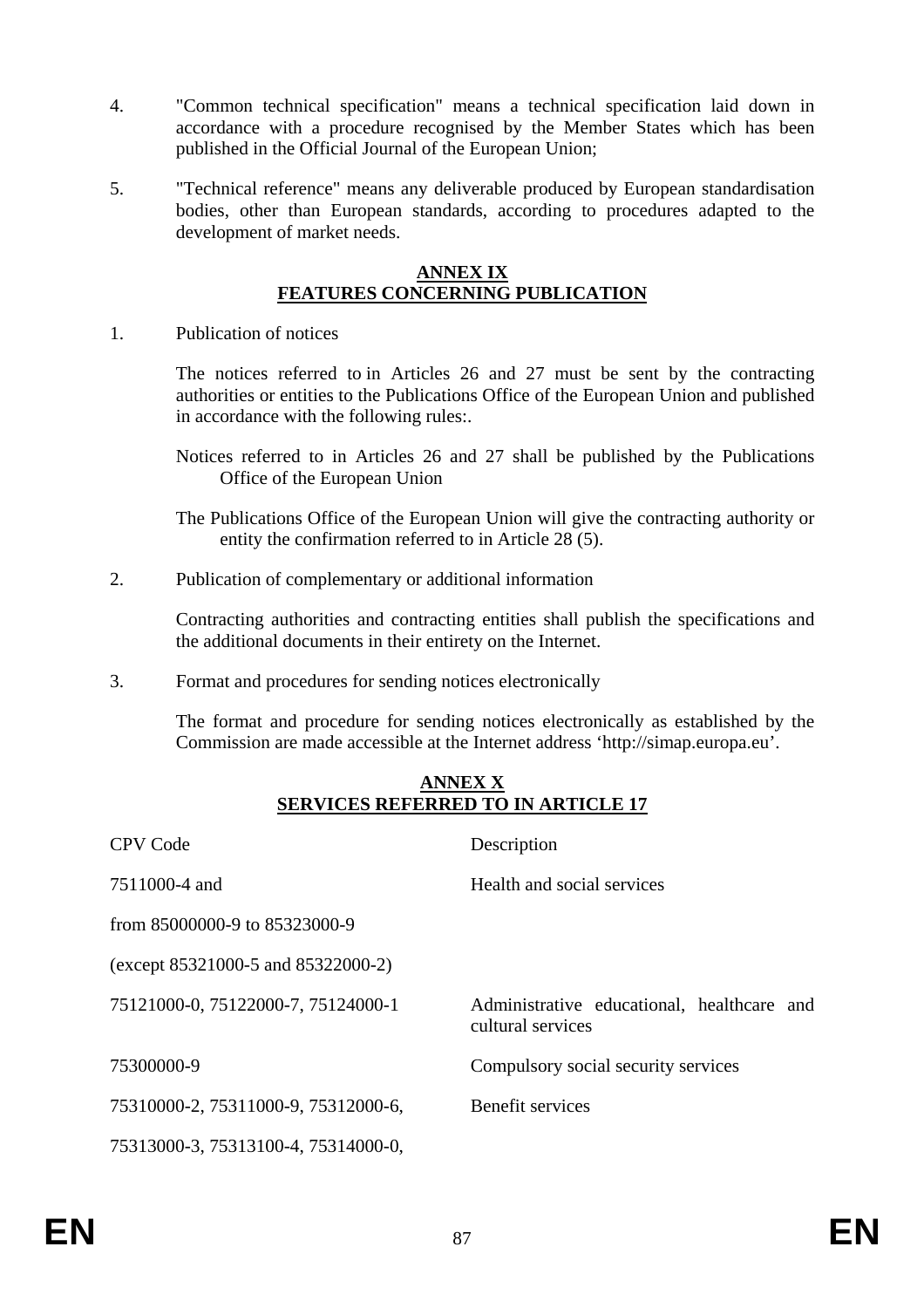4. "Common technical specification" means a technical specification laid down in accordance with a procedure recognised by the Member States which has been published in the Official Journal of the European Union;

5. "Technical reference" means any deliverable produced by European standardisation bodies, other than European standards, according to procedures adapted to the development of market needs.

## ANNEX IX
## FEATURES CONCERNING PUBLICATION

1. Publication of notices

   The notices referred to in Articles 26 and 27 must be sent by the contracting authorities or entities to the Publications Office of the European Union and published in accordance with the following rules:.

   Notices referred to in Articles 26 and 27 shall be published by the Publications Office of the European Union

   The Publications Office of the European Union will give the contracting authority or entity the confirmation referred to in Article 28 (5).

2. Publication of complementary or additional information

   Contracting authorities and contracting entities shall publish the specifications and the additional documents in their entirety on the Internet.

3. Format and procedures for sending notices electronically

   The format and procedure for sending notices electronically as established by the Commission are made accessible at the Internet address 'http://simap.europa.eu'.

## ANNEX X
## SERVICES REFERRED TO IN ARTICLE 17

| CPV Code | Description |
|---|---|
| 7511000-4 and<br>from 85000000-9 to 85323000-9<br>(except 85321000-5 and 85322000-2) | Health and social services |
| 75121000-0, 75122000-7, 75124000-1 | Administrative educational, healthcare and cultural services |
| 75300000-9 | Compulsory social security services |
| 75310000-2, 75311000-9, 75312000-6,<br>75313000-3, 75313100-4, 75314000-0, | Benefit services |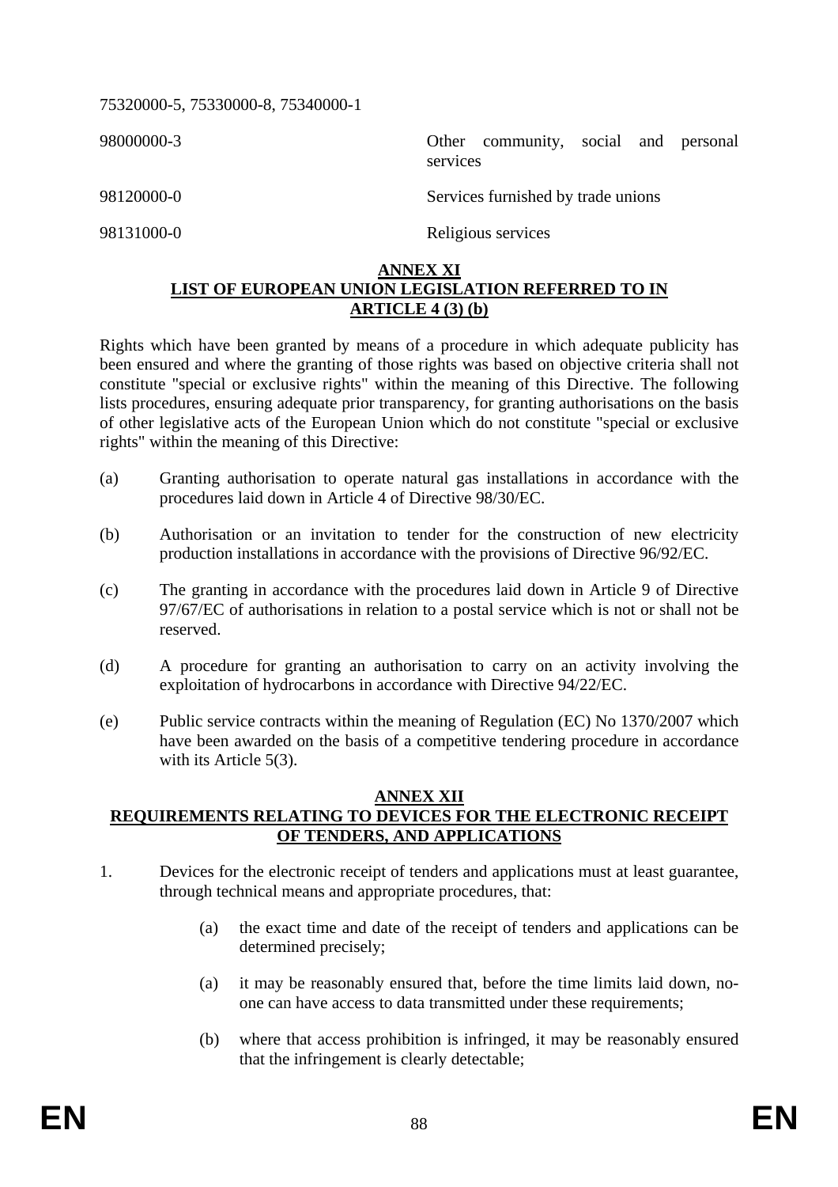75320000-5, 75330000-8, 75340000-1

| | |
|---|---|
| 98000000-3 | Other community, social and personal services |
| 98120000-0 | Services furnished by trade unions |
| 98131000-0 | Religious services |

## ANNEX XI
## LIST OF EUROPEAN UNION LEGISLATION REFERRED TO IN ARTICLE 4 (3) (b)

Rights which have been granted by means of a procedure in which adequate publicity has been ensured and where the granting of those rights was based on objective criteria shall not constitute "special or exclusive rights" within the meaning of this Directive. The following lists procedures, ensuring adequate prior transparency, for granting authorisations on the basis of other legislative acts of the European Union which do not constitute "special or exclusive rights" within the meaning of this Directive:

(a) Granting authorisation to operate natural gas installations in accordance with the procedures laid down in Article 4 of Directive 98/30/EC.

(b) Authorisation or an invitation to tender for the construction of new electricity production installations in accordance with the provisions of Directive 96/92/EC.

(c) The granting in accordance with the procedures laid down in Article 9 of Directive 97/67/EC of authorisations in relation to a postal service which is not or shall not be reserved.

(d) A procedure for granting an authorisation to carry on an activity involving the exploitation of hydrocarbons in accordance with Directive 94/22/EC.

(e) Public service contracts within the meaning of Regulation (EC) No 1370/2007 which have been awarded on the basis of a competitive tendering procedure in accordance with its Article 5(3).

## ANNEX XII
## REQUIREMENTS RELATING TO DEVICES FOR THE ELECTRONIC RECEIPT OF TENDERS, AND APPLICATIONS

1. Devices for the electronic receipt of tenders and applications must at least guarantee, through technical means and appropriate procedures, that:

   (a) the exact time and date of the receipt of tenders and applications can be determined precisely;

   (a) it may be reasonably ensured that, before the time limits laid down, no-one can have access to data transmitted under these requirements;

   (b) where that access prohibition is infringed, it may be reasonably ensured that the infringement is clearly detectable;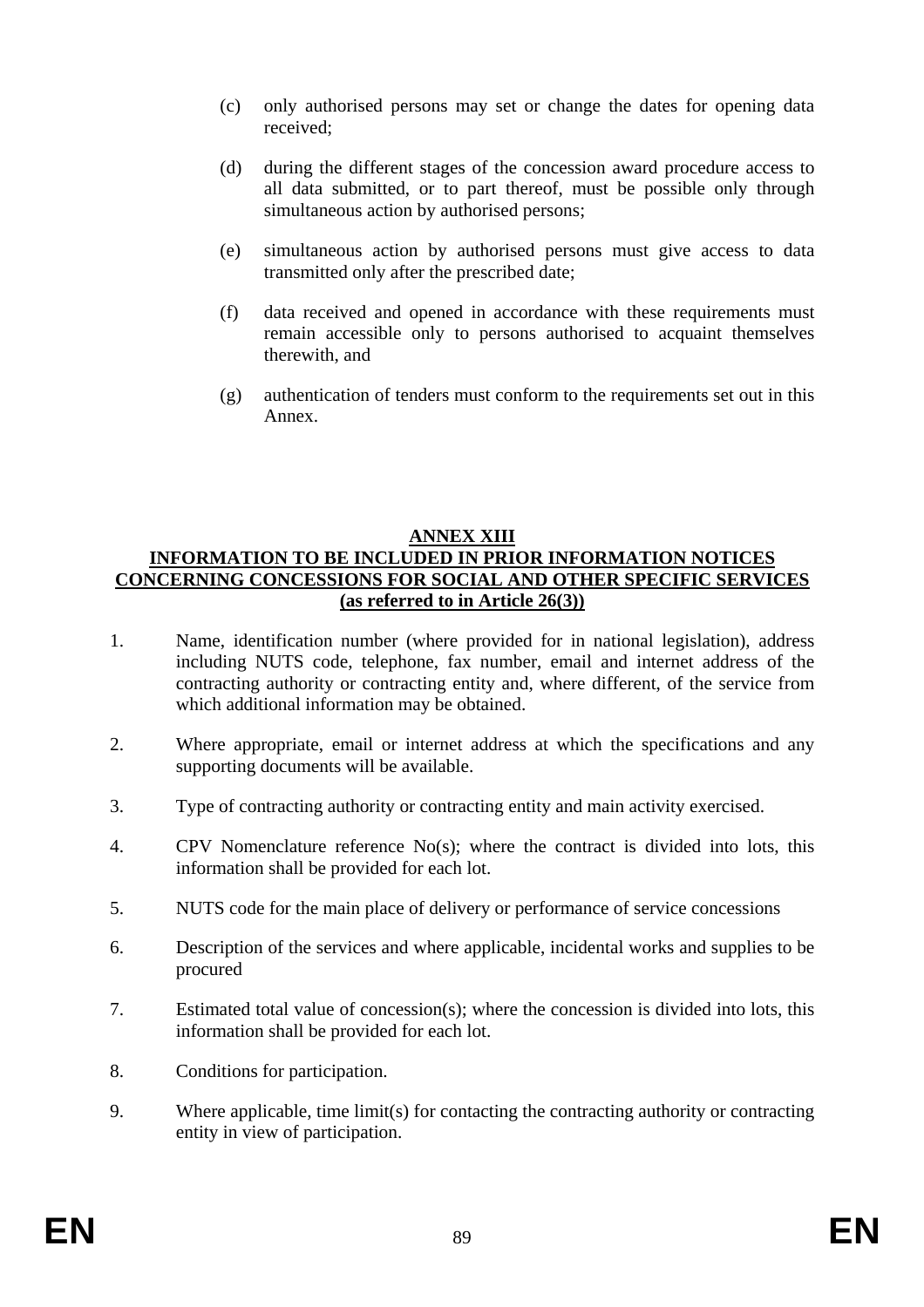(c) only authorised persons may set or change the dates for opening data received;

(d) during the different stages of the concession award procedure access to all data submitted, or to part thereof, must be possible only through simultaneous action by authorised persons;

(e) simultaneous action by authorised persons must give access to data transmitted only after the prescribed date;

(f) data received and opened in accordance with these requirements must remain accessible only to persons authorised to acquaint themselves therewith, and

(g) authentication of tenders must conform to the requirements set out in this Annex.

## ANNEX XIII
## INFORMATION TO BE INCLUDED IN PRIOR INFORMATION NOTICES CONCERNING CONCESSIONS FOR SOCIAL AND OTHER SPECIFIC SERVICES (as referred to in Article 26(3))

1. Name, identification number (where provided for in national legislation), address including NUTS code, telephone, fax number, email and internet address of the contracting authority or contracting entity and, where different, of the service from which additional information may be obtained.

2. Where appropriate, email or internet address at which the specifications and any supporting documents will be available.

3. Type of contracting authority or contracting entity and main activity exercised.

4. CPV Nomenclature reference No(s); where the contract is divided into lots, this information shall be provided for each lot.

5. NUTS code for the main place of delivery or performance of service concessions

6. Description of the services and where applicable, incidental works and supplies to be procured

7. Estimated total value of concession(s); where the concession is divided into lots, this information shall be provided for each lot.

8. Conditions for participation.

9. Where applicable, time limit(s) for contacting the contracting authority or contracting entity in view of participation.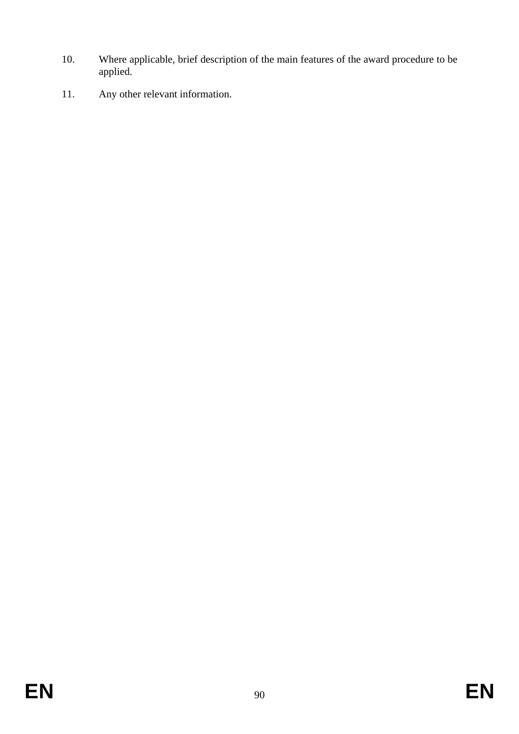10. Where applicable, brief description of the main features of the award procedure to be applied.

11. Any other relevant information.